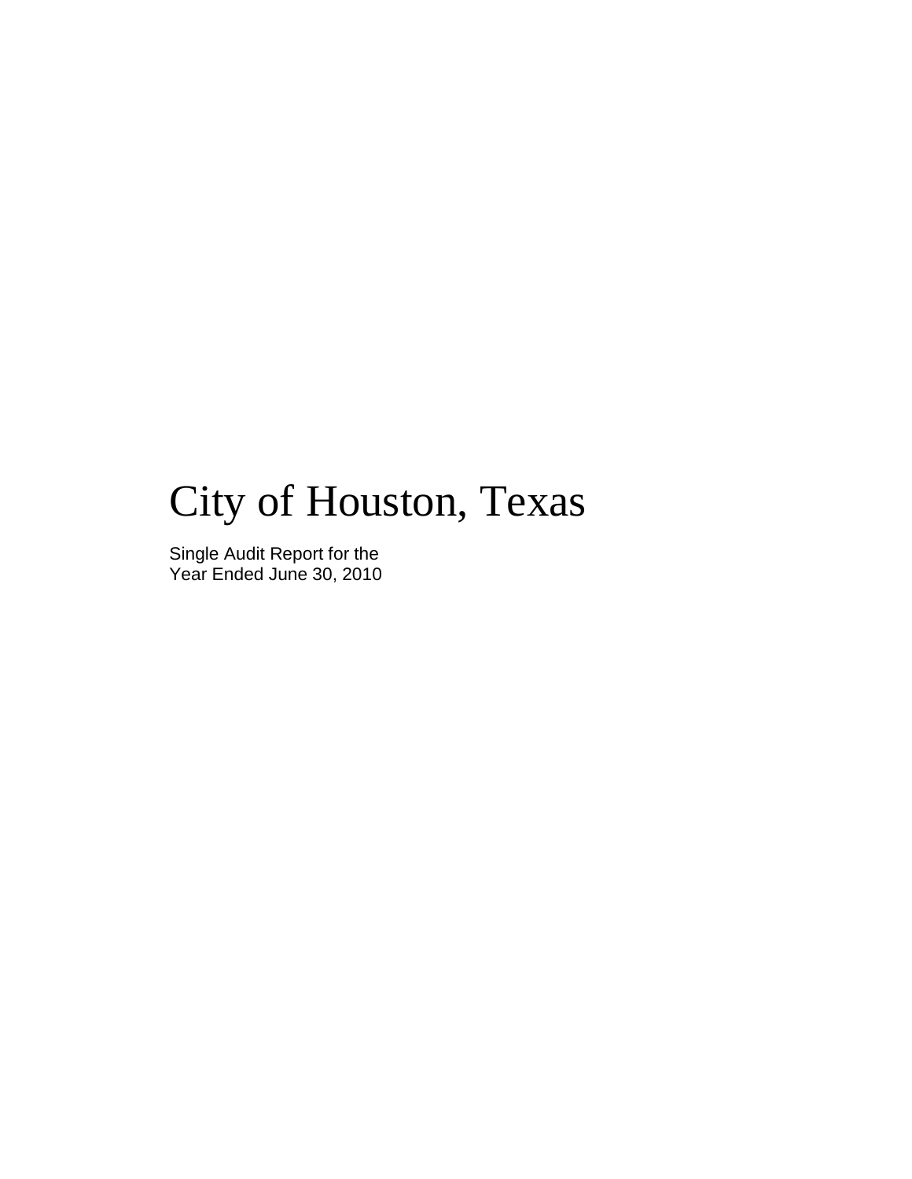# City of Houston, Texas

Single Audit Report for the
Year Ended June 30, 2010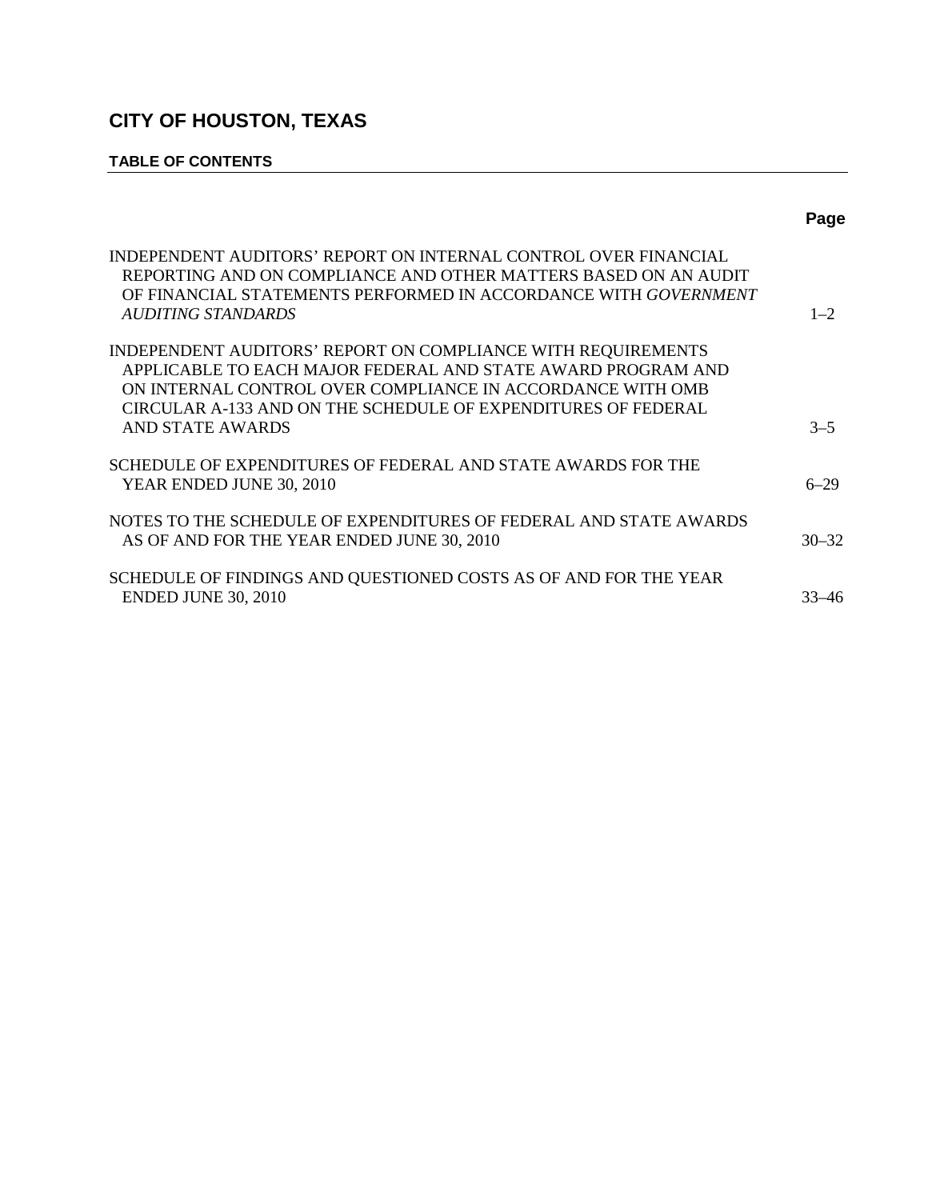# CITY OF HOUSTON, TEXAS

## TABLE OF CONTENTS

| | Page |
|---|---|
| INDEPENDENT AUDITORS' REPORT ON INTERNAL CONTROL OVER FINANCIAL REPORTING AND ON COMPLIANCE AND OTHER MATTERS BASED ON AN AUDIT OF FINANCIAL STATEMENTS PERFORMED IN ACCORDANCE WITH *GOVERNMENT AUDITING STANDARDS* | 1–2 |
| INDEPENDENT AUDITORS' REPORT ON COMPLIANCE WITH REQUIREMENTS APPLICABLE TO EACH MAJOR FEDERAL AND STATE AWARD PROGRAM AND ON INTERNAL CONTROL OVER COMPLIANCE IN ACCORDANCE WITH OMB CIRCULAR A-133 AND ON THE SCHEDULE OF EXPENDITURES OF FEDERAL AND STATE AWARDS | 3–5 |
| SCHEDULE OF EXPENDITURES OF FEDERAL AND STATE AWARDS FOR THE YEAR ENDED JUNE 30, 2010 | 6–29 |
| NOTES TO THE SCHEDULE OF EXPENDITURES OF FEDERAL AND STATE AWARDS AS OF AND FOR THE YEAR ENDED JUNE 30, 2010 | 30–32 |
| SCHEDULE OF FINDINGS AND QUESTIONED COSTS AS OF AND FOR THE YEAR ENDED JUNE 30, 2010 | 33–46 |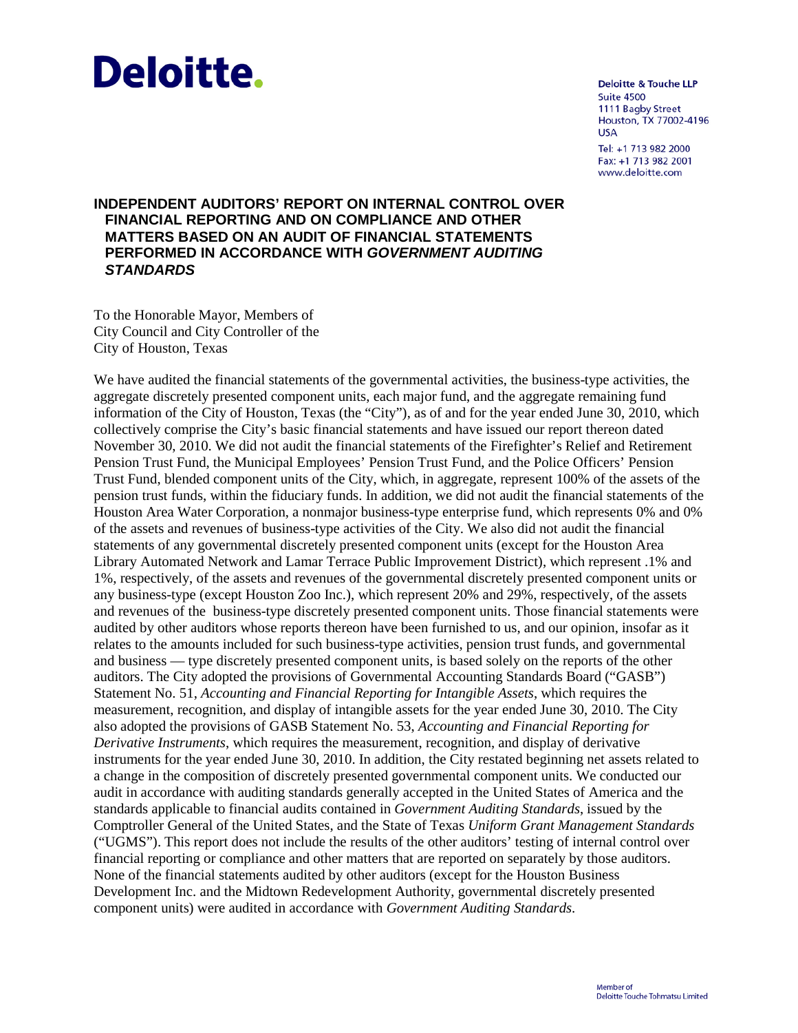**Deloitte.**

Deloitte & Touche LLP
Suite 4500
1111 Bagby Street
Houston, TX 77002-4196
USA

Tel: +1 713 982 2000
Fax: +1 713 982 2001
www.deloitte.com

# INDEPENDENT AUDITORS' REPORT ON INTERNAL CONTROL OVER FINANCIAL REPORTING AND ON COMPLIANCE AND OTHER MATTERS BASED ON AN AUDIT OF FINANCIAL STATEMENTS PERFORMED IN ACCORDANCE WITH *GOVERNMENT AUDITING STANDARDS*

To the Honorable Mayor, Members of
City Council and City Controller of the
City of Houston, Texas

We have audited the financial statements of the governmental activities, the business-type activities, the aggregate discretely presented component units, each major fund, and the aggregate remaining fund information of the City of Houston, Texas (the "City"), as of and for the year ended June 30, 2010, which collectively comprise the City's basic financial statements and have issued our report thereon dated November 30, 2010. We did not audit the financial statements of the Firefighter's Relief and Retirement Pension Trust Fund, the Municipal Employees' Pension Trust Fund, and the Police Officers' Pension Trust Fund, blended component units of the City, which, in aggregate, represent 100% of the assets of the pension trust funds, within the fiduciary funds. In addition, we did not audit the financial statements of the Houston Area Water Corporation, a nonmajor business-type enterprise fund, which represents 0% and 0% of the assets and revenues of business-type activities of the City. We also did not audit the financial statements of any governmental discretely presented component units (except for the Houston Area Library Automated Network and Lamar Terrace Public Improvement District), which represent .1% and 1%, respectively, of the assets and revenues of the governmental discretely presented component units or any business-type (except Houston Zoo Inc.), which represent 20% and 29%, respectively, of the assets and revenues of the business-type discretely presented component units. Those financial statements were audited by other auditors whose reports thereon have been furnished to us, and our opinion, insofar as it relates to the amounts included for such business-type activities, pension trust funds, and governmental and business — type discretely presented component units, is based solely on the reports of the other auditors. The City adopted the provisions of Governmental Accounting Standards Board ("GASB") Statement No. 51, *Accounting and Financial Reporting for Intangible Assets*, which requires the measurement, recognition, and display of intangible assets for the year ended June 30, 2010. The City also adopted the provisions of GASB Statement No. 53, *Accounting and Financial Reporting for Derivative Instruments*, which requires the measurement, recognition, and display of derivative instruments for the year ended June 30, 2010. In addition, the City restated beginning net assets related to a change in the composition of discretely presented governmental component units. We conducted our audit in accordance with auditing standards generally accepted in the United States of America and the standards applicable to financial audits contained in *Government Auditing Standards*, issued by the Comptroller General of the United States, and the State of Texas *Uniform Grant Management Standards* ("UGMS"). This report does not include the results of the other auditors' testing of internal control over financial reporting or compliance and other matters that are reported on separately by those auditors. None of the financial statements audited by other auditors (except for the Houston Business Development Inc. and the Midtown Redevelopment Authority, governmental discretely presented component units) were audited in accordance with *Government Auditing Standards*.

Member of
Deloitte Touche Tohmatsu Limited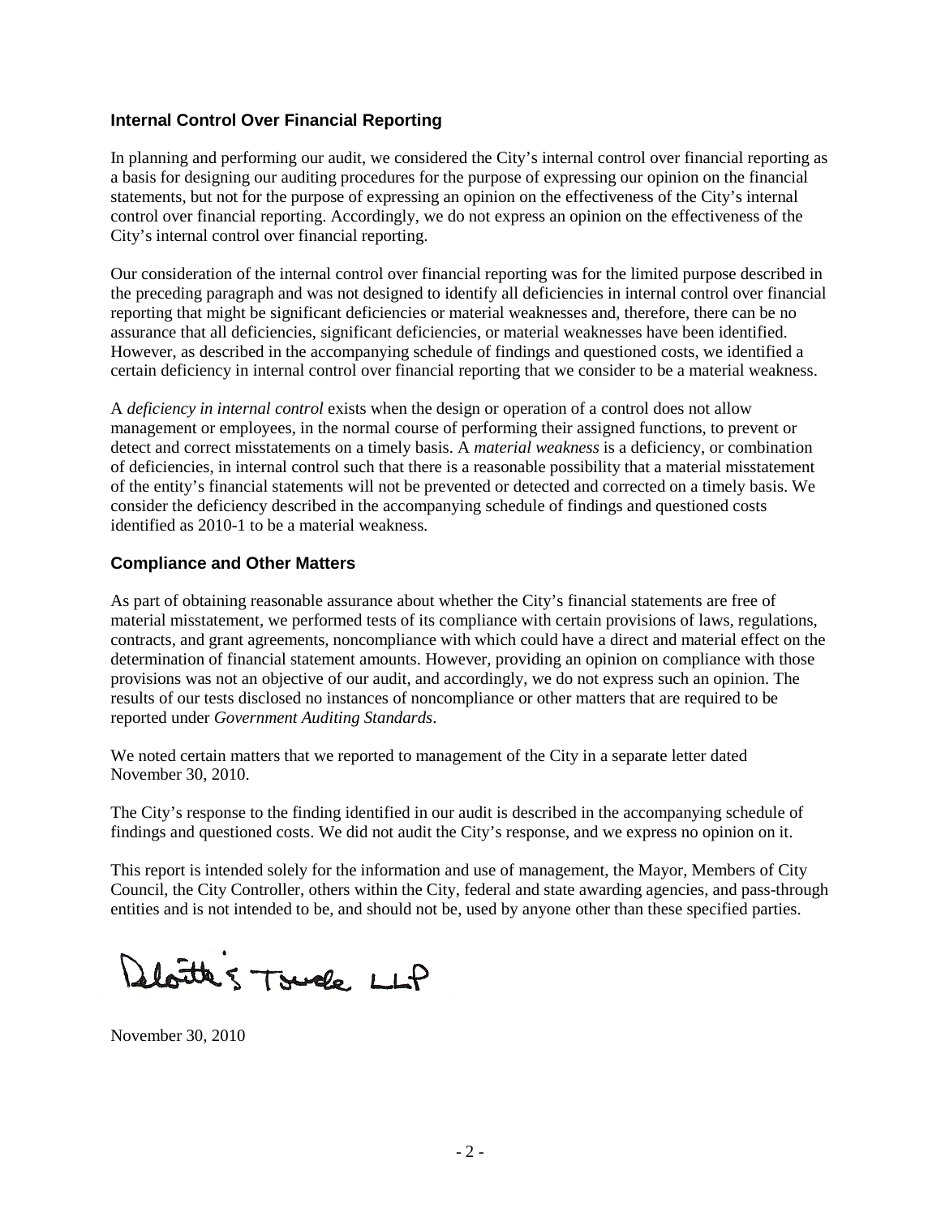### Internal Control Over Financial Reporting

In planning and performing our audit, we considered the City's internal control over financial reporting as a basis for designing our auditing procedures for the purpose of expressing our opinion on the financial statements, but not for the purpose of expressing an opinion on the effectiveness of the City's internal control over financial reporting. Accordingly, we do not express an opinion on the effectiveness of the City's internal control over financial reporting.

Our consideration of the internal control over financial reporting was for the limited purpose described in the preceding paragraph and was not designed to identify all deficiencies in internal control over financial reporting that might be significant deficiencies or material weaknesses and, therefore, there can be no assurance that all deficiencies, significant deficiencies, or material weaknesses have been identified. However, as described in the accompanying schedule of findings and questioned costs, we identified a certain deficiency in internal control over financial reporting that we consider to be a material weakness.

A *deficiency in internal control* exists when the design or operation of a control does not allow management or employees, in the normal course of performing their assigned functions, to prevent or detect and correct misstatements on a timely basis. A *material weakness* is a deficiency, or combination of deficiencies, in internal control such that there is a reasonable possibility that a material misstatement of the entity's financial statements will not be prevented or detected and corrected on a timely basis. We consider the deficiency described in the accompanying schedule of findings and questioned costs identified as 2010-1 to be a material weakness.

### Compliance and Other Matters

As part of obtaining reasonable assurance about whether the City's financial statements are free of material misstatement, we performed tests of its compliance with certain provisions of laws, regulations, contracts, and grant agreements, noncompliance with which could have a direct and material effect on the determination of financial statement amounts. However, providing an opinion on compliance with those provisions was not an objective of our audit, and accordingly, we do not express such an opinion. The results of our tests disclosed no instances of noncompliance or other matters that are required to be reported under *Government Auditing Standards*.

We noted certain matters that we reported to management of the City in a separate letter dated November 30, 2010.

The City's response to the finding identified in our audit is described in the accompanying schedule of findings and questioned costs. We did not audit the City's response, and we express no opinion on it.

This report is intended solely for the information and use of management, the Mayor, Members of City Council, the City Controller, others within the City, federal and state awarding agencies, and pass-through entities and is not intended to be, and should not be, used by anyone other than these specified parties.

Deloitte & Touche LLP

November 30, 2010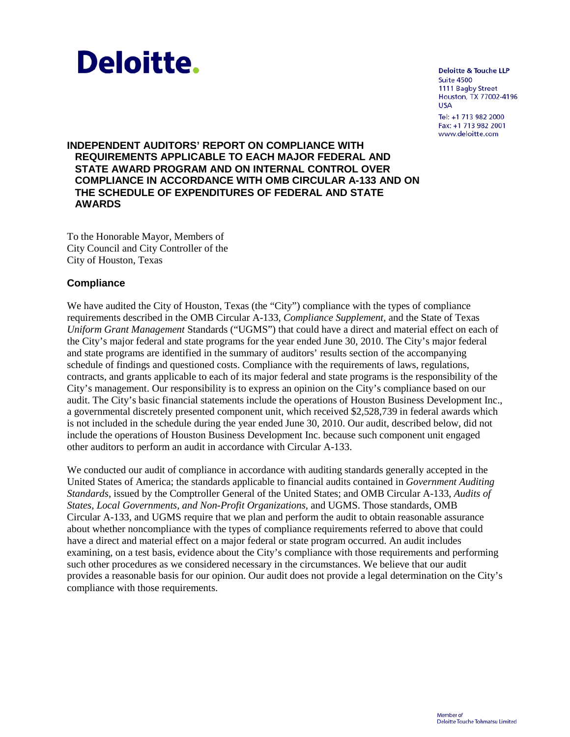**Deloitte.**

**Deloitte & Touche LLP**
Suite 4500
1111 Bagby Street
Houston, TX 77002-4196
USA

Tel: +1 713 982 2000
Fax: +1 713 982 2001
www.deloitte.com

# INDEPENDENT AUDITORS' REPORT ON COMPLIANCE WITH REQUIREMENTS APPLICABLE TO EACH MAJOR FEDERAL AND STATE AWARD PROGRAM AND ON INTERNAL CONTROL OVER COMPLIANCE IN ACCORDANCE WITH OMB CIRCULAR A-133 AND ON THE SCHEDULE OF EXPENDITURES OF FEDERAL AND STATE AWARDS

To the Honorable Mayor, Members of
City Council and City Controller of the
City of Houston, Texas

## Compliance

We have audited the City of Houston, Texas (the "City") compliance with the types of compliance requirements described in the OMB Circular A-133, *Compliance Supplement,* and the State of Texas *Uniform Grant Management* Standards ("UGMS") that could have a direct and material effect on each of the City's major federal and state programs for the year ended June 30, 2010. The City's major federal and state programs are identified in the summary of auditors' results section of the accompanying schedule of findings and questioned costs. Compliance with the requirements of laws, regulations, contracts, and grants applicable to each of its major federal and state programs is the responsibility of the City's management. Our responsibility is to express an opinion on the City's compliance based on our audit. The City's basic financial statements include the operations of Houston Business Development Inc., a governmental discretely presented component unit, which received $2,528,739 in federal awards which is not included in the schedule during the year ended June 30, 2010. Our audit, described below, did not include the operations of Houston Business Development Inc. because such component unit engaged other auditors to perform an audit in accordance with Circular A-133.

We conducted our audit of compliance in accordance with auditing standards generally accepted in the United States of America; the standards applicable to financial audits contained in *Government Auditing Standards*, issued by the Comptroller General of the United States; and OMB Circular A-133, *Audits of States, Local Governments, and Non-Profit Organizations,* and UGMS. Those standards, OMB Circular A-133, and UGMS require that we plan and perform the audit to obtain reasonable assurance about whether noncompliance with the types of compliance requirements referred to above that could have a direct and material effect on a major federal or state program occurred. An audit includes examining, on a test basis, evidence about the City's compliance with those requirements and performing such other procedures as we considered necessary in the circumstances. We believe that our audit provides a reasonable basis for our opinion. Our audit does not provide a legal determination on the City's compliance with those requirements.

Member of
Deloitte Touche Tohmatsu Limited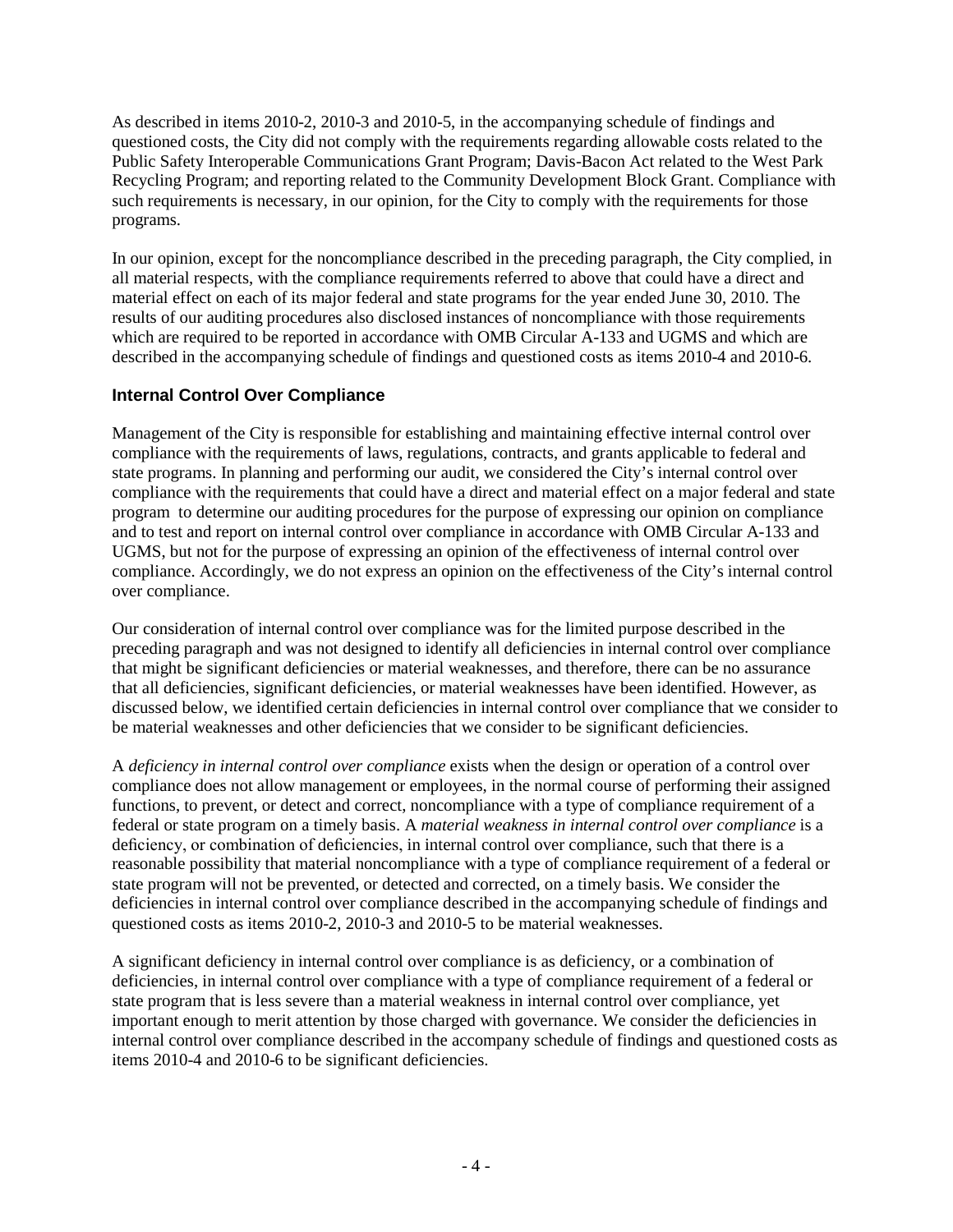As described in items 2010-2, 2010-3 and 2010-5, in the accompanying schedule of findings and questioned costs, the City did not comply with the requirements regarding allowable costs related to the Public Safety Interoperable Communications Grant Program; Davis-Bacon Act related to the West Park Recycling Program; and reporting related to the Community Development Block Grant. Compliance with such requirements is necessary, in our opinion, for the City to comply with the requirements for those programs.

In our opinion, except for the noncompliance described in the preceding paragraph, the City complied, in all material respects, with the compliance requirements referred to above that could have a direct and material effect on each of its major federal and state programs for the year ended June 30, 2010. The results of our auditing procedures also disclosed instances of noncompliance with those requirements which are required to be reported in accordance with OMB Circular A-133 and UGMS and which are described in the accompanying schedule of findings and questioned costs as items 2010-4 and 2010-6.

## Internal Control Over Compliance

Management of the City is responsible for establishing and maintaining effective internal control over compliance with the requirements of laws, regulations, contracts, and grants applicable to federal and state programs. In planning and performing our audit, we considered the City's internal control over compliance with the requirements that could have a direct and material effect on a major federal and state program to determine our auditing procedures for the purpose of expressing our opinion on compliance and to test and report on internal control over compliance in accordance with OMB Circular A-133 and UGMS, but not for the purpose of expressing an opinion of the effectiveness of internal control over compliance. Accordingly, we do not express an opinion on the effectiveness of the City's internal control over compliance.

Our consideration of internal control over compliance was for the limited purpose described in the preceding paragraph and was not designed to identify all deficiencies in internal control over compliance that might be significant deficiencies or material weaknesses, and therefore, there can be no assurance that all deficiencies, significant deficiencies, or material weaknesses have been identified. However, as discussed below, we identified certain deficiencies in internal control over compliance that we consider to be material weaknesses and other deficiencies that we consider to be significant deficiencies.

A *deficiency in internal control over compliance* exists when the design or operation of a control over compliance does not allow management or employees, in the normal course of performing their assigned functions, to prevent, or detect and correct, noncompliance with a type of compliance requirement of a federal or state program on a timely basis. A *material weakness in internal control over compliance* is a deficiency, or combination of deficiencies, in internal control over compliance, such that there is a reasonable possibility that material noncompliance with a type of compliance requirement of a federal or state program will not be prevented, or detected and corrected, on a timely basis. We consider the deficiencies in internal control over compliance described in the accompanying schedule of findings and questioned costs as items 2010-2, 2010-3 and 2010-5 to be material weaknesses.

A significant deficiency in internal control over compliance is as deficiency, or a combination of deficiencies, in internal control over compliance with a type of compliance requirement of a federal or state program that is less severe than a material weakness in internal control over compliance, yet important enough to merit attention by those charged with governance. We consider the deficiencies in internal control over compliance described in the accompany schedule of findings and questioned costs as items 2010-4 and 2010-6 to be significant deficiencies.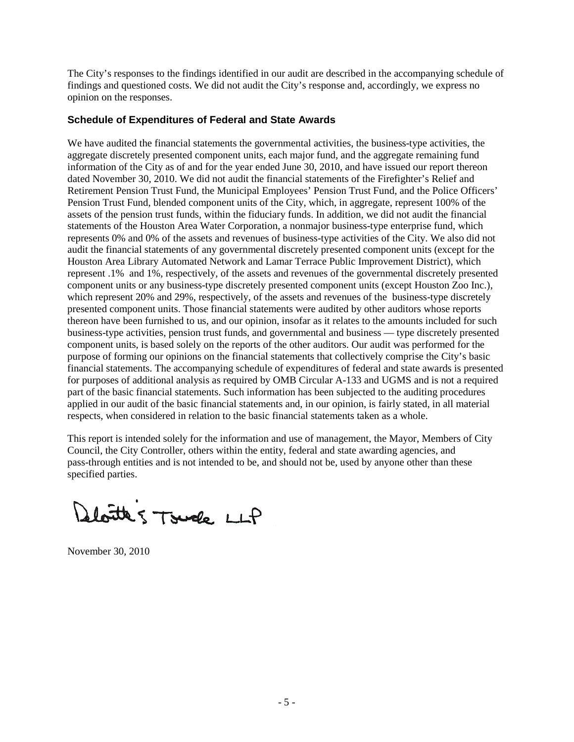The City's responses to the findings identified in our audit are described in the accompanying schedule of findings and questioned costs. We did not audit the City's response and, accordingly, we express no opinion on the responses.

### Schedule of Expenditures of Federal and State Awards

We have audited the financial statements the governmental activities, the business-type activities, the aggregate discretely presented component units, each major fund, and the aggregate remaining fund information of the City as of and for the year ended June 30, 2010, and have issued our report thereon dated November 30, 2010. We did not audit the financial statements of the Firefighter's Relief and Retirement Pension Trust Fund, the Municipal Employees' Pension Trust Fund, and the Police Officers' Pension Trust Fund, blended component units of the City, which, in aggregate, represent 100% of the assets of the pension trust funds, within the fiduciary funds. In addition, we did not audit the financial statements of the Houston Area Water Corporation, a nonmajor business-type enterprise fund, which represents 0% and 0% of the assets and revenues of business-type activities of the City. We also did not audit the financial statements of any governmental discretely presented component units (except for the Houston Area Library Automated Network and Lamar Terrace Public Improvement District), which represent .1% and 1%, respectively, of the assets and revenues of the governmental discretely presented component units or any business-type discretely presented component units (except Houston Zoo Inc.), which represent 20% and 29%, respectively, of the assets and revenues of the business-type discretely presented component units. Those financial statements were audited by other auditors whose reports thereon have been furnished to us, and our opinion, insofar as it relates to the amounts included for such business-type activities, pension trust funds, and governmental and business — type discretely presented component units, is based solely on the reports of the other auditors. Our audit was performed for the purpose of forming our opinions on the financial statements that collectively comprise the City's basic financial statements. The accompanying schedule of expenditures of federal and state awards is presented for purposes of additional analysis as required by OMB Circular A-133 and UGMS and is not a required part of the basic financial statements. Such information has been subjected to the auditing procedures applied in our audit of the basic financial statements and, in our opinion, is fairly stated, in all material respects, when considered in relation to the basic financial statements taken as a whole.

This report is intended solely for the information and use of management, the Mayor, Members of City Council, the City Controller, others within the entity, federal and state awarding agencies, and pass-through entities and is not intended to be, and should not be, used by anyone other than these specified parties.

Deloitte & Touche LLP

November 30, 2010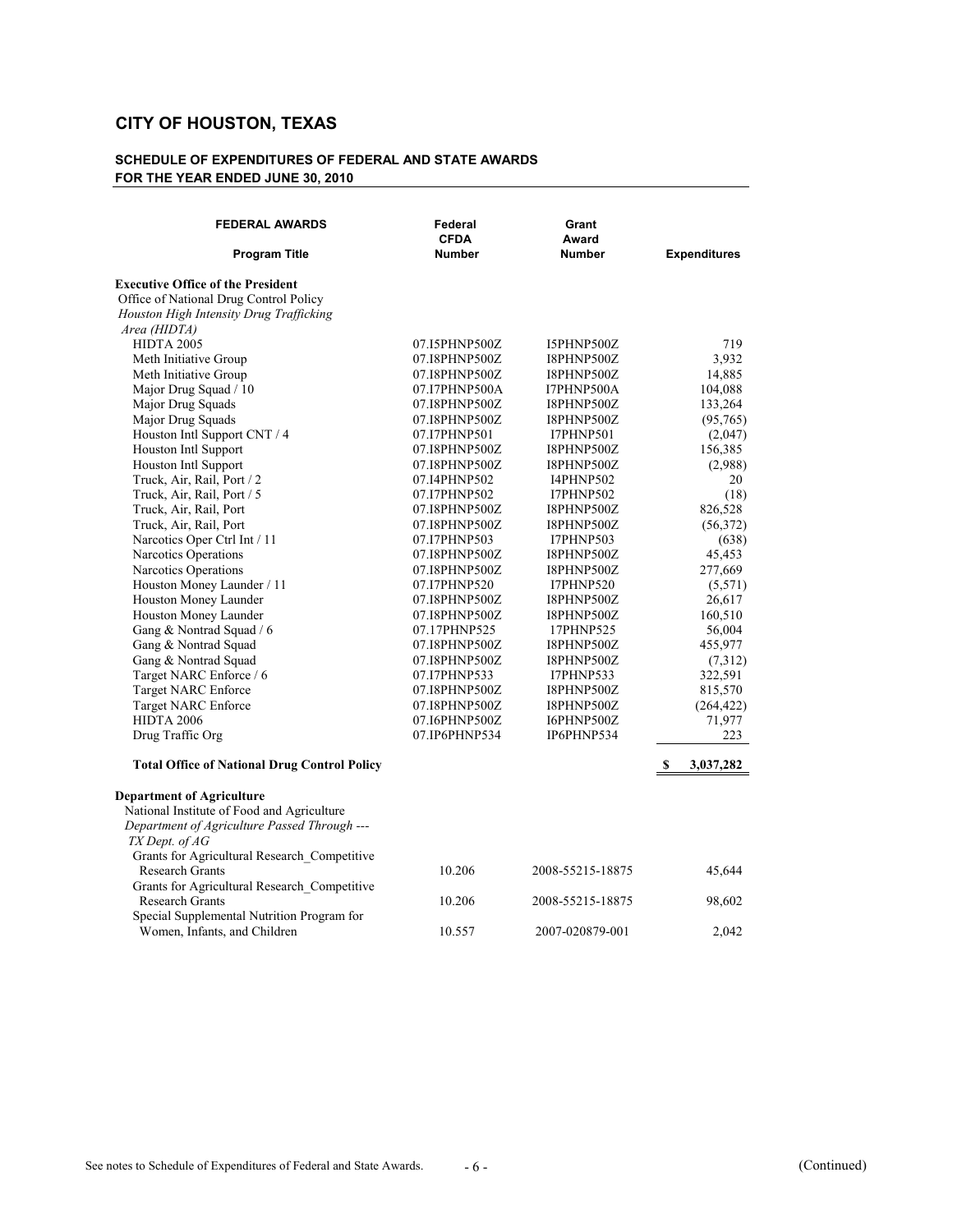# CITY OF HOUSTON, TEXAS

## SCHEDULE OF EXPENDITURES OF FEDERAL AND STATE AWARDS
## FOR THE YEAR ENDED JUNE 30, 2010

| FEDERAL AWARDS<br>Program Title | Federal CFDA Number | Grant Award Number | Expenditures |
|---|---|---|---|
| **Executive Office of the President** | | | |
| Office of National Drug Control Policy | | | |
| *Houston High Intensity Drug Trafficking Area (HIDTA)* | | | |
| HIDTA 2005 | 07.I5PHNP500Z | I5PHNP500Z | 719 |
| Meth Initiative Group | 07.I8PHNP500Z | I8PHNP500Z | 3,932 |
| Meth Initiative Group | 07.I8PHNP500Z | I8PHNP500Z | 14,885 |
| Major Drug Squad / 10 | 07.I7PHNP500A | I7PHNP500A | 104,088 |
| Major Drug Squads | 07.I8PHNP500Z | I8PHNP500Z | 133,264 |
| Major Drug Squads | 07.I8PHNP500Z | I8PHNP500Z | (95,765) |
| Houston Intl Support CNT / 4 | 07.I7PHNP501 | I7PHNP501 | (2,047) |
| Houston Intl Support | 07.I8PHNP500Z | I8PHNP500Z | 156,385 |
| Houston Intl Support | 07.I8PHNP500Z | I8PHNP500Z | (2,988) |
| Truck, Air, Rail, Port / 2 | 07.I4PHNP502 | I4PHNP502 | 20 |
| Truck, Air, Rail, Port / 5 | 07.I7PHNP502 | I7PHNP502 | (18) |
| Truck, Air, Rail, Port | 07.I8PHNP500Z | I8PHNP500Z | 826,528 |
| Truck, Air, Rail, Port | 07.I8PHNP500Z | I8PHNP500Z | (56,372) |
| Narcotics Oper Ctrl Int / 11 | 07.I7PHNP503 | I7PHNP503 | (638) |
| Narcotics Operations | 07.I8PHNP500Z | I8PHNP500Z | 45,453 |
| Narcotics Operations | 07.I8PHNP500Z | I8PHNP500Z | 277,669 |
| Houston Money Launder / 11 | 07.I7PHNP520 | I7PHNP520 | (5,571) |
| Houston Money Launder | 07.I8PHNP500Z | I8PHNP500Z | 26,617 |
| Houston Money Launder | 07.I8PHNP500Z | I8PHNP500Z | 160,510 |
| Gang & Nontrad Squad / 6 | 07.17PHNP525 | 17PHNP525 | 56,004 |
| Gang & Nontrad Squad | 07.I8PHNP500Z | I8PHNP500Z | 455,977 |
| Gang & Nontrad Squad | 07.I8PHNP500Z | I8PHNP500Z | (7,312) |
| Target NARC Enforce / 6 | 07.I7PHNP533 | I7PHNP533 | 322,591 |
| Target NARC Enforce | 07.I8PHNP500Z | I8PHNP500Z | 815,570 |
| Target NARC Enforce | 07.I8PHNP500Z | I8PHNP500Z | (264,422) |
| HIDTA 2006 | 07.I6PHNP500Z | I6PHNP500Z | 71,977 |
| Drug Traffic Org | 07.IP6PHNP534 | IP6PHNP534 | 223 |
| **Total Office of National Drug Control Policy** | | | **$ 3,037,282** |
| **Department of Agriculture** | | | |
| National Institute of Food and Agriculture | | | |
| *Department of Agriculture Passed Through --- TX Dept. of AG* | | | |
| Grants for Agricultural Research_Competitive Research Grants | 10.206 | 2008-55215-18875 | 45,644 |
| Grants for Agricultural Research_Competitive Research Grants | 10.206 | 2008-55215-18875 | 98,602 |
| Special Supplemental Nutrition Program for Women, Infants, and Children | 10.557 | 2007-020879-001 | 2,042 |

See notes to Schedule of Expenditures of Federal and State Awards.

(Continued)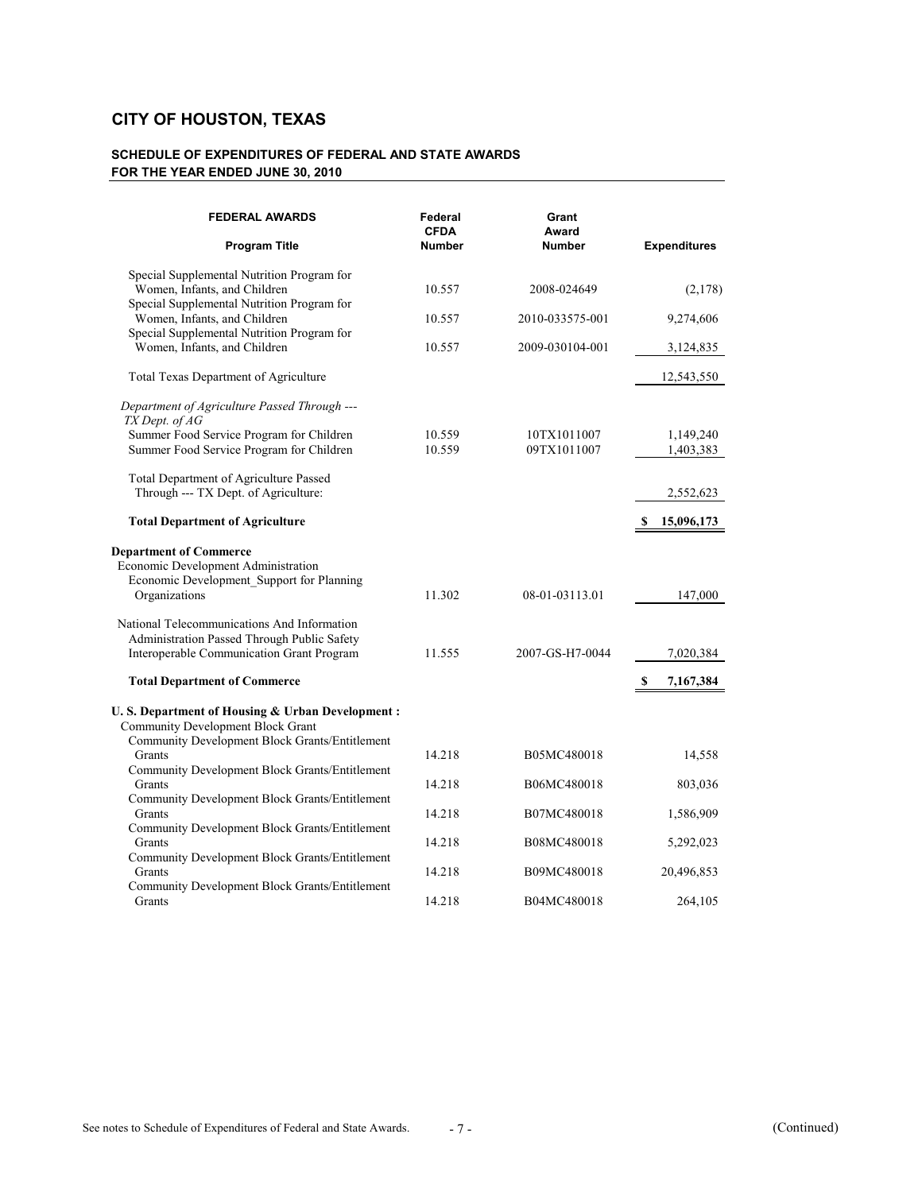# CITY OF HOUSTON, TEXAS

## SCHEDULE OF EXPENDITURES OF FEDERAL AND STATE AWARDS
## FOR THE YEAR ENDED JUNE 30, 2010

| FEDERAL AWARDS<br>Program Title | Federal CFDA Number | Grant Award Number | Expenditures |
|---|---|---|---|
| Special Supplemental Nutrition Program for Women, Infants, and Children | 10.557 | 2008-024649 | (2,178) |
| Special Supplemental Nutrition Program for Women, Infants, and Children | 10.557 | 2010-033575-001 | 9,274,606 |
| Special Supplemental Nutrition Program for Women, Infants, and Children | 10.557 | 2009-030104-001 | 3,124,835 |
| Total Texas Department of Agriculture | | | 12,543,550 |
| *Department of Agriculture Passed Through --- TX Dept. of AG* | | | |
| Summer Food Service Program for Children | 10.559 | 10TX1011007 | 1,149,240 |
| Summer Food Service Program for Children | 10.559 | 09TX1011007 | 1,403,383 |
| Total Department of Agriculture Passed Through --- TX Dept. of Agriculture: | | | 2,552,623 |
| **Total Department of Agriculture** | | | **$ 15,096,173** |
| **Department of Commerce** | | | |
| Economic Development Administration | | | |
| Economic Development_Support for Planning Organizations | 11.302 | 08-01-03113.01 | 147,000 |
| National Telecommunications And Information Administration Passed Through Public Safety Interoperable Communication Grant Program | 11.555 | 2007-GS-H7-0044 | 7,020,384 |
| **Total Department of Commerce** | | | **$ 7,167,384** |
| **U. S. Department of Housing & Urban Development :** | | | |
| Community Development Block Grant | | | |
| Community Development Block Grants/Entitlement Grants | 14.218 | B05MC480018 | 14,558 |
| Community Development Block Grants/Entitlement Grants | 14.218 | B06MC480018 | 803,036 |
| Community Development Block Grants/Entitlement Grants | 14.218 | B07MC480018 | 1,586,909 |
| Community Development Block Grants/Entitlement Grants | 14.218 | B08MC480018 | 5,292,023 |
| Community Development Block Grants/Entitlement Grants | 14.218 | B09MC480018 | 20,496,853 |
| Community Development Block Grants/Entitlement Grants | 14.218 | B04MC480018 | 264,105 |

See notes to Schedule of Expenditures of Federal and State Awards. (Continued)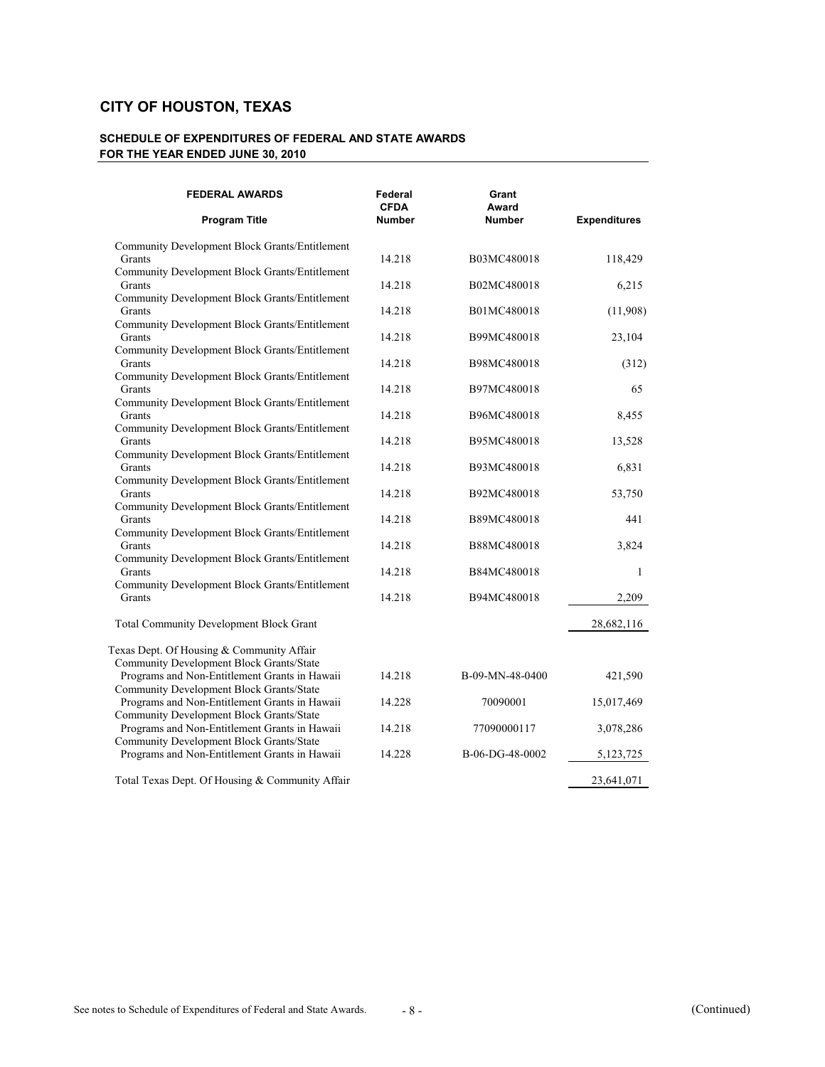## CITY OF HOUSTON, TEXAS

### SCHEDULE OF EXPENDITURES OF FEDERAL AND STATE AWARDS
### FOR THE YEAR ENDED JUNE 30, 2010

| FEDERAL AWARDS<br>Program Title | Federal CFDA Number | Grant Award Number | Expenditures |
|---|---|---|---|
| Community Development Block Grants/Entitlement Grants | 14.218 | B03MC480018 | 118,429 |
| Community Development Block Grants/Entitlement Grants | 14.218 | B02MC480018 | 6,215 |
| Community Development Block Grants/Entitlement Grants | 14.218 | B01MC480018 | (11,908) |
| Community Development Block Grants/Entitlement Grants | 14.218 | B99MC480018 | 23,104 |
| Community Development Block Grants/Entitlement Grants | 14.218 | B98MC480018 | (312) |
| Community Development Block Grants/Entitlement Grants | 14.218 | B97MC480018 | 65 |
| Community Development Block Grants/Entitlement Grants | 14.218 | B96MC480018 | 8,455 |
| Community Development Block Grants/Entitlement Grants | 14.218 | B95MC480018 | 13,528 |
| Community Development Block Grants/Entitlement Grants | 14.218 | B93MC480018 | 6,831 |
| Community Development Block Grants/Entitlement Grants | 14.218 | B92MC480018 | 53,750 |
| Community Development Block Grants/Entitlement Grants | 14.218 | B89MC480018 | 441 |
| Community Development Block Grants/Entitlement Grants | 14.218 | B88MC480018 | 3,824 |
| Community Development Block Grants/Entitlement Grants | 14.218 | B84MC480018 | 1 |
| Community Development Block Grants/Entitlement Grants | 14.218 | B94MC480018 | 2,209 |
| Total Community Development Block Grant | | | 28,682,116 |
| Texas Dept. Of Housing & Community Affair | | | |
| Community Development Block Grants/State Programs and Non-Entitlement Grants in Hawaii | 14.218 | B-09-MN-48-0400 | 421,590 |
| Community Development Block Grants/State Programs and Non-Entitlement Grants in Hawaii | 14.228 | 70090001 | 15,017,469 |
| Community Development Block Grants/State Programs and Non-Entitlement Grants in Hawaii | 14.218 | 77090000117 | 3,078,286 |
| Community Development Block Grants/State Programs and Non-Entitlement Grants in Hawaii | 14.228 | B-06-DG-48-0002 | 5,123,725 |
| Total Texas Dept. Of Housing & Community Affair | | | 23,641,071 |

See notes to Schedule of Expenditures of Federal and State Awards.

(Continued)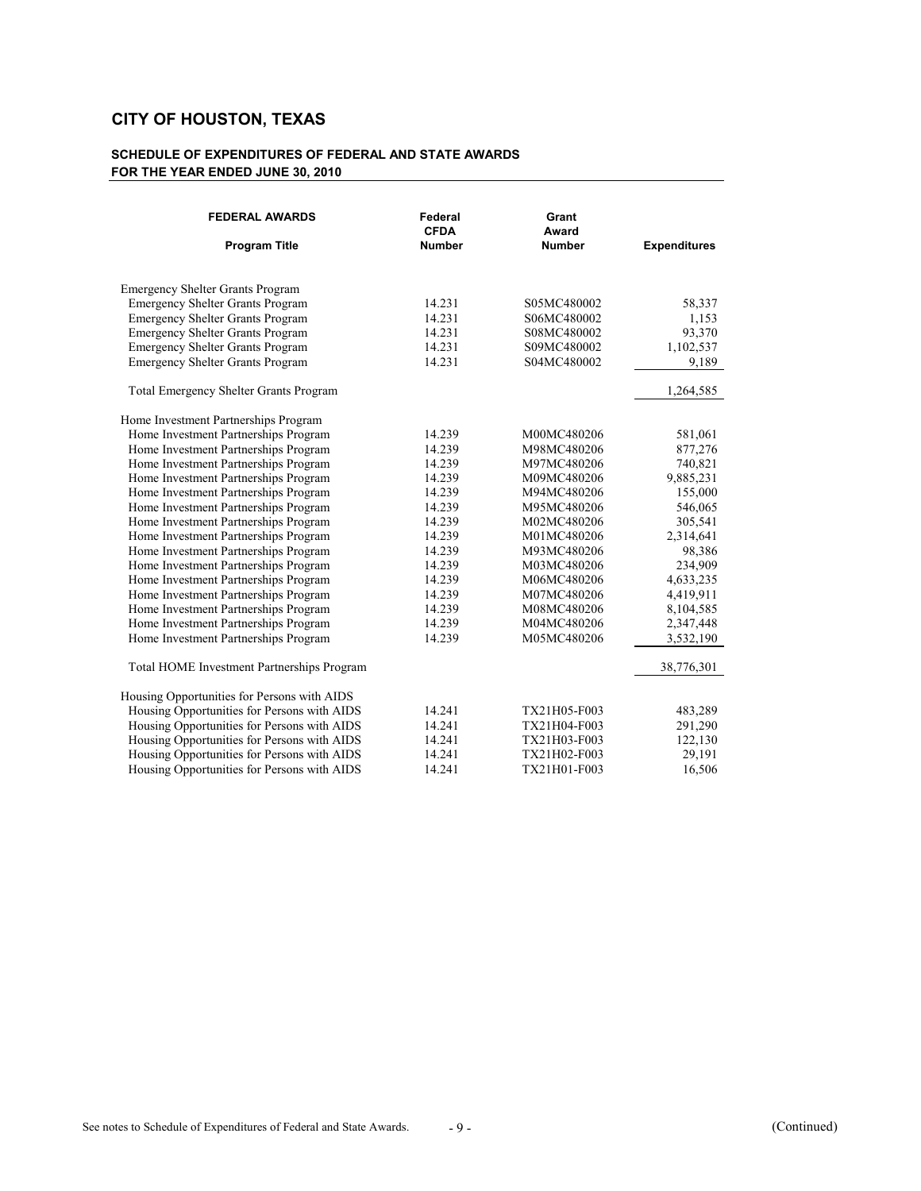# CITY OF HOUSTON, TEXAS

## SCHEDULE OF EXPENDITURES OF FEDERAL AND STATE AWARDS
## FOR THE YEAR ENDED JUNE 30, 2010

| FEDERAL AWARDS<br>Program Title | Federal CFDA Number | Grant Award Number | Expenditures |
|---|---|---|---|
| Emergency Shelter Grants Program | | | |
| Emergency Shelter Grants Program | 14.231 | S05MC480002 | 58,337 |
| Emergency Shelter Grants Program | 14.231 | S06MC480002 | 1,153 |
| Emergency Shelter Grants Program | 14.231 | S08MC480002 | 93,370 |
| Emergency Shelter Grants Program | 14.231 | S09MC480002 | 1,102,537 |
| Emergency Shelter Grants Program | 14.231 | S04MC480002 | 9,189 |
| Total Emergency Shelter Grants Program | | | 1,264,585 |
| Home Investment Partnerships Program | | | |
| Home Investment Partnerships Program | 14.239 | M00MC480206 | 581,061 |
| Home Investment Partnerships Program | 14.239 | M98MC480206 | 877,276 |
| Home Investment Partnerships Program | 14.239 | M97MC480206 | 740,821 |
| Home Investment Partnerships Program | 14.239 | M09MC480206 | 9,885,231 |
| Home Investment Partnerships Program | 14.239 | M94MC480206 | 155,000 |
| Home Investment Partnerships Program | 14.239 | M95MC480206 | 546,065 |
| Home Investment Partnerships Program | 14.239 | M02MC480206 | 305,541 |
| Home Investment Partnerships Program | 14.239 | M01MC480206 | 2,314,641 |
| Home Investment Partnerships Program | 14.239 | M93MC480206 | 98,386 |
| Home Investment Partnerships Program | 14.239 | M03MC480206 | 234,909 |
| Home Investment Partnerships Program | 14.239 | M06MC480206 | 4,633,235 |
| Home Investment Partnerships Program | 14.239 | M07MC480206 | 4,419,911 |
| Home Investment Partnerships Program | 14.239 | M08MC480206 | 8,104,585 |
| Home Investment Partnerships Program | 14.239 | M04MC480206 | 2,347,448 |
| Home Investment Partnerships Program | 14.239 | M05MC480206 | 3,532,190 |
| Total HOME Investment Partnerships Program | | | 38,776,301 |
| Housing Opportunities for Persons with AIDS | | | |
| Housing Opportunities for Persons with AIDS | 14.241 | TX21H05-F003 | 483,289 |
| Housing Opportunities for Persons with AIDS | 14.241 | TX21H04-F003 | 291,290 |
| Housing Opportunities for Persons with AIDS | 14.241 | TX21H03-F003 | 122,130 |
| Housing Opportunities for Persons with AIDS | 14.241 | TX21H02-F003 | 29,191 |
| Housing Opportunities for Persons with AIDS | 14.241 | TX21H01-F003 | 16,506 |

See notes to Schedule of Expenditures of Federal and State Awards.

(Continued)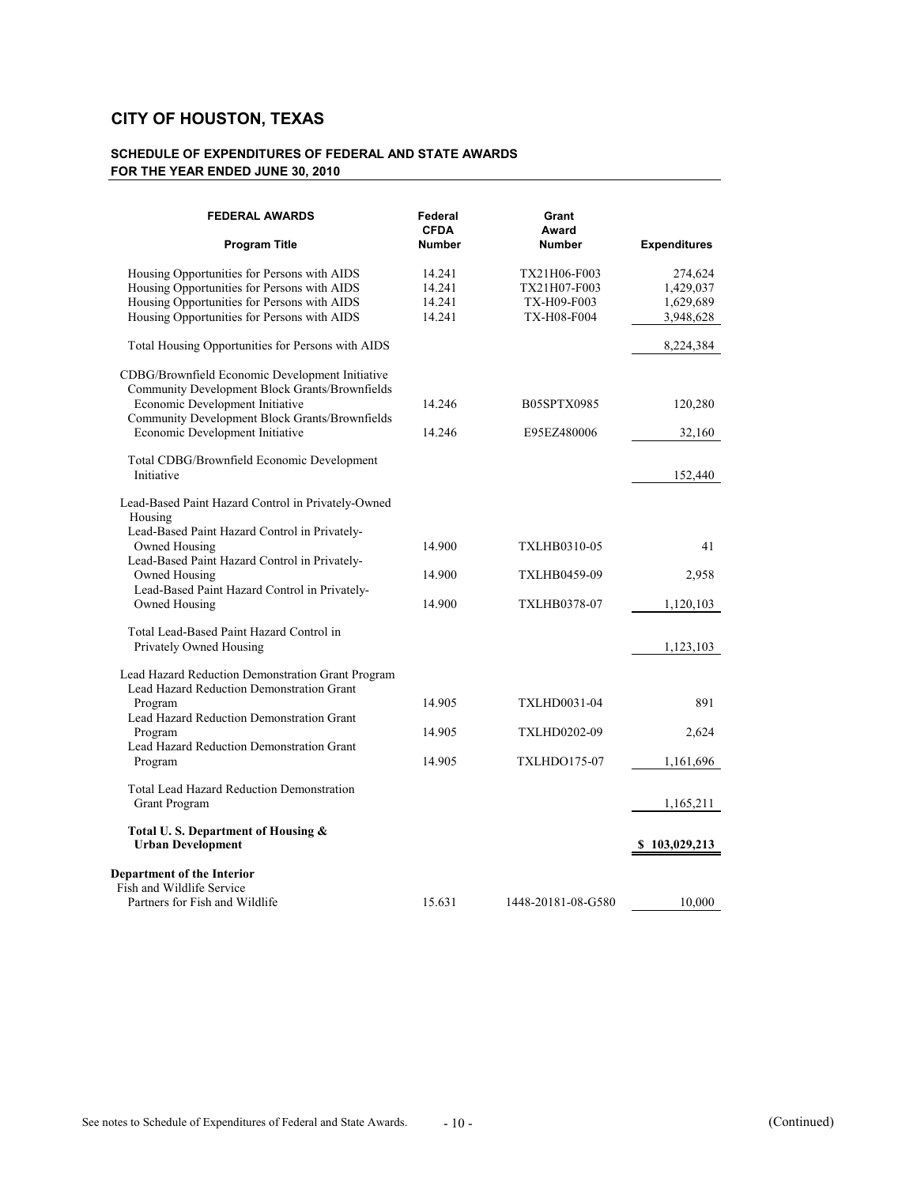# CITY OF HOUSTON, TEXAS

## SCHEDULE OF EXPENDITURES OF FEDERAL AND STATE AWARDS
## FOR THE YEAR ENDED JUNE 30, 2010

| FEDERAL AWARDS<br>Program Title | Federal CFDA Number | Grant Award Number | Expenditures |
|---|---|---|---|
| Housing Opportunities for Persons with AIDS | 14.241 | TX21H06-F003 | 274,624 |
| Housing Opportunities for Persons with AIDS | 14.241 | TX21H07-F003 | 1,429,037 |
| Housing Opportunities for Persons with AIDS | 14.241 | TX-H09-F003 | 1,629,689 |
| Housing Opportunities for Persons with AIDS | 14.241 | TX-H08-F004 | 3,948,628 |
| Total Housing Opportunities for Persons with AIDS | | | 8,224,384 |
| CDBG/Brownfield Economic Development Initiative | | | |
| Community Development Block Grants/Brownfields Economic Development Initiative | 14.246 | B05SPTX0985 | 120,280 |
| Community Development Block Grants/Brownfields Economic Development Initiative | 14.246 | E95EZ480006 | 32,160 |
| Total CDBG/Brownfield Economic Development Initiative | | | 152,440 |
| Lead-Based Paint Hazard Control in Privately-Owned Housing | | | |
| Lead-Based Paint Hazard Control in Privately-Owned Housing | 14.900 | TXLHB0310-05 | 41 |
| Lead-Based Paint Hazard Control in Privately-Owned Housing | 14.900 | TXLHB0459-09 | 2,958 |
| Lead-Based Paint Hazard Control in Privately-Owned Housing | 14.900 | TXLHB0378-07 | 1,120,103 |
| Total Lead-Based Paint Hazard Control in Privately Owned Housing | | | 1,123,103 |
| Lead Hazard Reduction Demonstration Grant Program | | | |
| Lead Hazard Reduction Demonstration Grant Program | 14.905 | TXLHD0031-04 | 891 |
| Lead Hazard Reduction Demonstration Grant Program | 14.905 | TXLHD0202-09 | 2,624 |
| Lead Hazard Reduction Demonstration Grant Program | 14.905 | TXLHDO175-07 | 1,161,696 |
| Total Lead Hazard Reduction Demonstration Grant Program | | | 1,165,211 |
| **Total U. S. Department of Housing & Urban Development** | | | **$ 103,029,213** |
| **Department of the Interior** | | | |
| Fish and Wildlife Service | | | |
| Partners for Fish and Wildlife | 15.631 | 1448-20181-08-G580 | 10,000 |

See notes to Schedule of Expenditures of Federal and State Awards.

(Continued)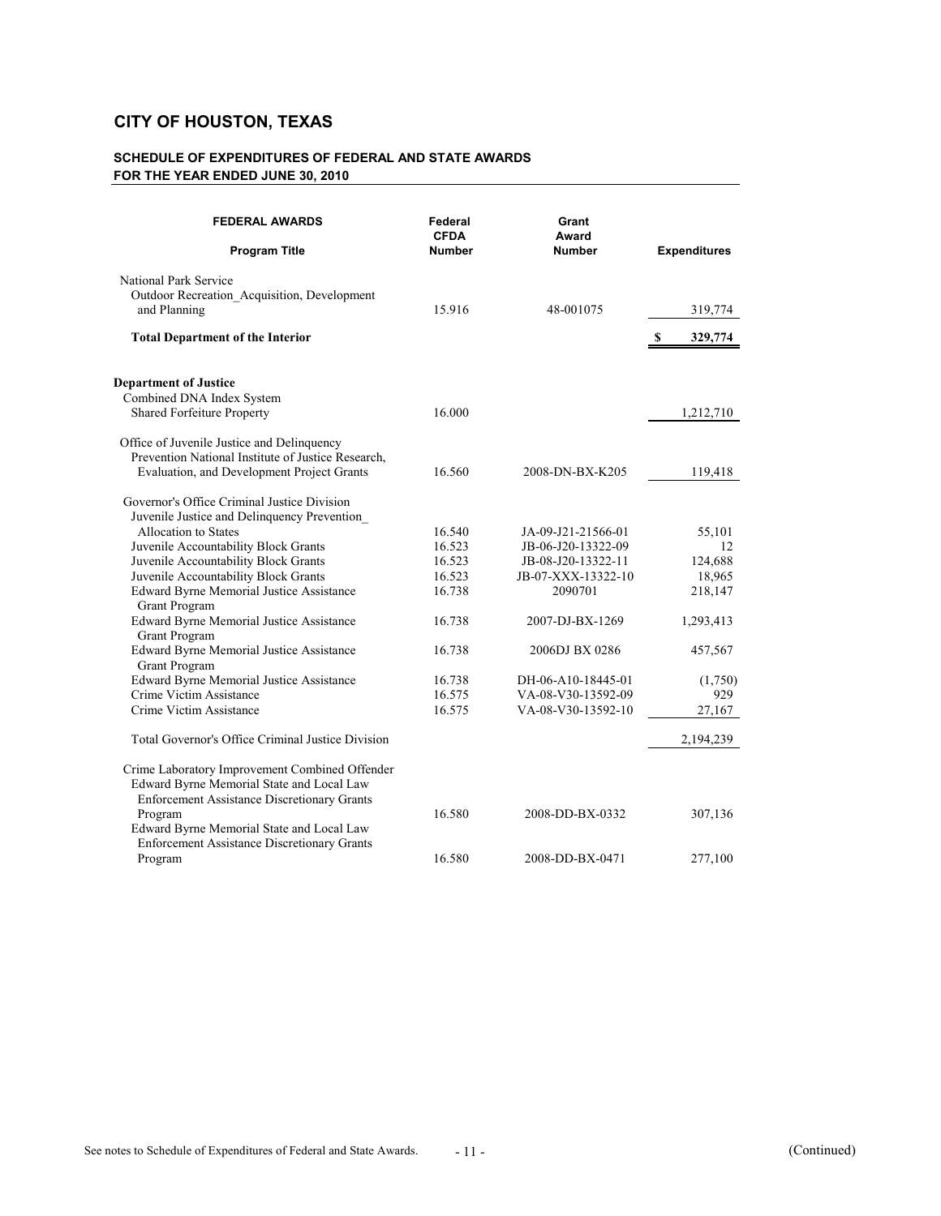## CITY OF HOUSTON, TEXAS

### SCHEDULE OF EXPENDITURES OF FEDERAL AND STATE AWARDS
### FOR THE YEAR ENDED JUNE 30, 2010

| FEDERAL AWARDS<br>Program Title | Federal CFDA Number | Grant Award Number | Expenditures |
|---|---|---|---|
| National Park Service | | | |
| Outdoor Recreation_Acquisition, Development and Planning | 15.916 | 48-001075 | 319,774 |
| **Total Department of the Interior** | | | **$ 329,774** |
| | | | |
| **Department of Justice** | | | |
| Combined DNA Index System | | | |
| Shared Forfeiture Property | 16.000 | | 1,212,710 |
| | | | |
| Office of Juvenile Justice and Delinquency Prevention National Institute of Justice Research, Evaluation, and Development Project Grants | 16.560 | 2008-DN-BX-K205 | 119,418 |
| | | | |
| Governor's Office Criminal Justice Division | | | |
| Juvenile Justice and Delinquency Prevention_ Allocation to States | 16.540 | JA-09-J21-21566-01 | 55,101 |
| Juvenile Accountability Block Grants | 16.523 | JB-06-J20-13322-09 | 12 |
| Juvenile Accountability Block Grants | 16.523 | JB-08-J20-13322-11 | 124,688 |
| Juvenile Accountability Block Grants | 16.523 | JB-07-XXX-13322-10 | 18,965 |
| Edward Byrne Memorial Justice Assistance Grant Program | 16.738 | 2090701 | 218,147 |
| Edward Byrne Memorial Justice Assistance Grant Program | 16.738 | 2007-DJ-BX-1269 | 1,293,413 |
| Edward Byrne Memorial Justice Assistance Grant Program | 16.738 | 2006DJ BX 0286 | 457,567 |
| Edward Byrne Memorial Justice Assistance | 16.738 | DH-06-A10-18445-01 | (1,750) |
| Crime Victim Assistance | 16.575 | VA-08-V30-13592-09 | 929 |
| Crime Victim Assistance | 16.575 | VA-08-V30-13592-10 | 27,167 |
| | | | |
| Total Governor's Office Criminal Justice Division | | | 2,194,239 |
| | | | |
| Crime Laboratory Improvement Combined Offender | | | |
| Edward Byrne Memorial State and Local Law Enforcement Assistance Discretionary Grants Program | 16.580 | 2008-DD-BX-0332 | 307,136 |
| Edward Byrne Memorial State and Local Law Enforcement Assistance Discretionary Grants Program | 16.580 | 2008-DD-BX-0471 | 277,100 |

See notes to Schedule of Expenditures of Federal and State Awards.

(Continued)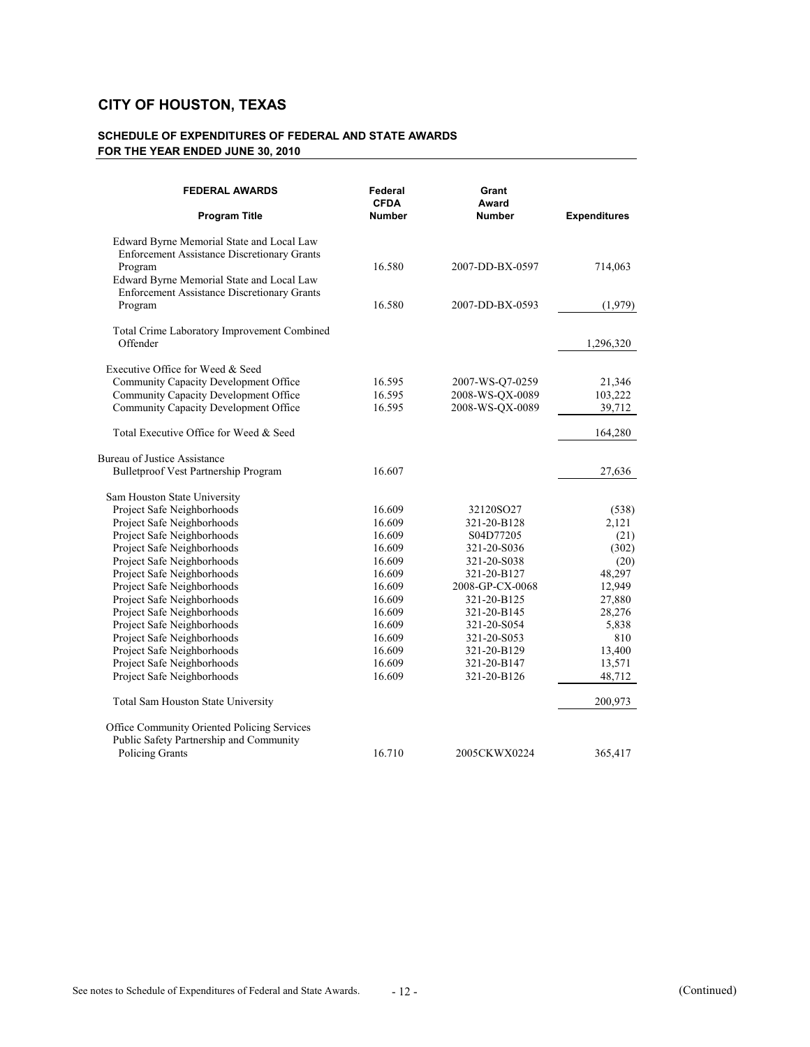# CITY OF HOUSTON, TEXAS

## SCHEDULE OF EXPENDITURES OF FEDERAL AND STATE AWARDS
## FOR THE YEAR ENDED JUNE 30, 2010

| FEDERAL AWARDS<br>Program Title | Federal CFDA Number | Grant Award Number | Expenditures |
|---|---|---|---|
| Edward Byrne Memorial State and Local Law Enforcement Assistance Discretionary Grants Program | 16.580 | 2007-DD-BX-0597 | 714,063 |
| Edward Byrne Memorial State and Local Law Enforcement Assistance Discretionary Grants Program | 16.580 | 2007-DD-BX-0593 | (1,979) |
| Total Crime Laboratory Improvement Combined Offender | | | 1,296,320 |
| Executive Office for Weed & Seed | | | |
| Community Capacity Development Office | 16.595 | 2007-WS-Q7-0259 | 21,346 |
| Community Capacity Development Office | 16.595 | 2008-WS-QX-0089 | 103,222 |
| Community Capacity Development Office | 16.595 | 2008-WS-QX-0089 | 39,712 |
| Total Executive Office for Weed & Seed | | | 164,280 |
| Bureau of Justice Assistance | | | |
| Bulletproof Vest Partnership Program | 16.607 | | 27,636 |
| Sam Houston State University | | | |
| Project Safe Neighborhoods | 16.609 | 32120SO27 | (538) |
| Project Safe Neighborhoods | 16.609 | 321-20-B128 | 2,121 |
| Project Safe Neighborhoods | 16.609 | S04D77205 | (21) |
| Project Safe Neighborhoods | 16.609 | 321-20-S036 | (302) |
| Project Safe Neighborhoods | 16.609 | 321-20-S038 | (20) |
| Project Safe Neighborhoods | 16.609 | 321-20-B127 | 48,297 |
| Project Safe Neighborhoods | 16.609 | 2008-GP-CX-0068 | 12,949 |
| Project Safe Neighborhoods | 16.609 | 321-20-B125 | 27,880 |
| Project Safe Neighborhoods | 16.609 | 321-20-B145 | 28,276 |
| Project Safe Neighborhoods | 16.609 | 321-20-S054 | 5,838 |
| Project Safe Neighborhoods | 16.609 | 321-20-S053 | 810 |
| Project Safe Neighborhoods | 16.609 | 321-20-B129 | 13,400 |
| Project Safe Neighborhoods | 16.609 | 321-20-B147 | 13,571 |
| Project Safe Neighborhoods | 16.609 | 321-20-B126 | 48,712 |
| Total Sam Houston State University | | | 200,973 |
| Office Community Oriented Policing Services | | | |
| Public Safety Partnership and Community Policing Grants | 16.710 | 2005CKWX0224 | 365,417 |

See notes to Schedule of Expenditures of Federal and State Awards.

(Continued)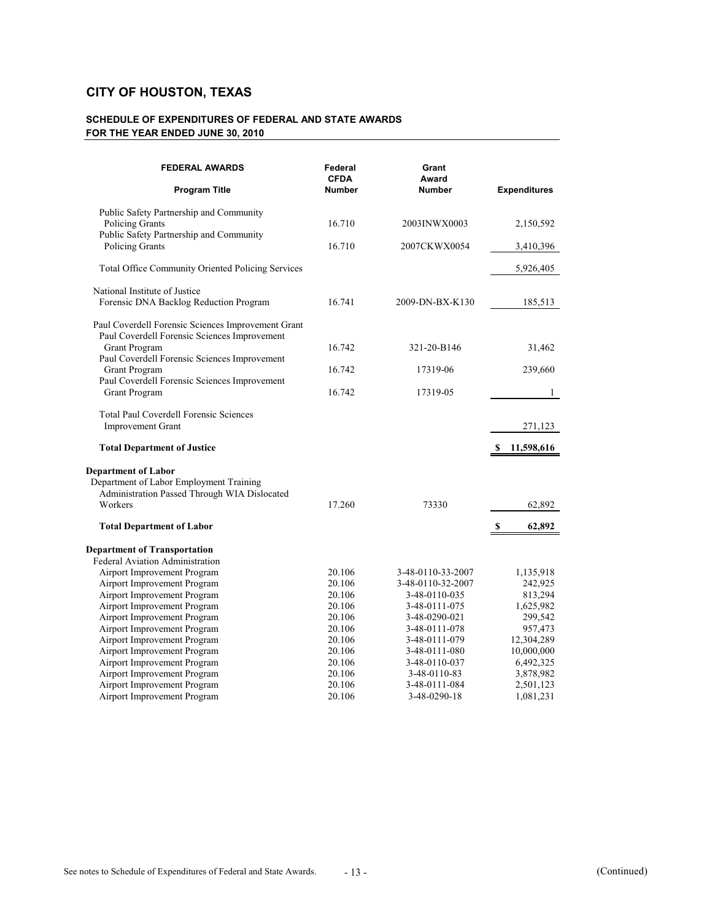# CITY OF HOUSTON, TEXAS

## SCHEDULE OF EXPENDITURES OF FEDERAL AND STATE AWARDS
## FOR THE YEAR ENDED JUNE 30, 2010

| **FEDERAL AWARDS**<br>**Program Title** | **Federal CFDA Number** | **Grant Award Number** | **Expenditures** |
|---|---|---|---|
| Public Safety Partnership and Community Policing Grants | 16.710 | 2003INWX0003 | 2,150,592 |
| Public Safety Partnership and Community Policing Grants | 16.710 | 2007CKWX0054 | 3,410,396 |
| Total Office Community Oriented Policing Services | | | 5,926,405 |
| National Institute of Justice | | | |
| Forensic DNA Backlog Reduction Program | 16.741 | 2009-DN-BX-K130 | 185,513 |
| Paul Coverdell Forensic Sciences Improvement Grant | | | |
| Paul Coverdell Forensic Sciences Improvement Grant Program | 16.742 | 321-20-B146 | 31,462 |
| Paul Coverdell Forensic Sciences Improvement Grant Program | 16.742 | 17319-06 | 239,660 |
| Paul Coverdell Forensic Sciences Improvement Grant Program | 16.742 | 17319-05 | 1 |
| Total Paul Coverdell Forensic Sciences Improvement Grant | | | 271,123 |
| **Total Department of Justice** | | | **$ 11,598,616** |
| **Department of Labor** | | | |
| Department of Labor Employment Training Administration Passed Through WIA Dislocated Workers | 17.260 | 73330 | 62,892 |
| **Total Department of Labor** | | | **$ 62,892** |
| **Department of Transportation** | | | |
| Federal Aviation Administration | | | |
| Airport Improvement Program | 20.106 | 3-48-0110-33-2007 | 1,135,918 |
| Airport Improvement Program | 20.106 | 3-48-0110-32-2007 | 242,925 |
| Airport Improvement Program | 20.106 | 3-48-0110-035 | 813,294 |
| Airport Improvement Program | 20.106 | 3-48-0111-075 | 1,625,982 |
| Airport Improvement Program | 20.106 | 3-48-0290-021 | 299,542 |
| Airport Improvement Program | 20.106 | 3-48-0111-078 | 957,473 |
| Airport Improvement Program | 20.106 | 3-48-0111-079 | 12,304,289 |
| Airport Improvement Program | 20.106 | 3-48-0111-080 | 10,000,000 |
| Airport Improvement Program | 20.106 | 3-48-0110-037 | 6,492,325 |
| Airport Improvement Program | 20.106 | 3-48-0110-83 | 3,878,982 |
| Airport Improvement Program | 20.106 | 3-48-0111-084 | 2,501,123 |
| Airport Improvement Program | 20.106 | 3-48-0290-18 | 1,081,231 |

See notes to Schedule of Expenditures of Federal and State Awards.

(Continued)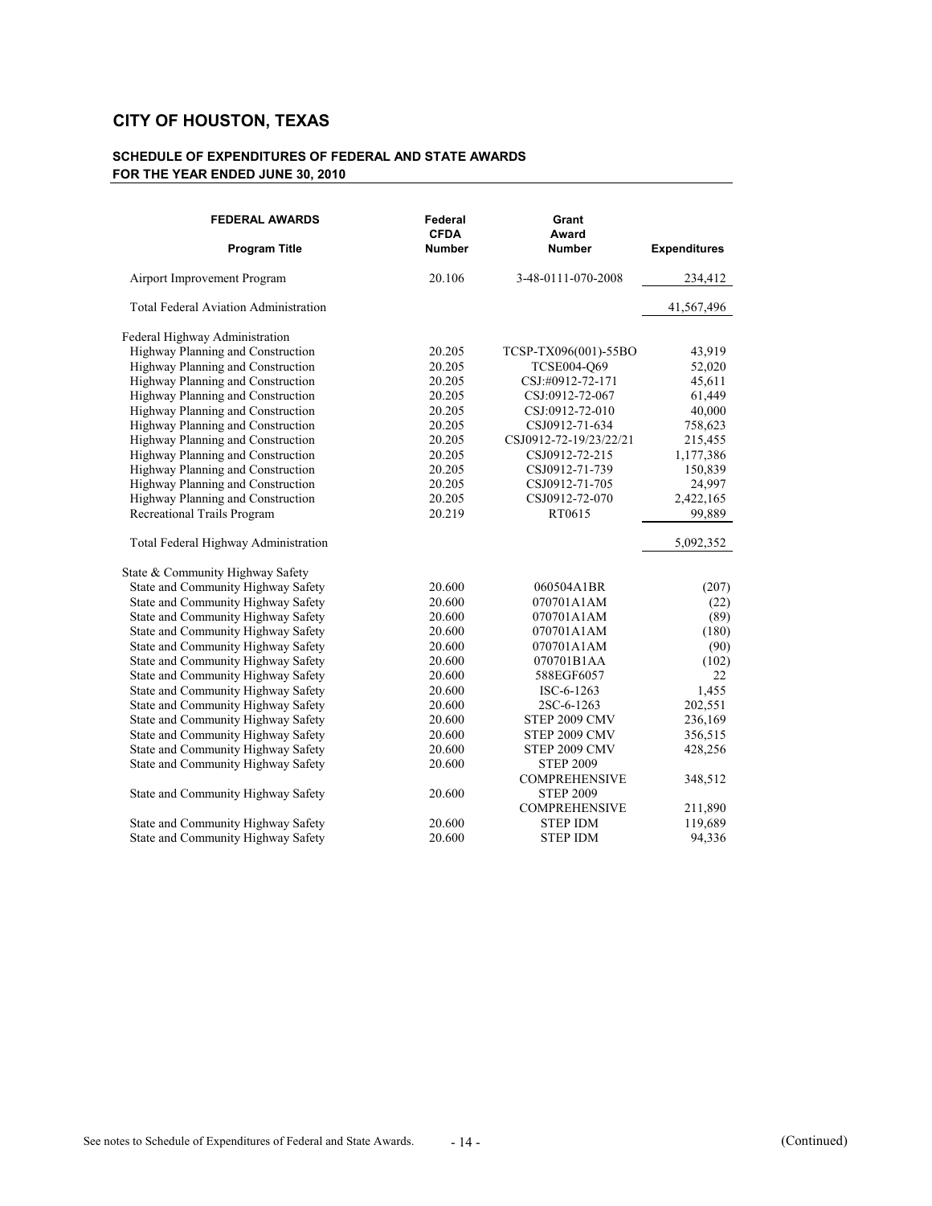# CITY OF HOUSTON, TEXAS

## SCHEDULE OF EXPENDITURES OF FEDERAL AND STATE AWARDS
## FOR THE YEAR ENDED JUNE 30, 2010

| FEDERAL AWARDS<br>Program Title | Federal CFDA Number | Grant Award Number | Expenditures |
|---|---|---|---|
| Airport Improvement Program | 20.106 | 3-48-0111-070-2008 | 234,412 |
| Total Federal Aviation Administration | | | 41,567,496 |
| Federal Highway Administration | | | |
| Highway Planning and Construction | 20.205 | TCSP-TX096(001)-55BO | 43,919 |
| Highway Planning and Construction | 20.205 | TCSE004-Q69 | 52,020 |
| Highway Planning and Construction | 20.205 | CSJ:#0912-72-171 | 45,611 |
| Highway Planning and Construction | 20.205 | CSJ:0912-72-067 | 61,449 |
| Highway Planning and Construction | 20.205 | CSJ:0912-72-010 | 40,000 |
| Highway Planning and Construction | 20.205 | CSJ0912-71-634 | 758,623 |
| Highway Planning and Construction | 20.205 | CSJ0912-72-19/23/22/21 | 215,455 |
| Highway Planning and Construction | 20.205 | CSJ0912-72-215 | 1,177,386 |
| Highway Planning and Construction | 20.205 | CSJ0912-71-739 | 150,839 |
| Highway Planning and Construction | 20.205 | CSJ0912-71-705 | 24,997 |
| Highway Planning and Construction | 20.205 | CSJ0912-72-070 | 2,422,165 |
| Recreational Trails Program | 20.219 | RT0615 | 99,889 |
| Total Federal Highway Administration | | | 5,092,352 |
| State & Community Highway Safety | | | |
| State and Community Highway Safety | 20.600 | 060504A1BR | (207) |
| State and Community Highway Safety | 20.600 | 070701A1AM | (22) |
| State and Community Highway Safety | 20.600 | 070701A1AM | (89) |
| State and Community Highway Safety | 20.600 | 070701A1AM | (180) |
| State and Community Highway Safety | 20.600 | 070701A1AM | (90) |
| State and Community Highway Safety | 20.600 | 070701B1AA | (102) |
| State and Community Highway Safety | 20.600 | 588EGF6057 | 22 |
| State and Community Highway Safety | 20.600 | ISC-6-1263 | 1,455 |
| State and Community Highway Safety | 20.600 | 2SC-6-1263 | 202,551 |
| State and Community Highway Safety | 20.600 | STEP 2009 CMV | 236,169 |
| State and Community Highway Safety | 20.600 | STEP 2009 CMV | 356,515 |
| State and Community Highway Safety | 20.600 | STEP 2009 CMV | 428,256 |
| State and Community Highway Safety | 20.600 | STEP 2009 COMPREHENSIVE | 348,512 |
| State and Community Highway Safety | 20.600 | STEP 2009 COMPREHENSIVE | 211,890 |
| State and Community Highway Safety | 20.600 | STEP IDM | 119,689 |
| State and Community Highway Safety | 20.600 | STEP IDM | 94,336 |

See notes to Schedule of Expenditures of Federal and State Awards.

(Continued)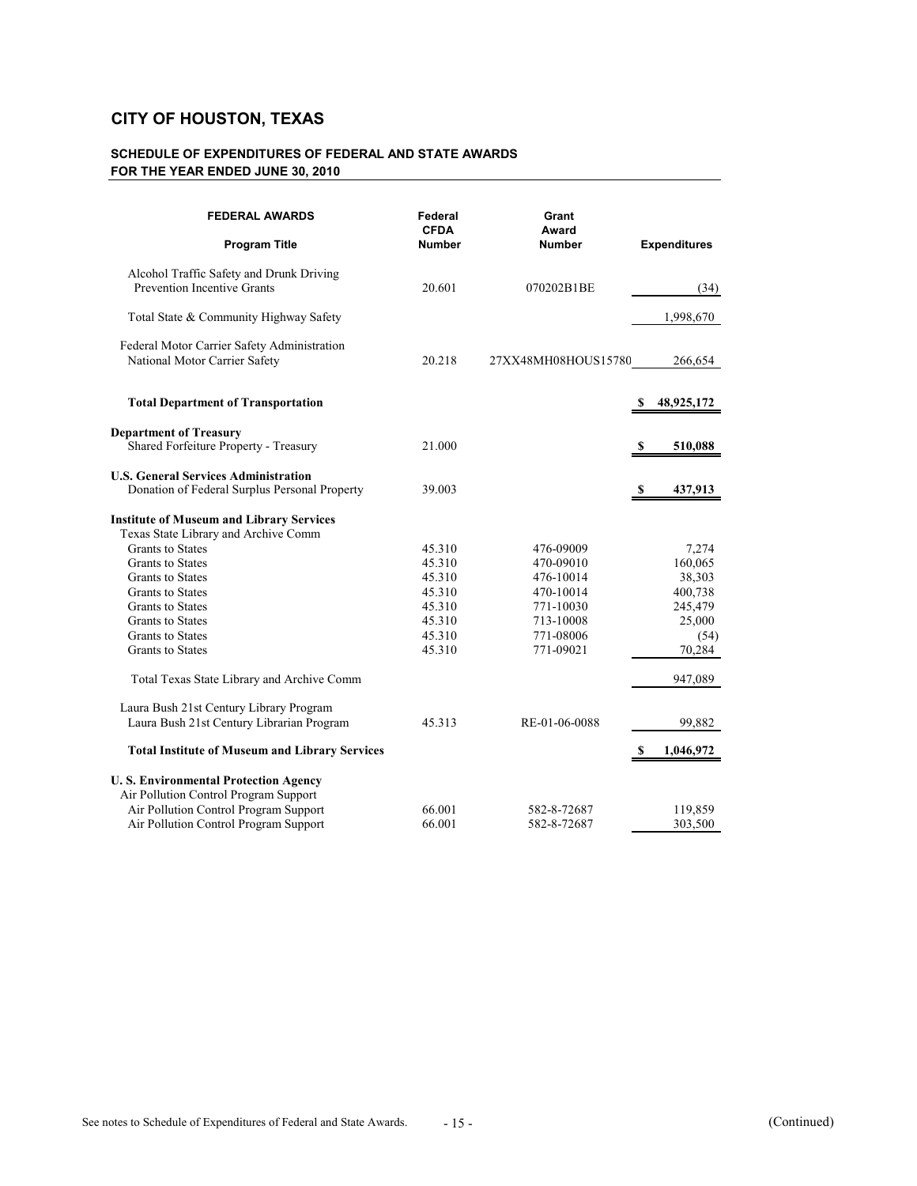# CITY OF HOUSTON, TEXAS

## SCHEDULE OF EXPENDITURES OF FEDERAL AND STATE AWARDS
## FOR THE YEAR ENDED JUNE 30, 2010

| FEDERAL AWARDS<br>Program Title | Federal CFDA Number | Grant Award Number | Expenditures |
|---|---|---|---|
| Alcohol Traffic Safety and Drunk Driving Prevention Incentive Grants | 20.601 | 070202B1BE | (34) |
| Total State & Community Highway Safety | | | 1,998,670 |
| Federal Motor Carrier Safety Administration | | | |
| National Motor Carrier Safety | 20.218 | 27XX48MH08HOUS15780 | 266,654 |
| **Total Department of Transportation** | | | **$ 48,925,172** |
| **Department of Treasury** | | | |
| Shared Forfeiture Property - Treasury | 21.000 | | **$ 510,088** |
| **U.S. General Services Administration** | | | |
| Donation of Federal Surplus Personal Property | 39.003 | | **$ 437,913** |
| **Institute of Museum and Library Services** | | | |
| Texas State Library and Archive Comm | | | |
| Grants to States | 45.310 | 476-09009 | 7,274 |
| Grants to States | 45.310 | 470-09010 | 160,065 |
| Grants to States | 45.310 | 476-10014 | 38,303 |
| Grants to States | 45.310 | 470-10014 | 400,738 |
| Grants to States | 45.310 | 771-10030 | 245,479 |
| Grants to States | 45.310 | 713-10008 | 25,000 |
| Grants to States | 45.310 | 771-08006 | (54) |
| Grants to States | 45.310 | 771-09021 | 70,284 |
| Total Texas State Library and Archive Comm | | | 947,089 |
| Laura Bush 21st Century Library Program | | | |
| Laura Bush 21st Century Librarian Program | 45.313 | RE-01-06-0088 | 99,882 |
| **Total Institute of Museum and Library Services** | | | **$ 1,046,972** |
| **U. S. Environmental Protection Agency** | | | |
| Air Pollution Control Program Support | | | |
| Air Pollution Control Program Support | 66.001 | 582-8-72687 | 119,859 |
| Air Pollution Control Program Support | 66.001 | 582-8-72687 | 303,500 |

See notes to Schedule of Expenditures of Federal and State Awards.

(Continued)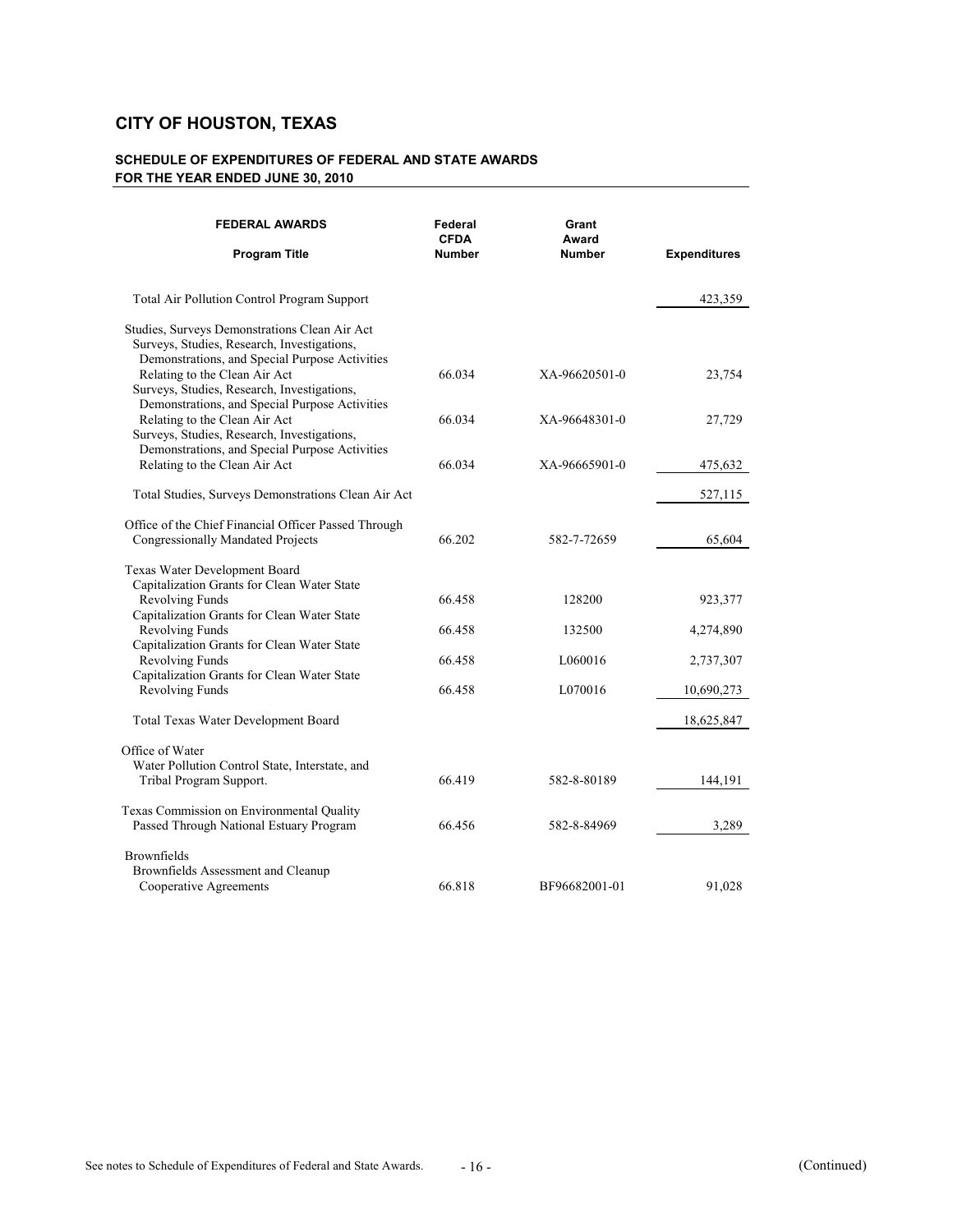## CITY OF HOUSTON, TEXAS

### SCHEDULE OF EXPENDITURES OF FEDERAL AND STATE AWARDS
### FOR THE YEAR ENDED JUNE 30, 2010

| FEDERAL AWARDS<br>Program Title | Federal CFDA Number | Grant Award Number | Expenditures |
|---|---|---|---|
| Total Air Pollution Control Program Support | | | 423,359 |
| Studies, Surveys Demonstrations Clean Air Act | | | |
| Surveys, Studies, Research, Investigations, Demonstrations, and Special Purpose Activities Relating to the Clean Air Act | 66.034 | XA-96620501-0 | 23,754 |
| Surveys, Studies, Research, Investigations, Demonstrations, and Special Purpose Activities Relating to the Clean Air Act | 66.034 | XA-96648301-0 | 27,729 |
| Surveys, Studies, Research, Investigations, Demonstrations, and Special Purpose Activities Relating to the Clean Air Act | 66.034 | XA-96665901-0 | 475,632 |
| Total Studies, Surveys Demonstrations Clean Air Act | | | 527,115 |
| Office of the Chief Financial Officer Passed Through Congressionally Mandated Projects | 66.202 | 582-7-72659 | 65,604 |
| Texas Water Development Board | | | |
| Capitalization Grants for Clean Water State Revolving Funds | 66.458 | 128200 | 923,377 |
| Capitalization Grants for Clean Water State Revolving Funds | 66.458 | 132500 | 4,274,890 |
| Capitalization Grants for Clean Water State Revolving Funds | 66.458 | L060016 | 2,737,307 |
| Capitalization Grants for Clean Water State Revolving Funds | 66.458 | L070016 | 10,690,273 |
| Total Texas Water Development Board | | | 18,625,847 |
| Office of Water | | | |
| Water Pollution Control State, Interstate, and Tribal Program Support. | 66.419 | 582-8-80189 | 144,191 |
| Texas Commission on Environmental Quality Passed Through National Estuary Program | 66.456 | 582-8-84969 | 3,289 |
| Brownfields | | | |
| Brownfields Assessment and Cleanup Cooperative Agreements | 66.818 | BF96682001-01 | 91,028 |

See notes to Schedule of Expenditures of Federal and State Awards.

(Continued)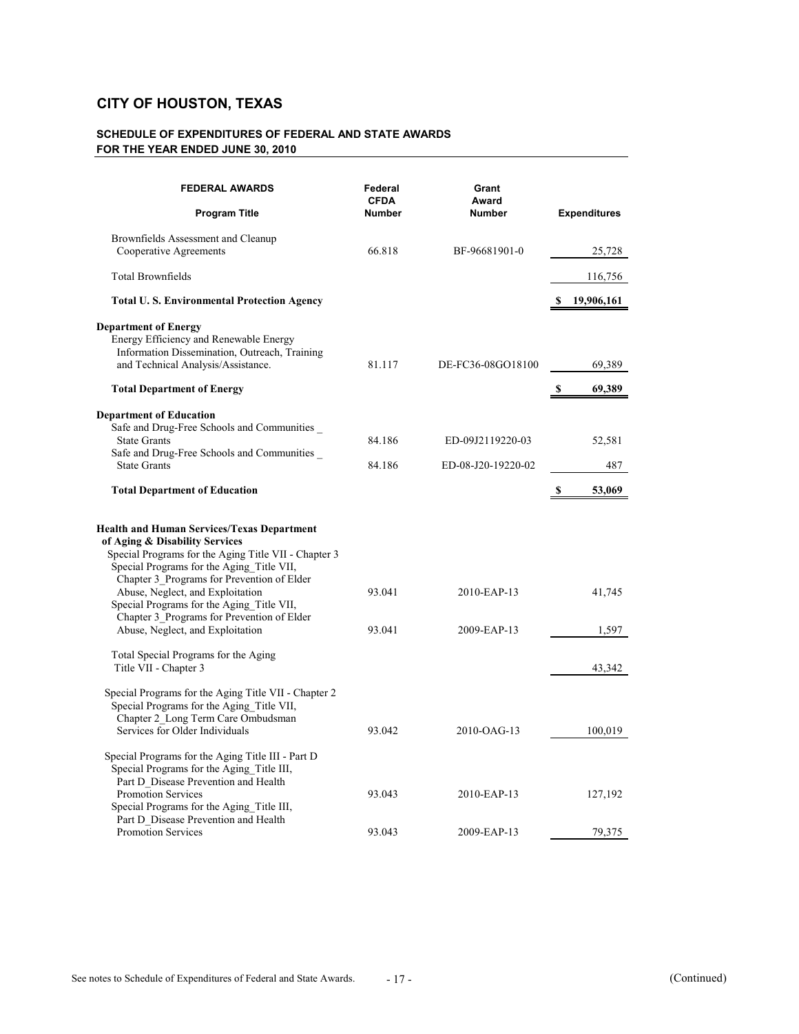## CITY OF HOUSTON, TEXAS

### SCHEDULE OF EXPENDITURES OF FEDERAL AND STATE AWARDS
### FOR THE YEAR ENDED JUNE 30, 2010

| FEDERAL AWARDS<br>Program Title | Federal CFDA Number | Grant Award Number | Expenditures |
|---|---|---|---|
| Brownfields Assessment and Cleanup Cooperative Agreements | 66.818 | BF-96681901-0 | 25,728 |
| Total Brownfields | | | 116,756 |
| **Total U. S. Environmental Protection Agency** | | | **$ 19,906,161** |
| **Department of Energy** | | | |
| Energy Efficiency and Renewable Energy Information Dissemination, Outreach, Training and Technical Analysis/Assistance. | 81.117 | DE-FC36-08GO18100 | 69,389 |
| **Total Department of Energy** | | | **$ 69,389** |
| **Department of Education** | | | |
| Safe and Drug-Free Schools and Communities _ State Grants | 84.186 | ED-09J2119220-03 | 52,581 |
| Safe and Drug-Free Schools and Communities _ State Grants | 84.186 | ED-08-J20-19220-02 | 487 |
| **Total Department of Education** | | | **$ 53,069** |
| **Health and Human Services/Texas Department of Aging & Disability Services** | | | |
| Special Programs for the Aging Title VII - Chapter 3 | | | |
| Special Programs for the Aging_Title VII, Chapter 3_Programs for Prevention of Elder Abuse, Neglect, and Exploitation | 93.041 | 2010-EAP-13 | 41,745 |
| Special Programs for the Aging_Title VII, Chapter 3_Programs for Prevention of Elder Abuse, Neglect, and Exploitation | 93.041 | 2009-EAP-13 | 1,597 |
| Total Special Programs for the Aging Title VII - Chapter 3 | | | 43,342 |
| Special Programs for the Aging Title VII - Chapter 2 | | | |
| Special Programs for the Aging_Title VII, Chapter 2_Long Term Care Ombudsman Services for Older Individuals | 93.042 | 2010-OAG-13 | 100,019 |
| Special Programs for the Aging Title III - Part D | | | |
| Special Programs for the Aging_Title III, Part D_Disease Prevention and Health Promotion Services | 93.043 | 2010-EAP-13 | 127,192 |
| Special Programs for the Aging_Title III, Part D_Disease Prevention and Health Promotion Services | 93.043 | 2009-EAP-13 | 79,375 |

See notes to Schedule of Expenditures of Federal and State Awards.

(Continued)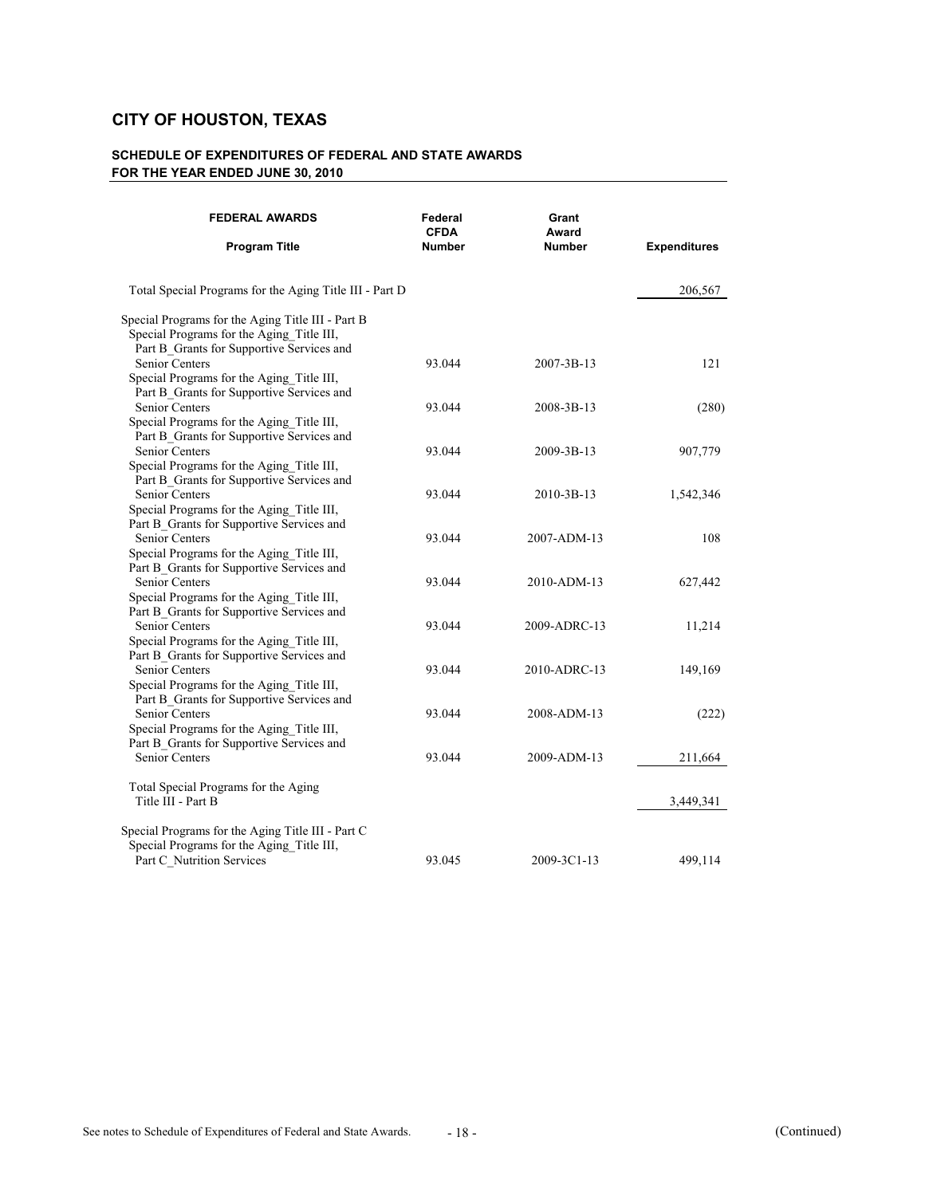## CITY OF HOUSTON, TEXAS

### SCHEDULE OF EXPENDITURES OF FEDERAL AND STATE AWARDS
### FOR THE YEAR ENDED JUNE 30, 2010

| FEDERAL AWARDS<br>Program Title | Federal CFDA Number | Grant Award Number | Expenditures |
|---|---|---|---|
| Total Special Programs for the Aging Title III - Part D | | | 206,567 |
| Special Programs for the Aging Title III - Part B | | | |
| Special Programs for the Aging_Title III, Part B_Grants for Supportive Services and Senior Centers | 93.044 | 2007-3B-13 | 121 |
| Special Programs for the Aging_Title III, Part B_Grants for Supportive Services and Senior Centers | 93.044 | 2008-3B-13 | (280) |
| Special Programs for the Aging_Title III, Part B_Grants for Supportive Services and Senior Centers | 93.044 | 2009-3B-13 | 907,779 |
| Special Programs for the Aging_Title III, Part B_Grants for Supportive Services and Senior Centers | 93.044 | 2010-3B-13 | 1,542,346 |
| Special Programs for the Aging_Title III, Part B_Grants for Supportive Services and Senior Centers | 93.044 | 2007-ADM-13 | 108 |
| Special Programs for the Aging_Title III, Part B_Grants for Supportive Services and Senior Centers | 93.044 | 2010-ADM-13 | 627,442 |
| Special Programs for the Aging_Title III, Part B_Grants for Supportive Services and Senior Centers | 93.044 | 2009-ADRC-13 | 11,214 |
| Special Programs for the Aging_Title III, Part B_Grants for Supportive Services and Senior Centers | 93.044 | 2010-ADRC-13 | 149,169 |
| Special Programs for the Aging_Title III, Part B_Grants for Supportive Services and Senior Centers | 93.044 | 2008-ADM-13 | (222) |
| Special Programs for the Aging_Title III, Part B_Grants for Supportive Services and Senior Centers | 93.044 | 2009-ADM-13 | 211,664 |
| Total Special Programs for the Aging Title III - Part B | | | 3,449,341 |
| Special Programs for the Aging Title III - Part C | | | |
| Special Programs for the Aging_Title III, Part C_Nutrition Services | 93.045 | 2009-3C1-13 | 499,114 |

See notes to Schedule of Expenditures of Federal and State Awards.

(Continued)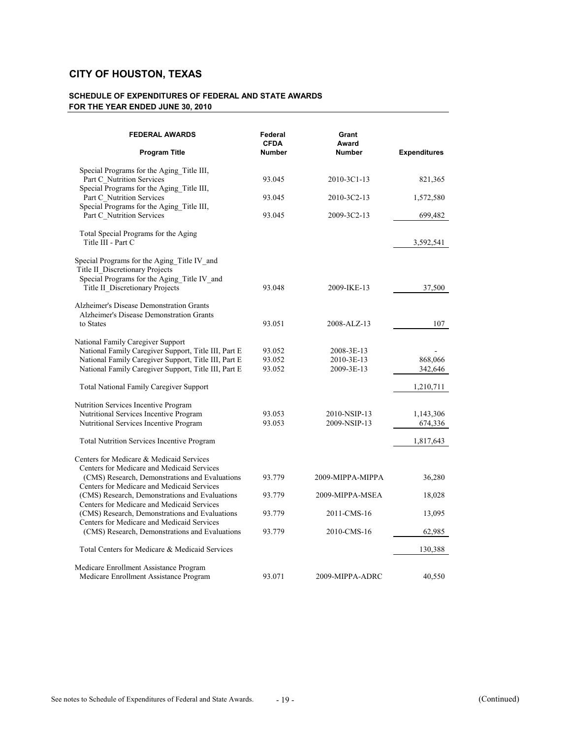# CITY OF HOUSTON, TEXAS

## SCHEDULE OF EXPENDITURES OF FEDERAL AND STATE AWARDS
## FOR THE YEAR ENDED JUNE 30, 2010

| FEDERAL AWARDS<br>Program Title | Federal CFDA Number | Grant Award Number | Expenditures |
|---|---|---|---|
| Special Programs for the Aging_Title III, Part C_Nutrition Services | 93.045 | 2010-3C1-13 | 821,365 |
| Special Programs for the Aging_Title III, Part C_Nutrition Services | 93.045 | 2010-3C2-13 | 1,572,580 |
| Special Programs for the Aging_Title III, Part C_Nutrition Services | 93.045 | 2009-3C2-13 | 699,482 |
| Total Special Programs for the Aging Title III - Part C | | | 3,592,541 |
| Special Programs for the Aging_Title IV_and Title II_Discretionary Projects | | | |
| Special Programs for the Aging_Title IV_and Title II_Discretionary Projects | 93.048 | 2009-IKE-13 | 37,500 |
| Alzheimer's Disease Demonstration Grants | | | |
| Alzheimer's Disease Demonstration Grants to States | 93.051 | 2008-ALZ-13 | 107 |
| National Family Caregiver Support | | | |
| National Family Caregiver Support, Title III, Part E | 93.052 | 2008-3E-13 | - |
| National Family Caregiver Support, Title III, Part E | 93.052 | 2010-3E-13 | 868,066 |
| National Family Caregiver Support, Title III, Part E | 93.052 | 2009-3E-13 | 342,646 |
| Total National Family Caregiver Support | | | 1,210,711 |
| Nutrition Services Incentive Program | | | |
| Nutritional Services Incentive Program | 93.053 | 2010-NSIP-13 | 1,143,306 |
| Nutritional Services Incentive Program | 93.053 | 2009-NSIP-13 | 674,336 |
| Total Nutrition Services Incentive Program | | | 1,817,643 |
| Centers for Medicare & Medicaid Services | | | |
| Centers for Medicare and Medicaid Services (CMS) Research, Demonstrations and Evaluations | 93.779 | 2009-MIPPA-MIPPA | 36,280 |
| Centers for Medicare and Medicaid Services (CMS) Research, Demonstrations and Evaluations | 93.779 | 2009-MIPPA-MSEA | 18,028 |
| Centers for Medicare and Medicaid Services (CMS) Research, Demonstrations and Evaluations | 93.779 | 2011-CMS-16 | 13,095 |
| Centers for Medicare and Medicaid Services (CMS) Research, Demonstrations and Evaluations | 93.779 | 2010-CMS-16 | 62,985 |
| Total Centers for Medicare & Medicaid Services | | | 130,388 |
| Medicare Enrollment Assistance Program | | | |
| Medicare Enrollment Assistance Program | 93.071 | 2009-MIPPA-ADRC | 40,550 |

See notes to Schedule of Expenditures of Federal and State Awards.

(Continued)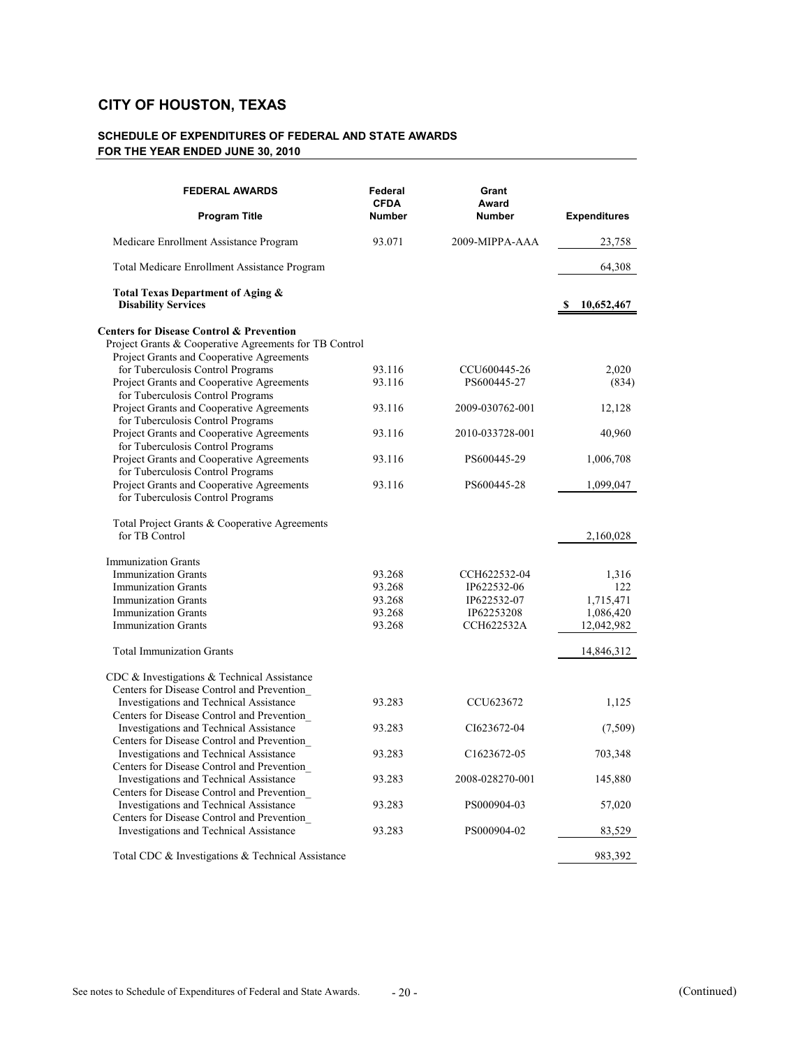# CITY OF HOUSTON, TEXAS

## SCHEDULE OF EXPENDITURES OF FEDERAL AND STATE AWARDS
## FOR THE YEAR ENDED JUNE 30, 2010

| FEDERAL AWARDS<br>Program Title | Federal CFDA Number | Grant Award Number | Expenditures |
|---|---|---|---|
| Medicare Enrollment Assistance Program | 93.071 | 2009-MIPPA-AAA | 23,758 |
| Total Medicare Enrollment Assistance Program | | | 64,308 |
| **Total Texas Department of Aging & Disability Services** | | | **$ 10,652,467** |
| **Centers for Disease Control & Prevention** | | | |
| Project Grants & Cooperative Agreements for TB Control | | | |
| Project Grants and Cooperative Agreements for Tuberculosis Control Programs | 93.116 | CCU600445-26 | 2,020 |
| Project Grants and Cooperative Agreements for Tuberculosis Control Programs | 93.116 | PS600445-27 | (834) |
| Project Grants and Cooperative Agreements for Tuberculosis Control Programs | 93.116 | 2009-030762-001 | 12,128 |
| Project Grants and Cooperative Agreements for Tuberculosis Control Programs | 93.116 | 2010-033728-001 | 40,960 |
| Project Grants and Cooperative Agreements for Tuberculosis Control Programs | 93.116 | PS600445-29 | 1,006,708 |
| Project Grants and Cooperative Agreements for Tuberculosis Control Programs | 93.116 | PS600445-28 | 1,099,047 |
| Total Project Grants & Cooperative Agreements for TB Control | | | 2,160,028 |
| Immunization Grants | | | |
| Immunization Grants | 93.268 | CCH622532-04 | 1,316 |
| Immunization Grants | 93.268 | IP622532-06 | 122 |
| Immunization Grants | 93.268 | IP622532-07 | 1,715,471 |
| Immunization Grants | 93.268 | IP62253208 | 1,086,420 |
| Immunization Grants | 93.268 | CCH622532A | 12,042,982 |
| Total Immunization Grants | | | 14,846,312 |
| CDC & Investigations & Technical Assistance | | | |
| Centers for Disease Control and Prevention_ Investigations and Technical Assistance | 93.283 | CCU623672 | 1,125 |
| Centers for Disease Control and Prevention_ Investigations and Technical Assistance | 93.283 | CI623672-04 | (7,509) |
| Centers for Disease Control and Prevention_ Investigations and Technical Assistance | 93.283 | C1623672-05 | 703,348 |
| Centers for Disease Control and Prevention_ Investigations and Technical Assistance | 93.283 | 2008-028270-001 | 145,880 |
| Centers for Disease Control and Prevention_ Investigations and Technical Assistance | 93.283 | PS000904-03 | 57,020 |
| Centers for Disease Control and Prevention_ Investigations and Technical Assistance | 93.283 | PS000904-02 | 83,529 |
| Total CDC & Investigations & Technical Assistance | | | 983,392 |

See notes to Schedule of Expenditures of Federal and State Awards. (Continued)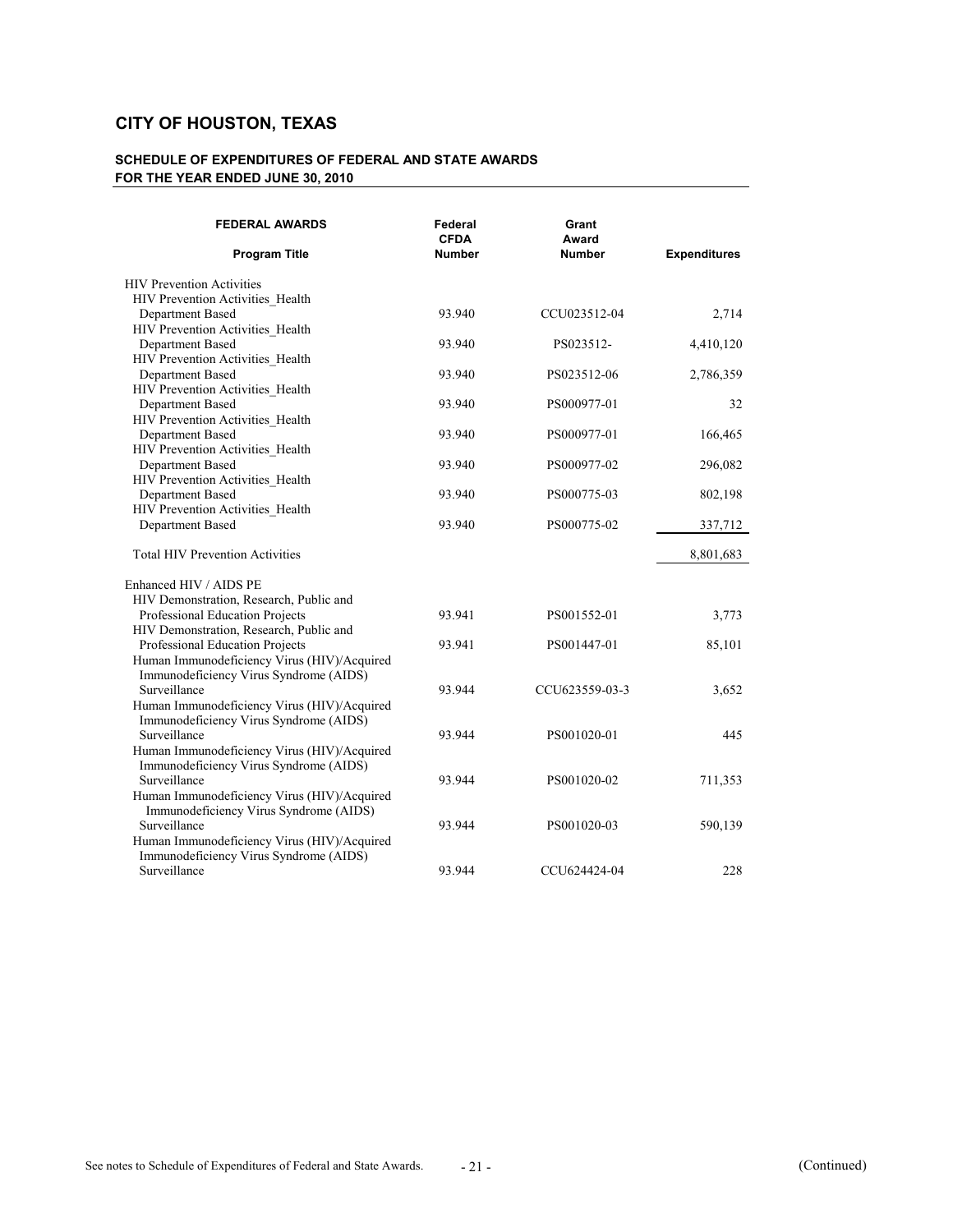# CITY OF HOUSTON, TEXAS

## SCHEDULE OF EXPENDITURES OF FEDERAL AND STATE AWARDS
## FOR THE YEAR ENDED JUNE 30, 2010

| FEDERAL AWARDS<br>Program Title | Federal CFDA Number | Grant Award Number | Expenditures |
|---|---|---|---|
| HIV Prevention Activities | | | |
| HIV Prevention Activities_Health Department Based | 93.940 | CCU023512-04 | 2,714 |
| HIV Prevention Activities_Health Department Based | 93.940 | PS023512- | 4,410,120 |
| HIV Prevention Activities_Health Department Based | 93.940 | PS023512-06 | 2,786,359 |
| HIV Prevention Activities_Health Department Based | 93.940 | PS000977-01 | 32 |
| HIV Prevention Activities_Health Department Based | 93.940 | PS000977-01 | 166,465 |
| HIV Prevention Activities_Health Department Based | 93.940 | PS000977-02 | 296,082 |
| HIV Prevention Activities_Health Department Based | 93.940 | PS000775-03 | 802,198 |
| HIV Prevention Activities_Health Department Based | 93.940 | PS000775-02 | 337,712 |
| Total HIV Prevention Activities | | | 8,801,683 |
| Enhanced HIV / AIDS PE | | | |
| HIV Demonstration, Research, Public and Professional Education Projects | 93.941 | PS001552-01 | 3,773 |
| HIV Demonstration, Research, Public and Professional Education Projects | 93.941 | PS001447-01 | 85,101 |
| Human Immunodeficiency Virus (HIV)/Acquired Immunodeficiency Virus Syndrome (AIDS) Surveillance | 93.944 | CCU623559-03-3 | 3,652 |
| Human Immunodeficiency Virus (HIV)/Acquired Immunodeficiency Virus Syndrome (AIDS) Surveillance | 93.944 | PS001020-01 | 445 |
| Human Immunodeficiency Virus (HIV)/Acquired Immunodeficiency Virus Syndrome (AIDS) Surveillance | 93.944 | PS001020-02 | 711,353 |
| Human Immunodeficiency Virus (HIV)/Acquired Immunodeficiency Virus Syndrome (AIDS) Surveillance | 93.944 | PS001020-03 | 590,139 |
| Human Immunodeficiency Virus (HIV)/Acquired Immunodeficiency Virus Syndrome (AIDS) Surveillance | 93.944 | CCU624424-04 | 228 |

See notes to Schedule of Expenditures of Federal and State Awards.

(Continued)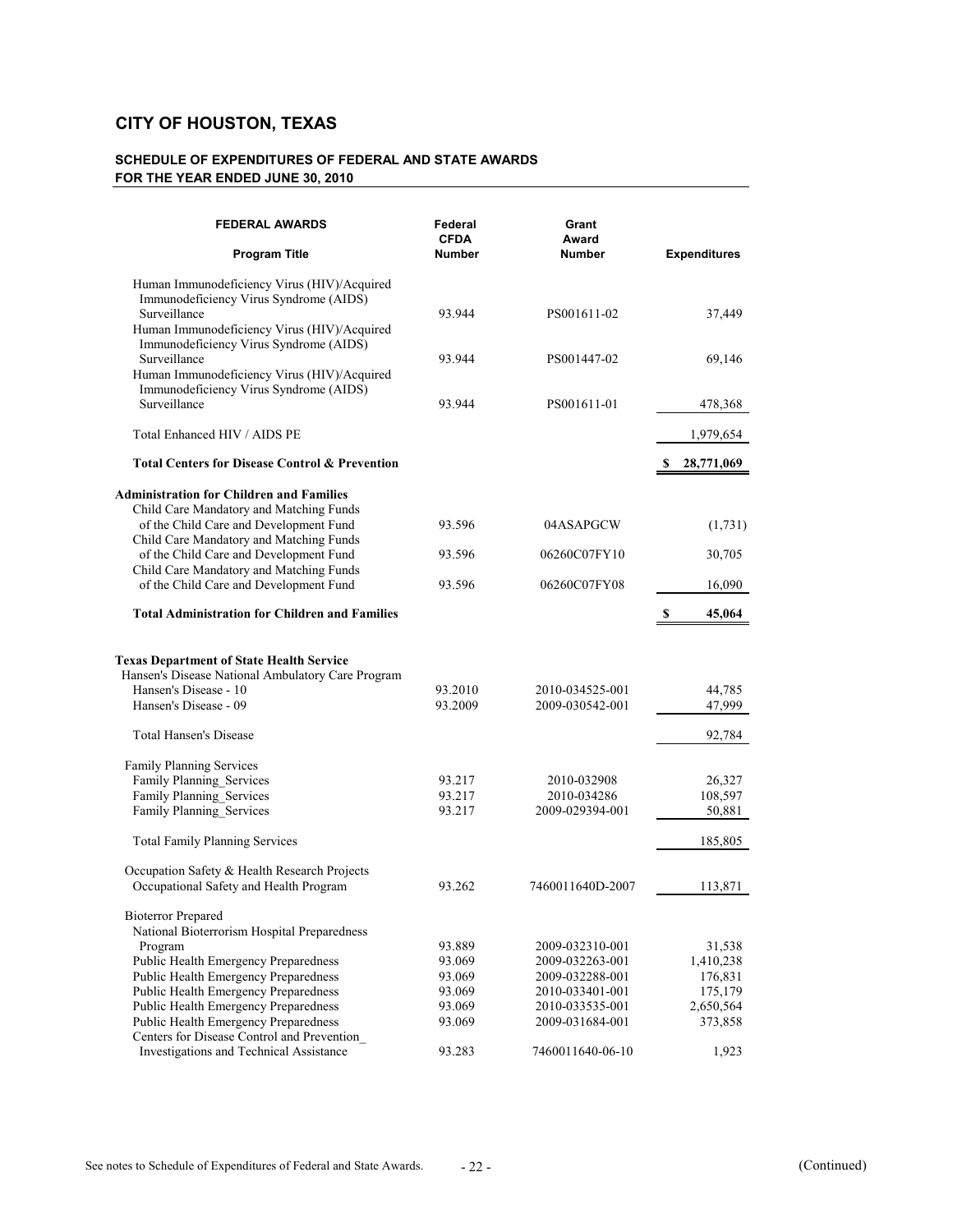# CITY OF HOUSTON, TEXAS

## SCHEDULE OF EXPENDITURES OF FEDERAL AND STATE AWARDS
## FOR THE YEAR ENDED JUNE 30, 2010

| FEDERAL AWARDS<br>Program Title | Federal CFDA Number | Grant Award Number | Expenditures |
|---|---|---|---|
| Human Immunodeficiency Virus (HIV)/Acquired Immunodeficiency Virus Syndrome (AIDS) Surveillance | 93.944 | PS001611-02 | 37,449 |
| Human Immunodeficiency Virus (HIV)/Acquired Immunodeficiency Virus Syndrome (AIDS) Surveillance | 93.944 | PS001447-02 | 69,146 |
| Human Immunodeficiency Virus (HIV)/Acquired Immunodeficiency Virus Syndrome (AIDS) Surveillance | 93.944 | PS001611-01 | 478,368 |
| Total Enhanced HIV / AIDS PE | | | 1,979,654 |
| **Total Centers for Disease Control & Prevention** | | | **$ 28,771,069** |
| **Administration for Children and Families** | | | |
| Child Care Mandatory and Matching Funds of the Child Care and Development Fund | 93.596 | 04ASAPGCW | (1,731) |
| Child Care Mandatory and Matching Funds of the Child Care and Development Fund | 93.596 | 06260C07FY10 | 30,705 |
| Child Care Mandatory and Matching Funds of the Child Care and Development Fund | 93.596 | 06260C07FY08 | 16,090 |
| **Total Administration for Children and Families** | | | **$ 45,064** |
| **Texas Department of State Health Service** | | | |
| Hansen's Disease National Ambulatory Care Program | | | |
| Hansen's Disease - 10 | 93.2010 | 2010-034525-001 | 44,785 |
| Hansen's Disease - 09 | 93.2009 | 2009-030542-001 | 47,999 |
| Total Hansen's Disease | | | 92,784 |
| Family Planning Services | | | |
| Family Planning_Services | 93.217 | 2010-032908 | 26,327 |
| Family Planning_Services | 93.217 | 2010-034286 | 108,597 |
| Family Planning_Services | 93.217 | 2009-029394-001 | 50,881 |
| Total Family Planning Services | | | 185,805 |
| Occupation Safety & Health Research Projects | | | |
| Occupational Safety and Health Program | 93.262 | 7460011640D-2007 | 113,871 |
| Bioterror Prepared | | | |
| National Bioterrorism Hospital Preparedness Program | 93.889 | 2009-032310-001 | 31,538 |
| Public Health Emergency Preparedness | 93.069 | 2009-032263-001 | 1,410,238 |
| Public Health Emergency Preparedness | 93.069 | 2009-032288-001 | 176,831 |
| Public Health Emergency Preparedness | 93.069 | 2010-033401-001 | 175,179 |
| Public Health Emergency Preparedness | 93.069 | 2010-033535-001 | 2,650,564 |
| Public Health Emergency Preparedness | 93.069 | 2009-031684-001 | 373,858 |
| Centers for Disease Control and Prevention_ Investigations and Technical Assistance | 93.283 | 7460011640-06-10 | 1,923 |

See notes to Schedule of Expenditures of Federal and State Awards.

(Continued)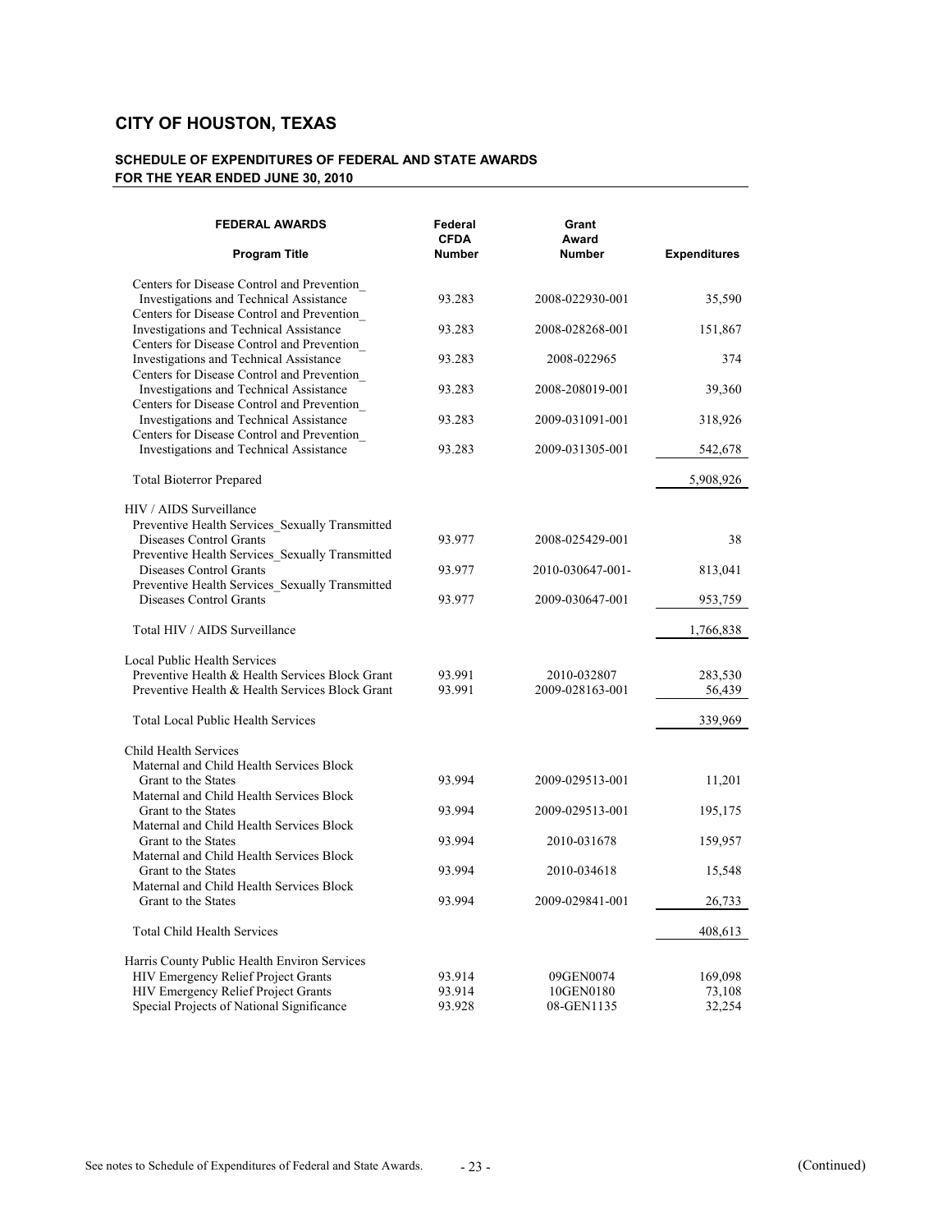# CITY OF HOUSTON, TEXAS

## SCHEDULE OF EXPENDITURES OF FEDERAL AND STATE AWARDS
## FOR THE YEAR ENDED JUNE 30, 2010

| FEDERAL AWARDS<br>Program Title | Federal CFDA Number | Grant Award Number | Expenditures |
|---|---|---|---|
| Centers for Disease Control and Prevention_ Investigations and Technical Assistance | 93.283 | 2008-022930-001 | 35,590 |
| Centers for Disease Control and Prevention_ Investigations and Technical Assistance | 93.283 | 2008-028268-001 | 151,867 |
| Centers for Disease Control and Prevention_ Investigations and Technical Assistance | 93.283 | 2008-022965 | 374 |
| Centers for Disease Control and Prevention_ Investigations and Technical Assistance | 93.283 | 2008-208019-001 | 39,360 |
| Centers for Disease Control and Prevention_ Investigations and Technical Assistance | 93.283 | 2009-031091-001 | 318,926 |
| Centers for Disease Control and Prevention_ Investigations and Technical Assistance | 93.283 | 2009-031305-001 | 542,678 |
| Total Bioterror Prepared | | | 5,908,926 |
| HIV / AIDS Surveillance | | | |
| Preventive Health Services_Sexually Transmitted Diseases Control Grants | 93.977 | 2008-025429-001 | 38 |
| Preventive Health Services_Sexually Transmitted Diseases Control Grants | 93.977 | 2010-030647-001- | 813,041 |
| Preventive Health Services_Sexually Transmitted Diseases Control Grants | 93.977 | 2009-030647-001 | 953,759 |
| Total HIV / AIDS Surveillance | | | 1,766,838 |
| Local Public Health Services | | | |
| Preventive Health & Health Services Block Grant | 93.991 | 2010-032807 | 283,530 |
| Preventive Health & Health Services Block Grant | 93.991 | 2009-028163-001 | 56,439 |
| Total Local Public Health Services | | | 339,969 |
| Child Health Services | | | |
| Maternal and Child Health Services Block Grant to the States | 93.994 | 2009-029513-001 | 11,201 |
| Maternal and Child Health Services Block Grant to the States | 93.994 | 2009-029513-001 | 195,175 |
| Maternal and Child Health Services Block Grant to the States | 93.994 | 2010-031678 | 159,957 |
| Maternal and Child Health Services Block Grant to the States | 93.994 | 2010-034618 | 15,548 |
| Maternal and Child Health Services Block Grant to the States | 93.994 | 2009-029841-001 | 26,733 |
| Total Child Health Services | | | 408,613 |
| Harris County Public Health Environ Services | | | |
| HIV Emergency Relief Project Grants | 93.914 | 09GEN0074 | 169,098 |
| HIV Emergency Relief Project Grants | 93.914 | 10GEN0180 | 73,108 |
| Special Projects of National Significance | 93.928 | 08-GEN1135 | 32,254 |

See notes to Schedule of Expenditures of Federal and State Awards. (Continued)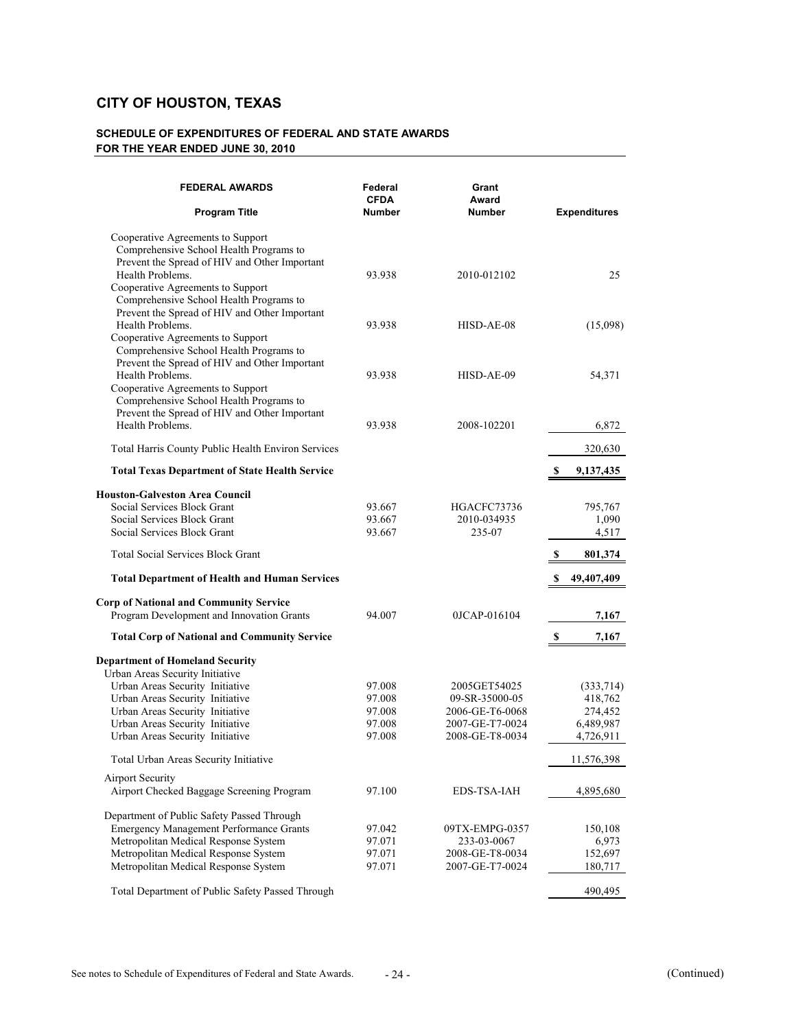## CITY OF HOUSTON, TEXAS

### SCHEDULE OF EXPENDITURES OF FEDERAL AND STATE AWARDS
### FOR THE YEAR ENDED JUNE 30, 2010

| FEDERAL AWARDS<br>Program Title | Federal CFDA Number | Grant Award Number | Expenditures |
|---|---|---|---|
| Cooperative Agreements to Support Comprehensive School Health Programs to Prevent the Spread of HIV and Other Important Health Problems. | 93.938 | 2010-012102 | 25 |
| Cooperative Agreements to Support Comprehensive School Health Programs to Prevent the Spread of HIV and Other Important Health Problems. | 93.938 | HISD-AE-08 | (15,098) |
| Cooperative Agreements to Support Comprehensive School Health Programs to Prevent the Spread of HIV and Other Important Health Problems. | 93.938 | HISD-AE-09 | 54,371 |
| Cooperative Agreements to Support Comprehensive School Health Programs to Prevent the Spread of HIV and Other Important Health Problems. | 93.938 | 2008-102201 | 6,872 |
| Total Harris County Public Health Environ Services | | | 320,630 |
| **Total Texas Department of State Health Service** | | | **$ 9,137,435** |
| **Houston-Galveston Area Council** | | | |
| Social Services Block Grant | 93.667 | HGACFC73736 | 795,767 |
| Social Services Block Grant | 93.667 | 2010-034935 | 1,090 |
| Social Services Block Grant | 93.667 | 235-07 | 4,517 |
| Total Social Services Block Grant | | | **$ 801,374** |
| **Total Department of Health and Human Services** | | | **$ 49,407,409** |
| **Corp of National and Community Service** | | | |
| Program Development and Innovation Grants | 94.007 | 0JCAP-016104 | **7,167** |
| **Total Corp of National and Community Service** | | | **$ 7,167** |
| **Department of Homeland Security** | | | |
| Urban Areas Security Initiative | | | |
| Urban Areas Security Initiative | 97.008 | 2005GET54025 | (333,714) |
| Urban Areas Security Initiative | 97.008 | 09-SR-35000-05 | 418,762 |
| Urban Areas Security Initiative | 97.008 | 2006-GE-T6-0068 | 274,452 |
| Urban Areas Security Initiative | 97.008 | 2007-GE-T7-0024 | 6,489,987 |
| Urban Areas Security Initiative | 97.008 | 2008-GE-T8-0034 | 4,726,911 |
| Total Urban Areas Security Initiative | | | 11,576,398 |
| Airport Security | | | |
| Airport Checked Baggage Screening Program | 97.100 | EDS-TSA-IAH | 4,895,680 |
| Department of Public Safety Passed Through | | | |
| Emergency Management Performance Grants | 97.042 | 09TX-EMPG-0357 | 150,108 |
| Metropolitan Medical Response System | 97.071 | 233-03-0067 | 6,973 |
| Metropolitan Medical Response System | 97.071 | 2008-GE-T8-0034 | 152,697 |
| Metropolitan Medical Response System | 97.071 | 2007-GE-T7-0024 | 180,717 |
| Total Department of Public Safety Passed Through | | | 490,495 |

See notes to Schedule of Expenditures of Federal and State Awards.

(Continued)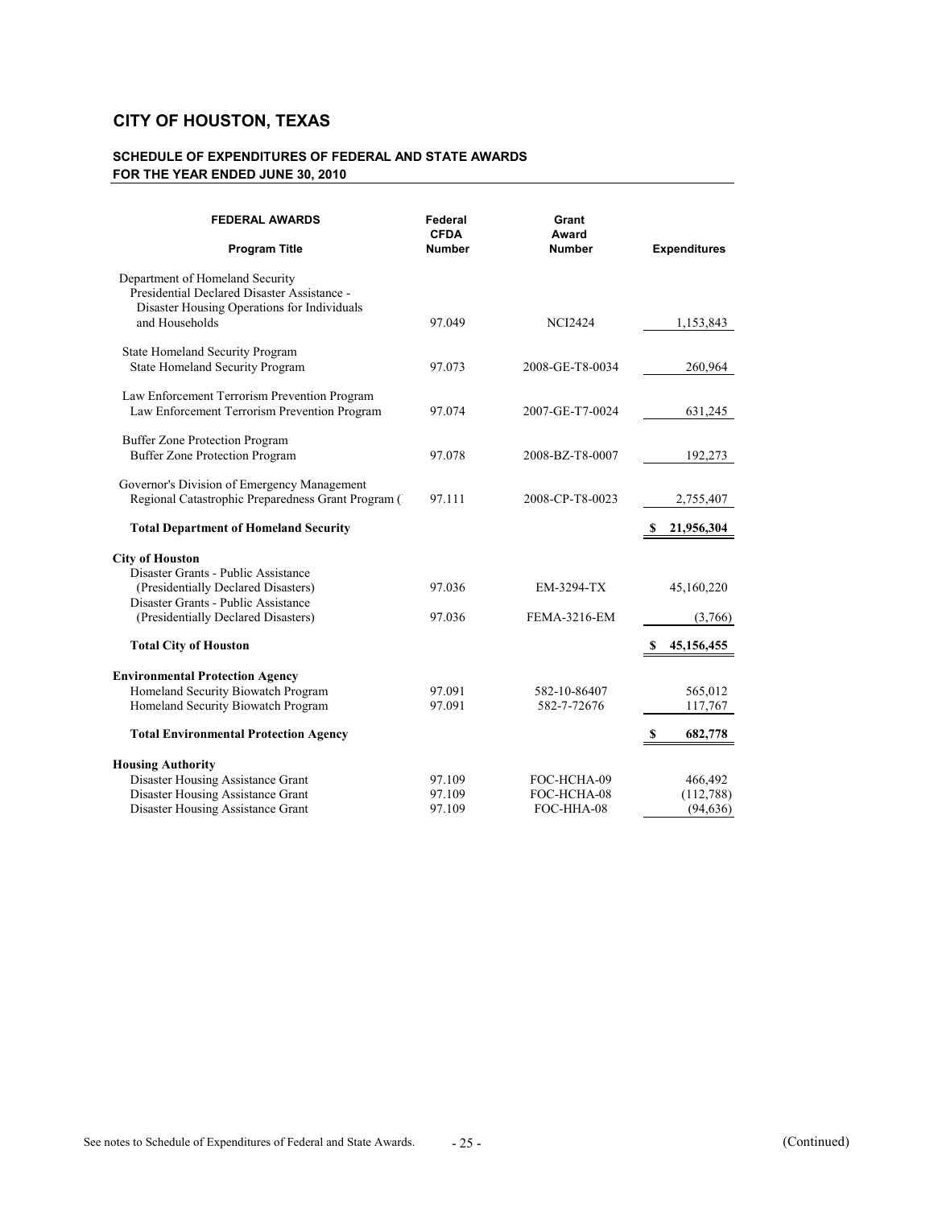# CITY OF HOUSTON, TEXAS

## SCHEDULE OF EXPENDITURES OF FEDERAL AND STATE AWARDS
## FOR THE YEAR ENDED JUNE 30, 2010

| FEDERAL AWARDS<br>Program Title | Federal CFDA Number | Grant Award Number | Expenditures |
|---|---|---|---|
| Department of Homeland Security<br>Presidential Declared Disaster Assistance - Disaster Housing Operations for Individuals and Households | 97.049 | NCI2424 | 1,153,843 |
| State Homeland Security Program<br>State Homeland Security Program | 97.073 | 2008-GE-T8-0034 | 260,964 |
| Law Enforcement Terrorism Prevention Program<br>Law Enforcement Terrorism Prevention Program | 97.074 | 2007-GE-T7-0024 | 631,245 |
| Buffer Zone Protection Program<br>Buffer Zone Protection Program | 97.078 | 2008-BZ-T8-0007 | 192,273 |
| Governor's Division of Emergency Management<br>Regional Catastrophic Preparedness Grant Program ( | 97.111 | 2008-CP-T8-0023 | 2,755,407 |
| **Total Department of Homeland Security** | | | **$ 21,956,304** |
| **City of Houston** | | | |
| Disaster Grants - Public Assistance (Presidentially Declared Disasters) | 97.036 | EM-3294-TX | 45,160,220 |
| Disaster Grants - Public Assistance (Presidentially Declared Disasters) | 97.036 | FEMA-3216-EM | (3,766) |
| **Total City of Houston** | | | **$ 45,156,455** |
| **Environmental Protection Agency** | | | |
| Homeland Security Biowatch Program | 97.091 | 582-10-86407 | 565,012 |
| Homeland Security Biowatch Program | 97.091 | 582-7-72676 | 117,767 |
| **Total Environmental Protection Agency** | | | **$ 682,778** |
| **Housing Authority** | | | |
| Disaster Housing Assistance Grant | 97.109 | FOC-HCHA-09 | 466,492 |
| Disaster Housing Assistance Grant | 97.109 | FOC-HCHA-08 | (112,788) |
| Disaster Housing Assistance Grant | 97.109 | FOC-HHA-08 | (94,636) |

See notes to Schedule of Expenditures of Federal and State Awards.

(Continued)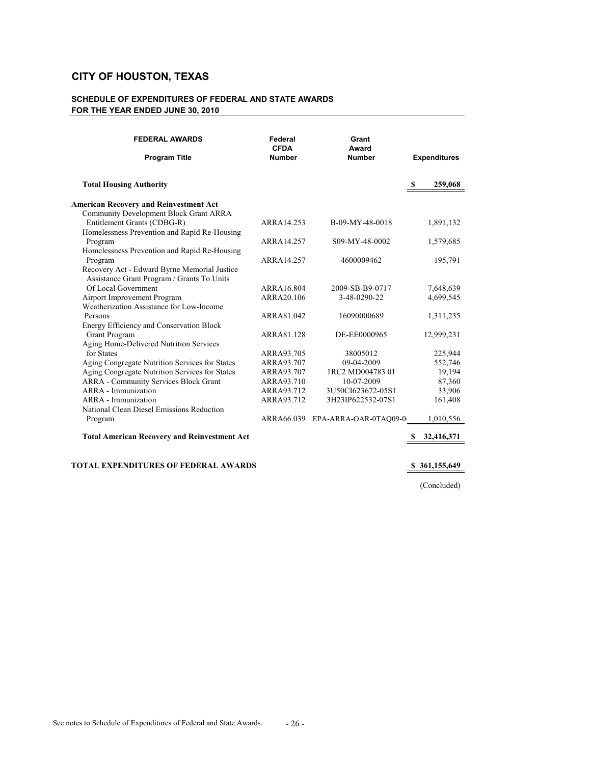# CITY OF HOUSTON, TEXAS

## SCHEDULE OF EXPENDITURES OF FEDERAL AND STATE AWARDS
## FOR THE YEAR ENDED JUNE 30, 2010

| FEDERAL AWARDS<br>Program Title | Federal CFDA Number | Grant Award Number | Expenditures |
|---|---|---|---|
| **Total Housing Authority** | | | **$ 259,068** |
| **American Recovery and Reinvestment Act** | | | |
| Community Development Block Grant ARRA Entitlement Grants (CDBG-R) | ARRA14.253 | B-09-MY-48-0018 | 1,891,132 |
| Homelessness Prevention and Rapid Re-Housing Program | ARRA14.257 | S09-MY-48-0002 | 1,579,685 |
| Homelessness Prevention and Rapid Re-Housing Program | ARRA14.257 | 4600009462 | 195,791 |
| Recovery Act - Edward Byrne Memorial Justice Assistance Grant Program / Grants To Units Of Local Government | ARRA16.804 | 2009-SB-B9-0717 | 7,648,639 |
| Airport Improvement Program | ARRA20.106 | 3-48-0290-22 | 4,699,545 |
| Weatherization Assistance for Low-Income Persons | ARRA81.042 | 16090000689 | 1,311,235 |
| Energy Efficiency and Conservation Block Grant Program | ARRA81.128 | DE-EE0000965 | 12,999,231 |
| Aging Home-Delivered Nutrition Services for States | ARRA93.705 | 38005012 | 225,944 |
| Aging Congregate Nutrition Services for States | ARRA93.707 | 09-04-2009 | 552,746 |
| Aging Congregate Nutrition Services for States | ARRA93.707 | 1RC2 MD004783 01 | 19,194 |
| ARRA - Community Services Block Grant | ARRA93.710 | 10-07-2009 | 87,360 |
| ARRA - Immunization | ARRA93.712 | 3U50CI623672-05S1 | 33,906 |
| ARRA - Immunization | ARRA93.712 | 3H23IP622532-07S1 | 161,408 |
| National Clean Diesel Emissions Reduction Program | ARRA66.039 | EPA-ARRA-OAR-0TAQ09-0 | 1,010,556 |
| **Total American Recovery and Reinvestment Act** | | | **$ 32,416,371** |
| **TOTAL EXPENDITURES OF FEDERAL AWARDS** | | | **$ 361,155,649** |

(Concluded)

See notes to Schedule of Expenditures of Federal and State Awards.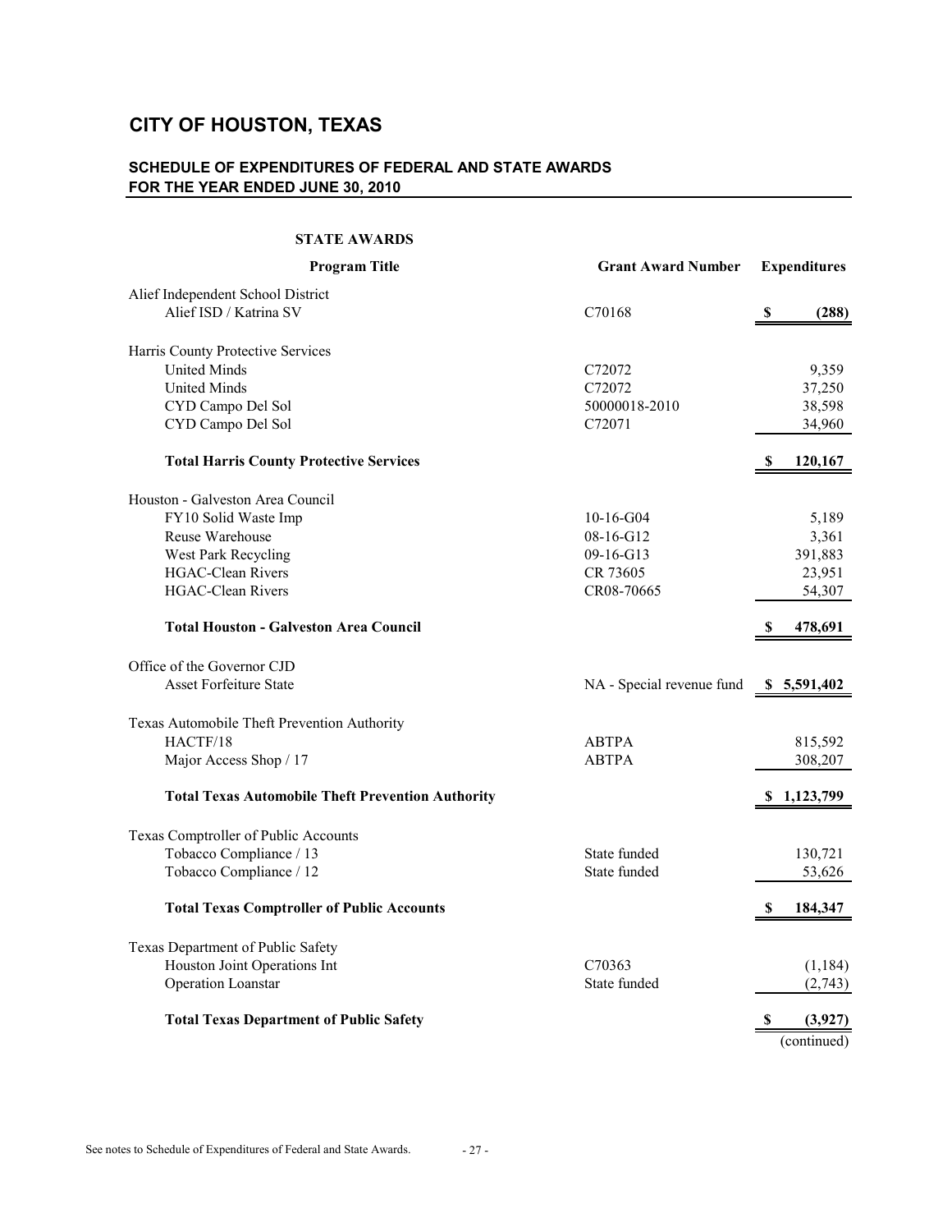# CITY OF HOUSTON, TEXAS

## SCHEDULE OF EXPENDITURES OF FEDERAL AND STATE AWARDS FOR THE YEAR ENDED JUNE 30, 2010

### STATE AWARDS

| Program Title | Grant Award Number | Expenditures |
|---|---|---|
| Alief Independent School District | | |
| Alief ISD / Katrina SV | C70168 | $ (288) |
| | | |
| Harris County Protective Services | | |
| United Minds | C72072 | 9,359 |
| United Minds | C72072 | 37,250 |
| CYD Campo Del Sol | 50000018-2010 | 38,598 |
| CYD Campo Del Sol | C72071 | 34,960 |
| **Total Harris County Protective Services** | | **$ 120,167** |
| | | |
| Houston - Galveston Area Council | | |
| FY10 Solid Waste Imp | 10-16-G04 | 5,189 |
| Reuse Warehouse | 08-16-G12 | 3,361 |
| West Park Recycling | 09-16-G13 | 391,883 |
| HGAC-Clean Rivers | CR 73605 | 23,951 |
| HGAC-Clean Rivers | CR08-70665 | 54,307 |
| **Total Houston - Galveston Area Council** | | **$ 478,691** |
| | | |
| Office of the Governor CJD | | |
| Asset Forfeiture State | NA - Special revenue fund | $ 5,591,402 |
| | | |
| Texas Automobile Theft Prevention Authority | | |
| HACTF/18 | ABTPA | 815,592 |
| Major Access Shop / 17 | ABTPA | 308,207 |
| **Total Texas Automobile Theft Prevention Authority** | | **$ 1,123,799** |
| | | |
| Texas Comptroller of Public Accounts | | |
| Tobacco Compliance / 13 | State funded | 130,721 |
| Tobacco Compliance / 12 | State funded | 53,626 |
| **Total Texas Comptroller of Public Accounts** | | **$ 184,347** |
| | | |
| Texas Department of Public Safety | | |
| Houston Joint Operations Int | C70363 | (1,184) |
| Operation Loanstar | State funded | (2,743) |
| **Total Texas Department of Public Safety** | | **$ (3,927)** |

(continued)

See notes to Schedule of Expenditures of Federal and State Awards.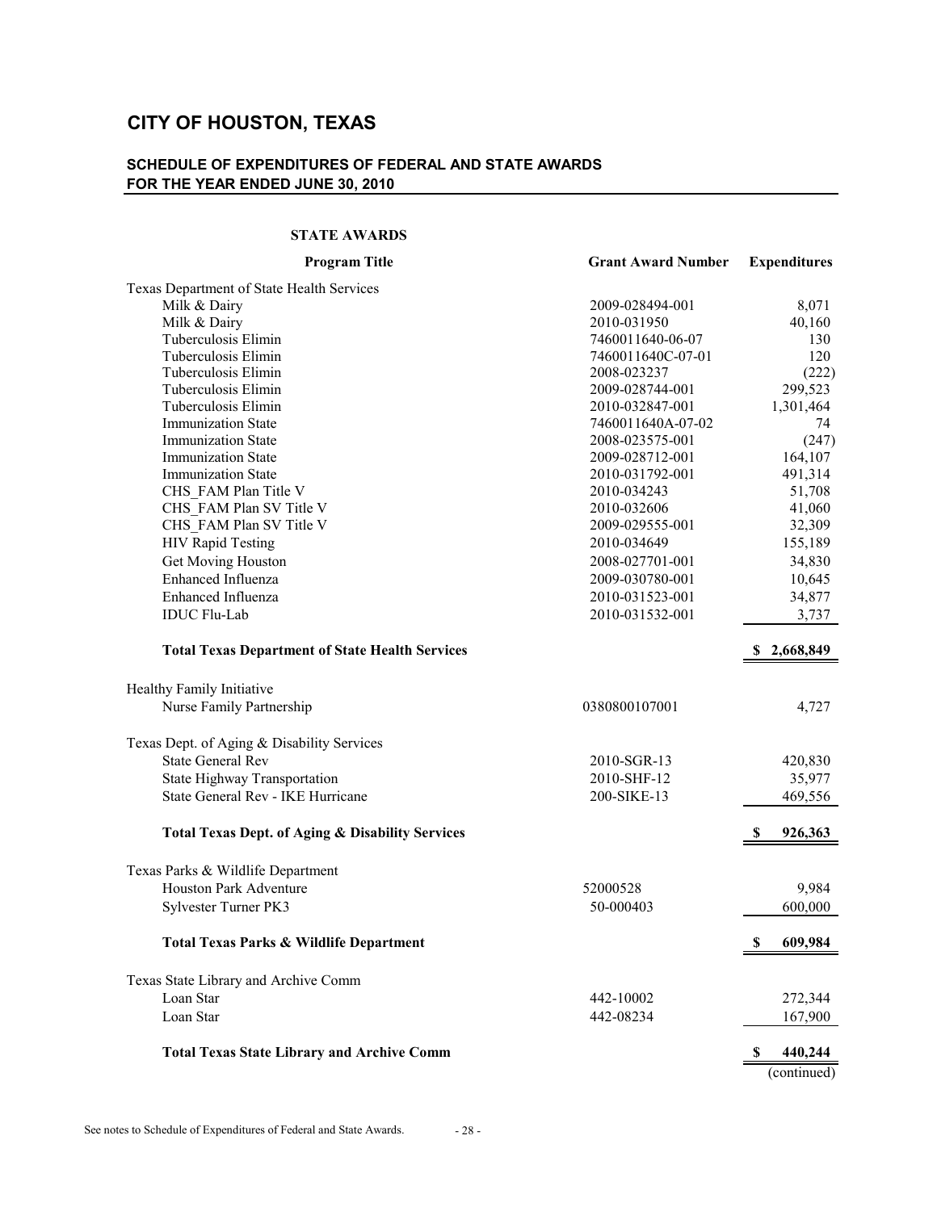# CITY OF HOUSTON, TEXAS

## SCHEDULE OF EXPENDITURES OF FEDERAL AND STATE AWARDS
## FOR THE YEAR ENDED JUNE 30, 2010

### STATE AWARDS

| Program Title | Grant Award Number | Expenditures |
|---|---|---|
| Texas Department of State Health Services | | |
| Milk & Dairy | 2009-028494-001 | 8,071 |
| Milk & Dairy | 2010-031950 | 40,160 |
| Tuberculosis Elimin | 7460011640-06-07 | 130 |
| Tuberculosis Elimin | 7460011640C-07-01 | 120 |
| Tuberculosis Elimin | 2008-023237 | (222) |
| Tuberculosis Elimin | 2009-028744-001 | 299,523 |
| Tuberculosis Elimin | 2010-032847-001 | 1,301,464 |
| Immunization State | 7460011640A-07-02 | 74 |
| Immunization State | 2008-023575-001 | (247) |
| Immunization State | 2009-028712-001 | 164,107 |
| Immunization State | 2010-031792-001 | 491,314 |
| CHS_FAM Plan Title V | 2010-034243 | 51,708 |
| CHS_FAM Plan SV Title V | 2010-032606 | 41,060 |
| CHS_FAM Plan SV Title V | 2009-029555-001 | 32,309 |
| HIV Rapid Testing | 2010-034649 | 155,189 |
| Get Moving Houston | 2008-027701-001 | 34,830 |
| Enhanced Influenza | 2009-030780-001 | 10,645 |
| Enhanced Influenza | 2010-031523-001 | 34,877 |
| IDUC Flu-Lab | 2010-031532-001 | 3,737 |
| **Total Texas Department of State Health Services** | | **$ 2,668,849** |
| Healthy Family Initiative | | |
| Nurse Family Partnership | 0380800107001 | 4,727 |
| Texas Dept. of Aging & Disability Services | | |
| State General Rev | 2010-SGR-13 | 420,830 |
| State Highway Transportation | 2010-SHF-12 | 35,977 |
| State General Rev - IKE Hurricane | 200-SIKE-13 | 469,556 |
| **Total Texas Dept. of Aging & Disability Services** | | **$ 926,363** |
| Texas Parks & Wildlife Department | | |
| Houston Park Adventure | 52000528 | 9,984 |
| Sylvester Turner PK3 | 50-000403 | 600,000 |
| **Total Texas Parks & Wildlife Department** | | **$ 609,984** |
| Texas State Library and Archive Comm | | |
| Loan Star | 442-10002 | 272,344 |
| Loan Star | 442-08234 | 167,900 |
| **Total Texas State Library and Archive Comm** | | **$ 440,244** |

(continued)

See notes to Schedule of Expenditures of Federal and State Awards.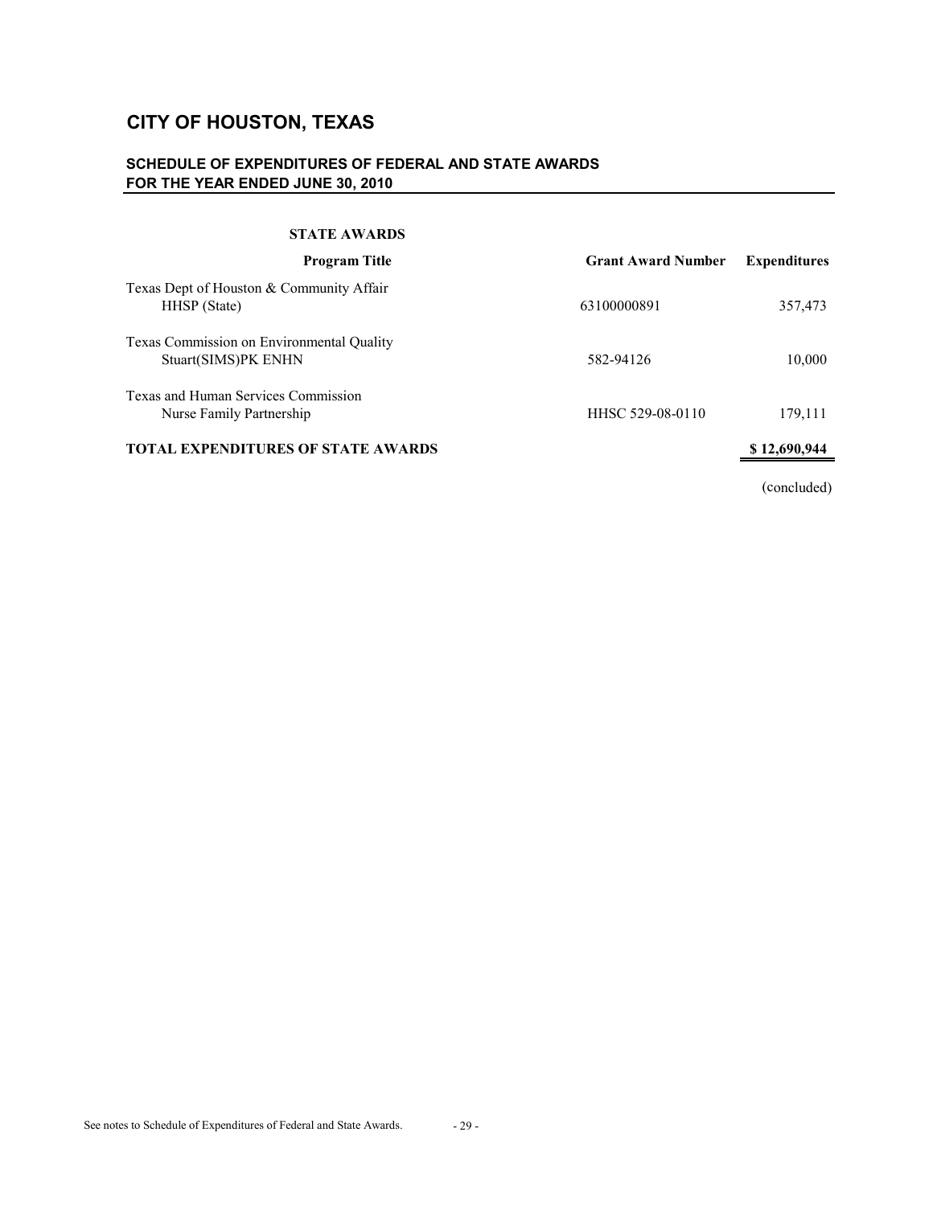# CITY OF HOUSTON, TEXAS

## SCHEDULE OF EXPENDITURES OF FEDERAL AND STATE AWARDS
## FOR THE YEAR ENDED JUNE 30, 2010

**STATE AWARDS**

| Program Title | Grant Award Number | Expenditures |
|---|---|---|
| Texas Dept of Houston & Community Affair | | |
| HHSP (State) | 63100000891 | 357,473 |
| Texas Commission on Environmental Quality | | |
| Stuart(SIMS)PK ENHN | 582-94126 | 10,000 |
| Texas and Human Services Commission | | |
| Nurse Family Partnership | HHSC 529-08-0110 | 179,111 |
| **TOTAL EXPENDITURES OF STATE AWARDS** | | **$ 12,690,944** |

(concluded)

See notes to Schedule of Expenditures of Federal and State Awards.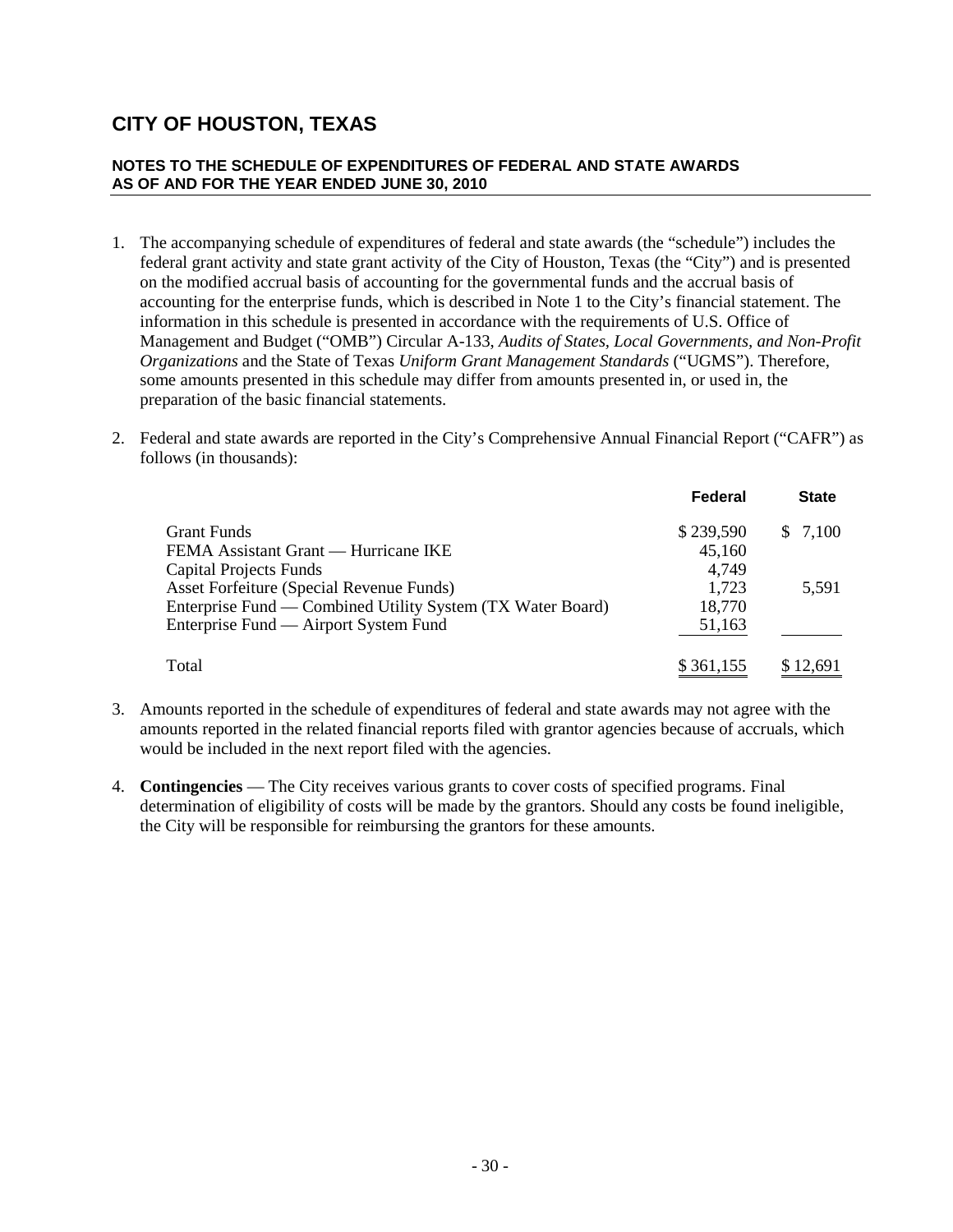# CITY OF HOUSTON, TEXAS

## NOTES TO THE SCHEDULE OF EXPENDITURES OF FEDERAL AND STATE AWARDS AS OF AND FOR THE YEAR ENDED JUNE 30, 2010

1. The accompanying schedule of expenditures of federal and state awards (the "schedule") includes the federal grant activity and state grant activity of the City of Houston, Texas (the "City") and is presented on the modified accrual basis of accounting for the governmental funds and the accrual basis of accounting for the enterprise funds, which is described in Note 1 to the City's financial statement. The information in this schedule is presented in accordance with the requirements of U.S. Office of Management and Budget ("OMB") Circular A-133, *Audits of States, Local Governments, and Non-Profit Organizations* and the State of Texas *Uniform Grant Management Standards* ("UGMS"). Therefore, some amounts presented in this schedule may differ from amounts presented in, or used in, the preparation of the basic financial statements.

2. Federal and state awards are reported in the City's Comprehensive Annual Financial Report ("CAFR") as follows (in thousands):

| | Federal | State |
|---|---|---|
| Grant Funds | $ 239,590 | $ 7,100 |
| FEMA Assistant Grant — Hurricane IKE | 45,160 | |
| Capital Projects Funds | 4,749 | |
| Asset Forfeiture (Special Revenue Funds) | 1,723 | 5,591 |
| Enterprise Fund — Combined Utility System (TX Water Board) | 18,770 | |
| Enterprise Fund — Airport System Fund | 51,163 | |
| Total | $ 361,155 | $ 12,691 |

3. Amounts reported in the schedule of expenditures of federal and state awards may not agree with the amounts reported in the related financial reports filed with grantor agencies because of accruals, which would be included in the next report filed with the agencies.

4. **Contingencies** — The City receives various grants to cover costs of specified programs. Final determination of eligibility of costs will be made by the grantors. Should any costs be found ineligible, the City will be responsible for reimbursing the grantors for these amounts.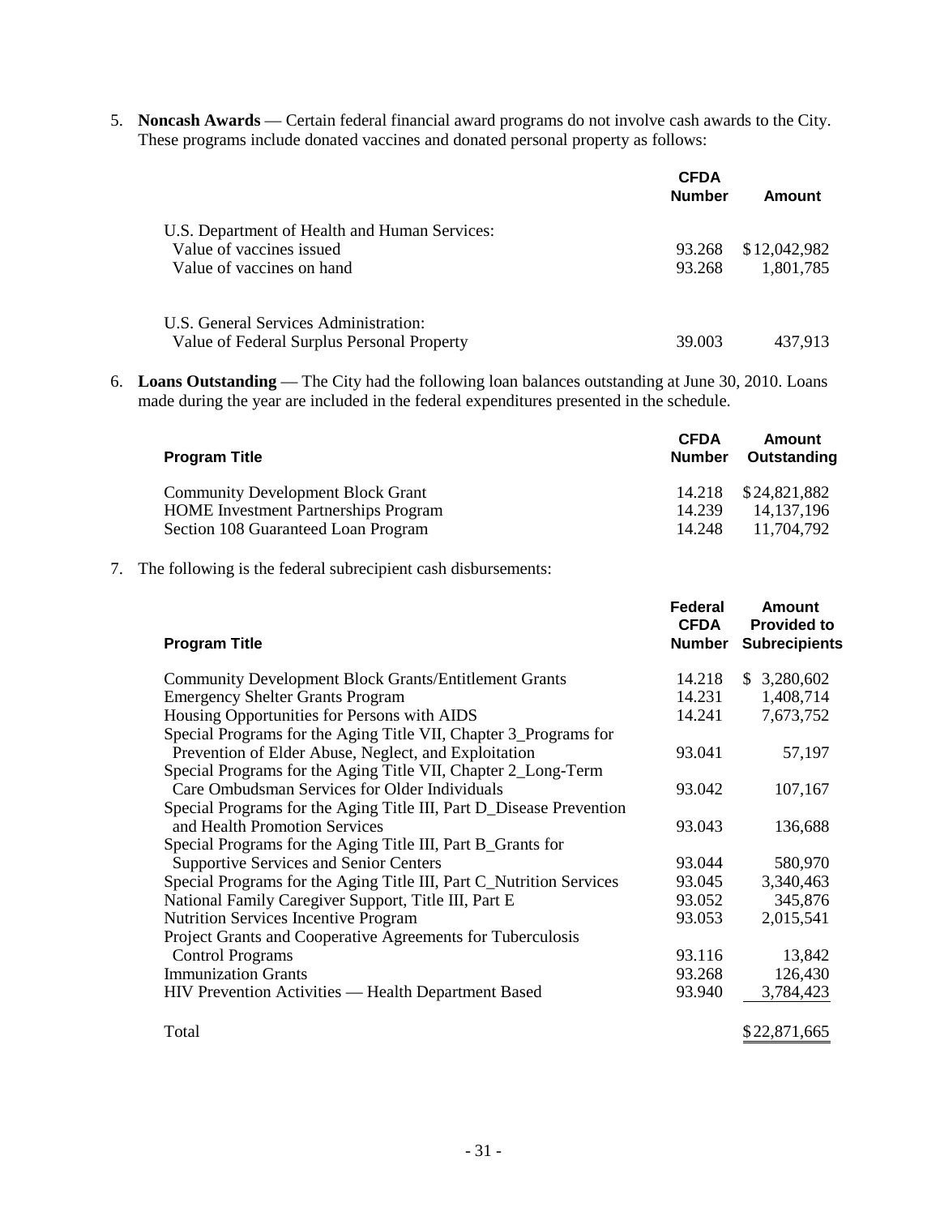5. **Noncash Awards** — Certain federal financial award programs do not involve cash awards to the City. These programs include donated vaccines and donated personal property as follows:

| | CFDA Number | Amount |
|---|---|---|
| U.S. Department of Health and Human Services: | | |
| Value of vaccines issued | 93.268 | $12,042,982 |
| Value of vaccines on hand | 93.268 | 1,801,785 |
| U.S. General Services Administration: | | |
| Value of Federal Surplus Personal Property | 39.003 | 437,913 |

6. **Loans Outstanding** — The City had the following loan balances outstanding at June 30, 2010. Loans made during the year are included in the federal expenditures presented in the schedule.

| Program Title | CFDA Number | Amount Outstanding |
|---|---|---|
| Community Development Block Grant | 14.218 | $24,821,882 |
| HOME Investment Partnerships Program | 14.239 | 14,137,196 |
| Section 108 Guaranteed Loan Program | 14.248 | 11,704,792 |

7. The following is the federal subrecipient cash disbursements:

| Program Title | Federal CFDA Number | Amount Provided to Subrecipients |
|---|---|---|
| Community Development Block Grants/Entitlement Grants | 14.218 | $ 3,280,602 |
| Emergency Shelter Grants Program | 14.231 | 1,408,714 |
| Housing Opportunities for Persons with AIDS | 14.241 | 7,673,752 |
| Special Programs for the Aging Title VII, Chapter 3_Programs for Prevention of Elder Abuse, Neglect, and Exploitation | 93.041 | 57,197 |
| Special Programs for the Aging Title VII, Chapter 2_Long-Term Care Ombudsman Services for Older Individuals | 93.042 | 107,167 |
| Special Programs for the Aging Title III, Part D_Disease Prevention and Health Promotion Services | 93.043 | 136,688 |
| Special Programs for the Aging Title III, Part B_Grants for Supportive Services and Senior Centers | 93.044 | 580,970 |
| Special Programs for the Aging Title III, Part C_Nutrition Services | 93.045 | 3,340,463 |
| National Family Caregiver Support, Title III, Part E | 93.052 | 345,876 |
| Nutrition Services Incentive Program | 93.053 | 2,015,541 |
| Project Grants and Cooperative Agreements for Tuberculosis Control Programs | 93.116 | 13,842 |
| Immunization Grants | 93.268 | 126,430 |
| HIV Prevention Activities — Health Department Based | 93.940 | 3,784,423 |
| Total | | $22,871,665 |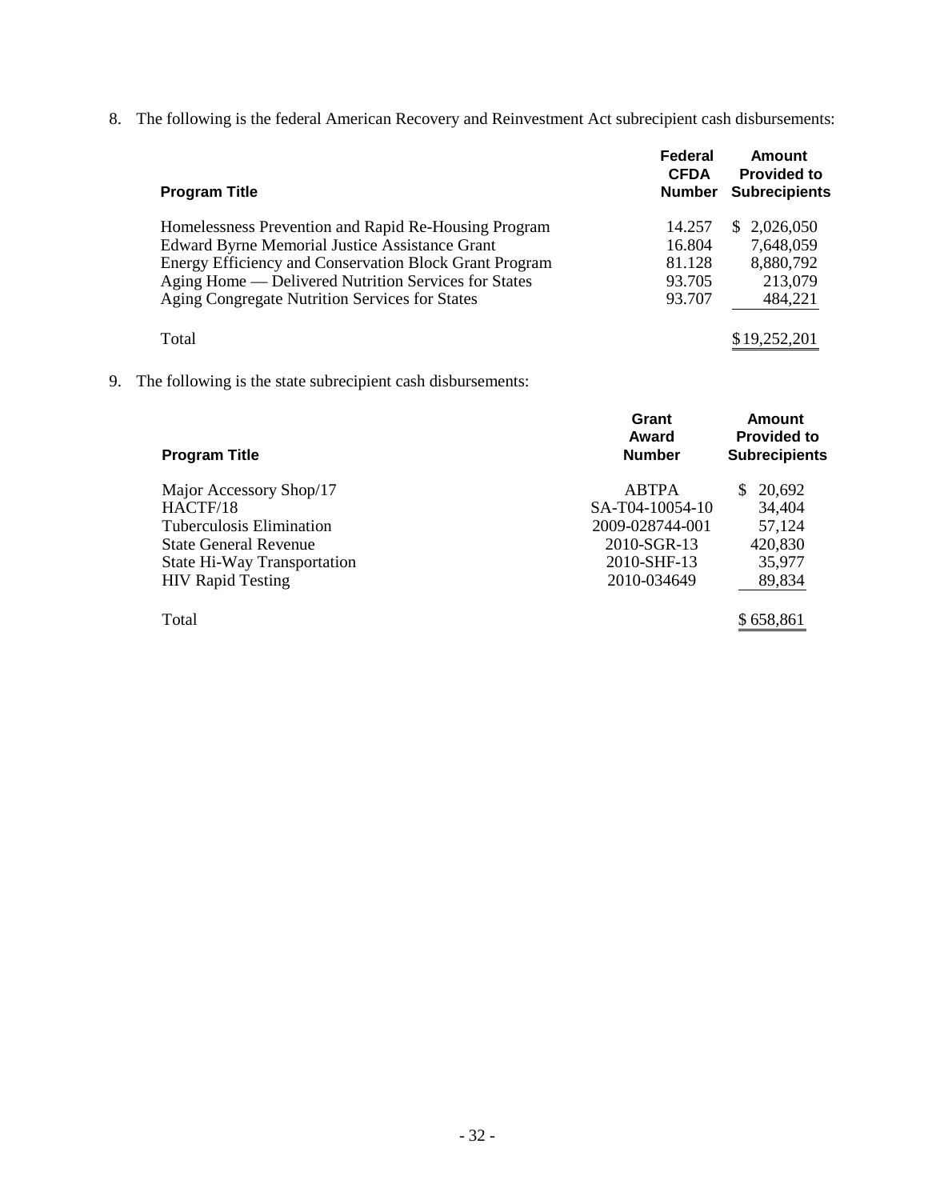8. The following is the federal American Recovery and Reinvestment Act subrecipient cash disbursements:

| Program Title | Federal CFDA Number | Amount Provided to Subrecipients |
|---|---|---|
| Homelessness Prevention and Rapid Re-Housing Program | 14.257 | $ 2,026,050 |
| Edward Byrne Memorial Justice Assistance Grant | 16.804 | 7,648,059 |
| Energy Efficiency and Conservation Block Grant Program | 81.128 | 8,880,792 |
| Aging Home — Delivered Nutrition Services for States | 93.705 | 213,079 |
| Aging Congregate Nutrition Services for States | 93.707 | 484,221 |
| Total | | $19,252,201 |

9. The following is the state subrecipient cash disbursements:

| Program Title | Grant Award Number | Amount Provided to Subrecipients |
|---|---|---|
| Major Accessory Shop/17 | ABTPA | $ 20,692 |
| HACTF/18 | SA-T04-10054-10 | 34,404 |
| Tuberculosis Elimination | 2009-028744-001 | 57,124 |
| State General Revenue | 2010-SGR-13 | 420,830 |
| State Hi-Way Transportation | 2010-SHF-13 | 35,977 |
| HIV Rapid Testing | 2010-034649 | 89,834 |
| Total | | $ 658,861 |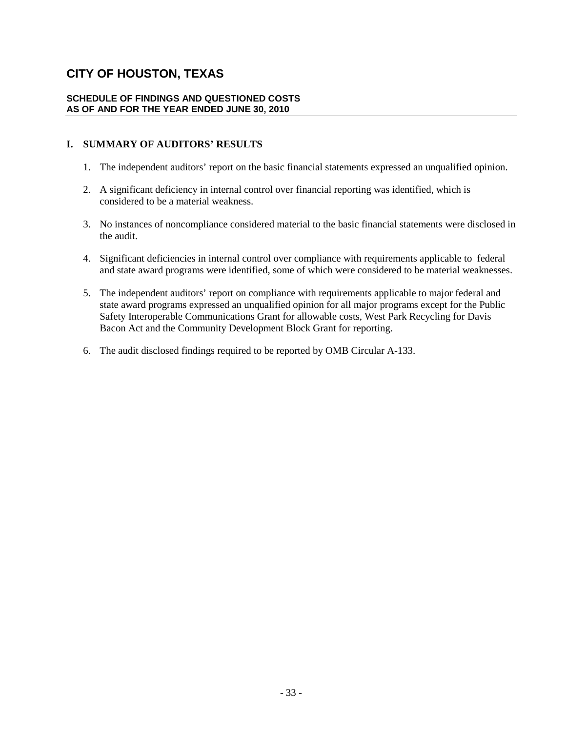# CITY OF HOUSTON, TEXAS

**SCHEDULE OF FINDINGS AND QUESTIONED COSTS**
**AS OF AND FOR THE YEAR ENDED JUNE 30, 2010**

## I. SUMMARY OF AUDITORS' RESULTS

1. The independent auditors' report on the basic financial statements expressed an unqualified opinion.

2. A significant deficiency in internal control over financial reporting was identified, which is considered to be a material weakness.

3. No instances of noncompliance considered material to the basic financial statements were disclosed in the audit.

4. Significant deficiencies in internal control over compliance with requirements applicable to federal and state award programs were identified, some of which were considered to be material weaknesses.

5. The independent auditors' report on compliance with requirements applicable to major federal and state award programs expressed an unqualified opinion for all major programs except for the Public Safety Interoperable Communications Grant for allowable costs, West Park Recycling for Davis Bacon Act and the Community Development Block Grant for reporting.

6. The audit disclosed findings required to be reported by OMB Circular A-133.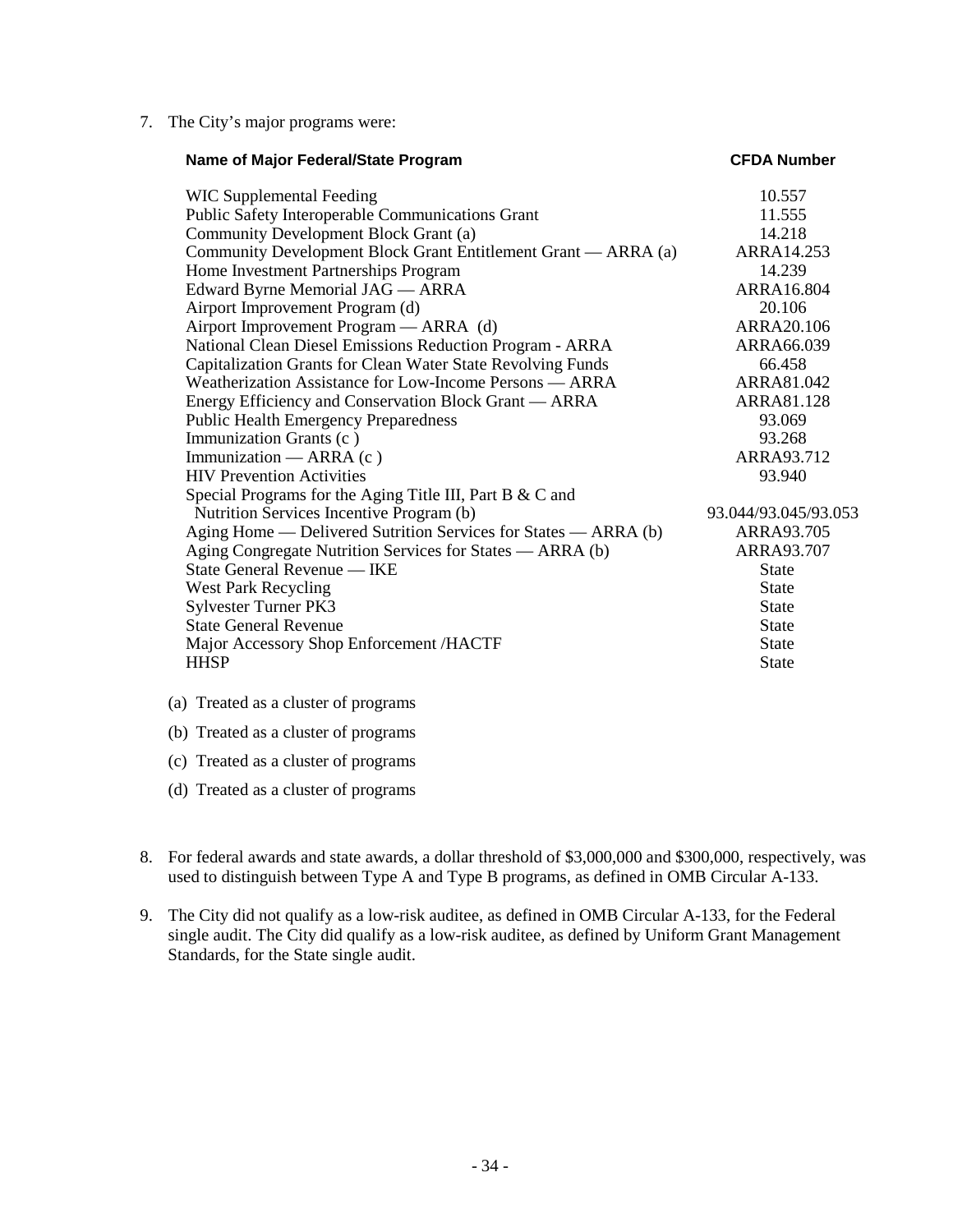7. The City's major programs were:

| Name of Major Federal/State Program | CFDA Number |
|---|---|
| WIC Supplemental Feeding | 10.557 |
| Public Safety Interoperable Communications Grant | 11.555 |
| Community Development Block Grant (a) | 14.218 |
| Community Development Block Grant Entitlement Grant — ARRA (a) | ARRA14.253 |
| Home Investment Partnerships Program | 14.239 |
| Edward Byrne Memorial JAG — ARRA | ARRA16.804 |
| Airport Improvement Program (d) | 20.106 |
| Airport Improvement Program — ARRA (d) | ARRA20.106 |
| National Clean Diesel Emissions Reduction Program - ARRA | ARRA66.039 |
| Capitalization Grants for Clean Water State Revolving Funds | 66.458 |
| Weatherization Assistance for Low-Income Persons — ARRA | ARRA81.042 |
| Energy Efficiency and Conservation Block Grant — ARRA | ARRA81.128 |
| Public Health Emergency Preparedness | 93.069 |
| Immunization Grants (c ) | 93.268 |
| Immunization — ARRA (c ) | ARRA93.712 |
| HIV Prevention Activities | 93.940 |
| Special Programs for the Aging Title III, Part B & C and Nutrition Services Incentive Program (b) | 93.044/93.045/93.053 |
| Aging Home — Delivered Sutrition Services for States — ARRA (b) | ARRA93.705 |
| Aging Congregate Nutrition Services for States — ARRA (b) | ARRA93.707 |
| State General Revenue — IKE | State |
| West Park Recycling | State |
| Sylvester Turner PK3 | State |
| State General Revenue | State |
| Major Accessory Shop Enforcement /HACTF | State |
| HHSP | State |

(a) Treated as a cluster of programs

(b) Treated as a cluster of programs

(c) Treated as a cluster of programs

(d) Treated as a cluster of programs

8. For federal awards and state awards, a dollar threshold of $3,000,000 and $300,000, respectively, was used to distinguish between Type A and Type B programs, as defined in OMB Circular A-133.

9. The City did not qualify as a low-risk auditee, as defined in OMB Circular A-133, for the Federal single audit. The City did qualify as a low-risk auditee, as defined by Uniform Grant Management Standards, for the State single audit.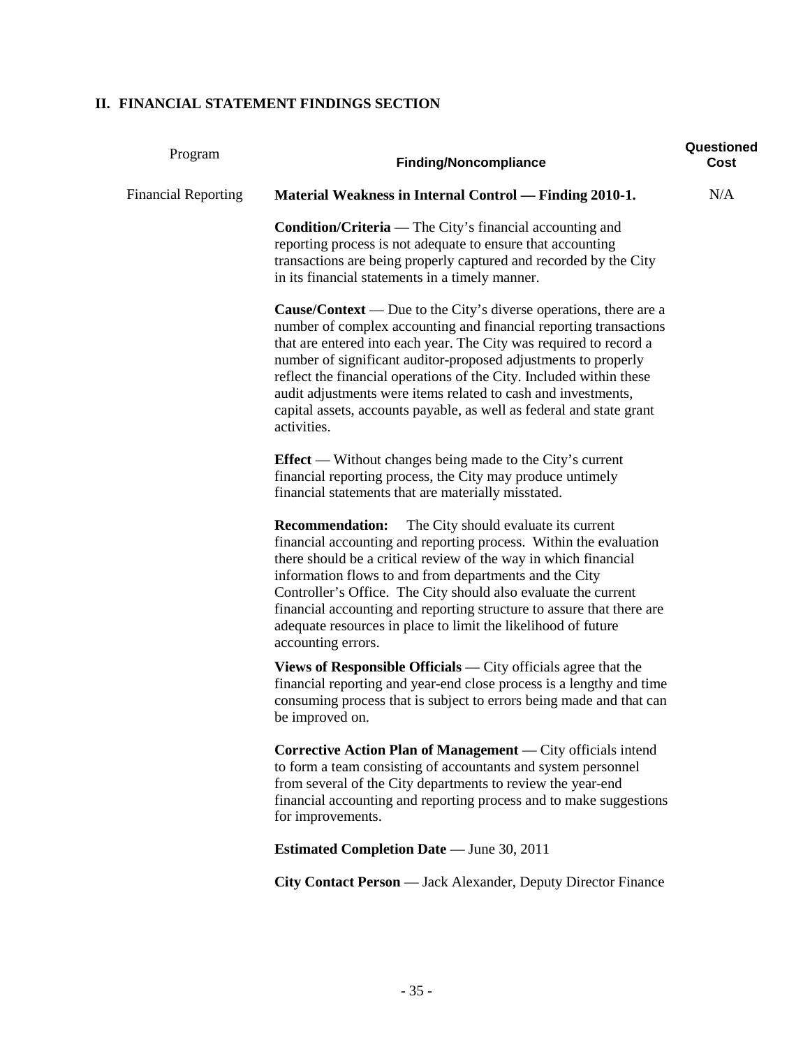## II. FINANCIAL STATEMENT FINDINGS SECTION

| Program | Finding/Noncompliance | Questioned Cost |
|---|---|---|
| Financial Reporting | **Material Weakness in Internal Control — Finding 2010-1.** | N/A |

**Condition/Criteria** — The City's financial accounting and reporting process is not adequate to ensure that accounting transactions are being properly captured and recorded by the City in its financial statements in a timely manner.

**Cause/Context** — Due to the City's diverse operations, there are a number of complex accounting and financial reporting transactions that are entered into each year. The City was required to record a number of significant auditor-proposed adjustments to properly reflect the financial operations of the City. Included within these audit adjustments were items related to cash and investments, capital assets, accounts payable, as well as federal and state grant activities.

**Effect** — Without changes being made to the City's current financial reporting process, the City may produce untimely financial statements that are materially misstated.

**Recommendation:** The City should evaluate its current financial accounting and reporting process. Within the evaluation there should be a critical review of the way in which financial information flows to and from departments and the City Controller's Office. The City should also evaluate the current financial accounting and reporting structure to assure that there are adequate resources in place to limit the likelihood of future accounting errors.

**Views of Responsible Officials** — City officials agree that the financial reporting and year-end close process is a lengthy and time consuming process that is subject to errors being made and that can be improved on.

**Corrective Action Plan of Management** — City officials intend to form a team consisting of accountants and system personnel from several of the City departments to review the year-end financial accounting and reporting process and to make suggestions for improvements.

**Estimated Completion Date** — June 30, 2011

**City Contact Person** — Jack Alexander, Deputy Director Finance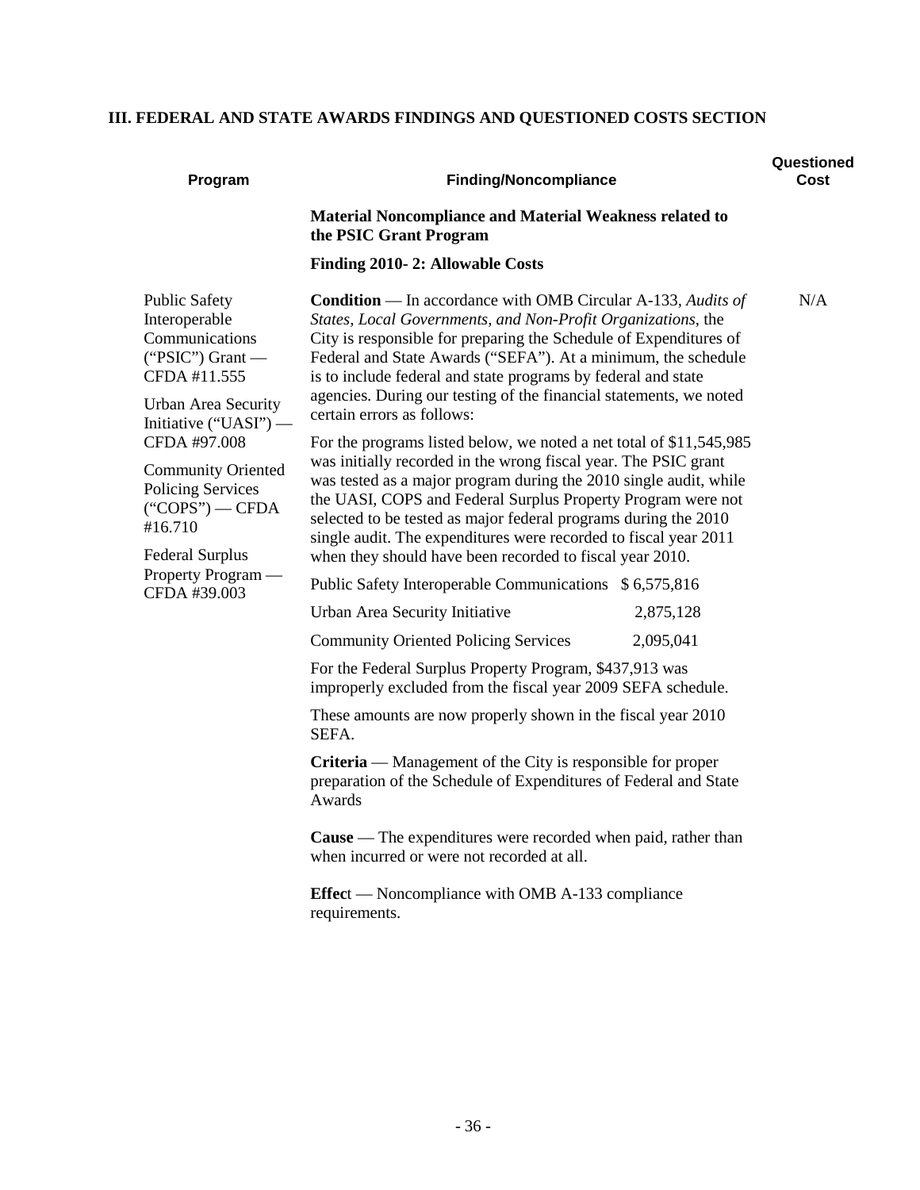## III. FEDERAL AND STATE AWARDS FINDINGS AND QUESTIONED COSTS SECTION

| Program | Finding/Noncompliance | Questioned Cost |
|---|---|---|
| | **Material Noncompliance and Material Weakness related to the PSIC Grant Program** | |
| | **Finding 2010- 2: Allowable Costs** | |
| Public Safety Interoperable Communications ("PSIC") Grant — CFDA #11.555<br><br>Urban Area Security Initiative ("UASI") — CFDA #97.008<br><br>Community Oriented Policing Services ("COPS") — CFDA #16.710<br><br>Federal Surplus Property Program — CFDA #39.003 | **Condition** — In accordance with OMB Circular A-133, *Audits of States, Local Governments, and Non-Profit Organizations*, the City is responsible for preparing the Schedule of Expenditures of Federal and State Awards ("SEFA"). At a minimum, the schedule is to include federal and state programs by federal and state agencies. During our testing of the financial statements, we noted certain errors as follows:<br><br>For the programs listed below, we noted a net total of $11,545,985 was initially recorded in the wrong fiscal year. The PSIC grant was tested as a major program during the 2010 single audit, while the UASI, COPS and Federal Surplus Property Program were not selected to be tested as major federal programs during the 2010 single audit. The expenditures were recorded to fiscal year 2011 when they should have been recorded to fiscal year 2010. | N/A |

| Program | Amount |
|---|---|
| Public Safety Interoperable Communications | $ 6,575,816 |
| Urban Area Security Initiative | 2,875,128 |
| Community Oriented Policing Services | 2,095,041 |

For the Federal Surplus Property Program, $437,913 was improperly excluded from the fiscal year 2009 SEFA schedule.

These amounts are now properly shown in the fiscal year 2010 SEFA.

**Criteria** — Management of the City is responsible for proper preparation of the Schedule of Expenditures of Federal and State Awards

**Cause** — The expenditures were recorded when paid, rather than when incurred or were not recorded at all.

**Effect** — Noncompliance with OMB A-133 compliance requirements.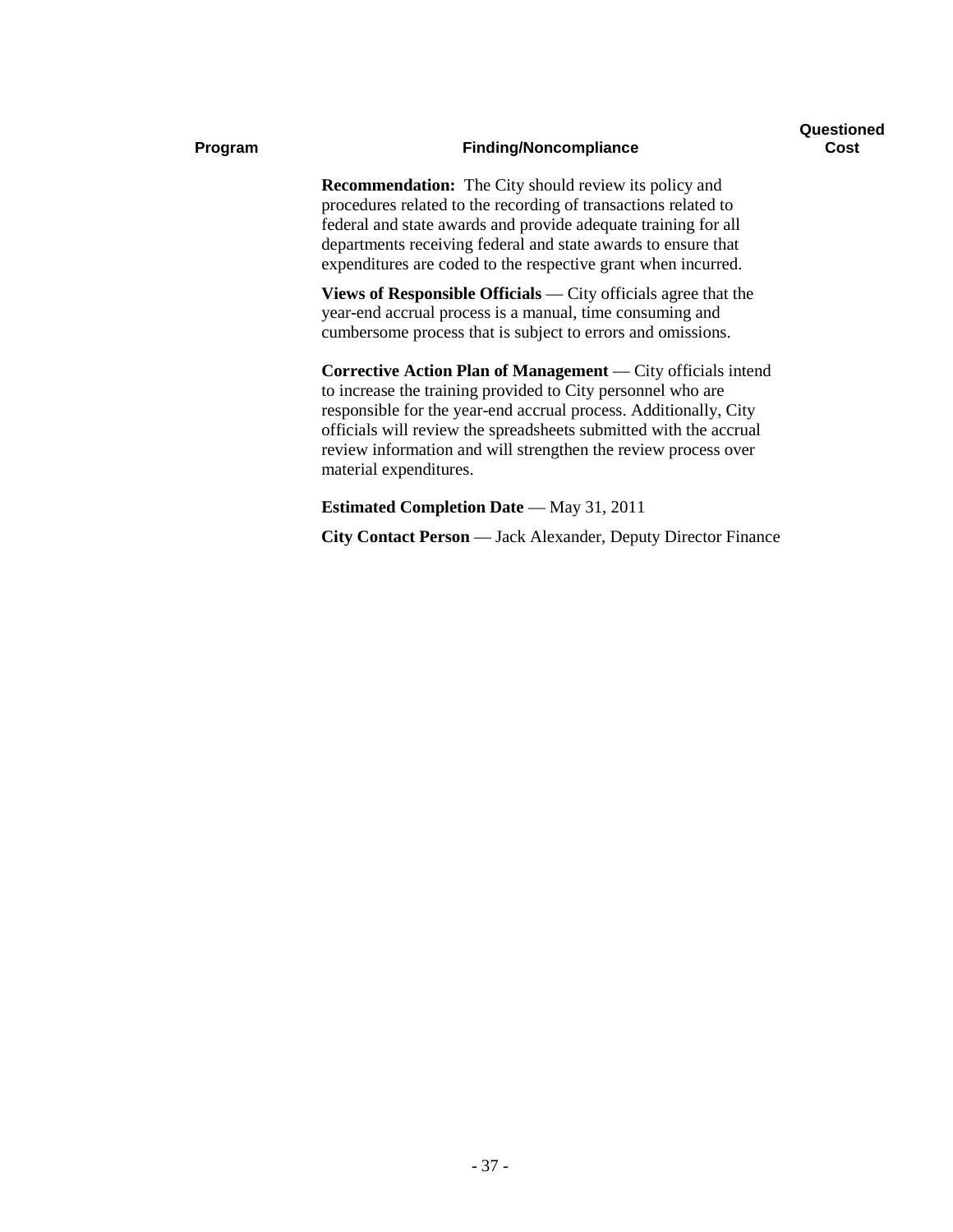| Program | Finding/Noncompliance | Questioned Cost |
|---|---|---|
| | **Recommendation:** The City should review its policy and procedures related to the recording of transactions related to federal and state awards and provide adequate training for all departments receiving federal and state awards to ensure that expenditures are coded to the respective grant when incurred. | |
| | **Views of Responsible Officials** — City officials agree that the year-end accrual process is a manual, time consuming and cumbersome process that is subject to errors and omissions. | |
| | **Corrective Action Plan of Management** — City officials intend to increase the training provided to City personnel who are responsible for the year-end accrual process. Additionally, City officials will review the spreadsheets submitted with the accrual review information and will strengthen the review process over material expenditures. | |
| | **Estimated Completion Date** — May 31, 2011 | |
| | **City Contact Person** — Jack Alexander, Deputy Director Finance | |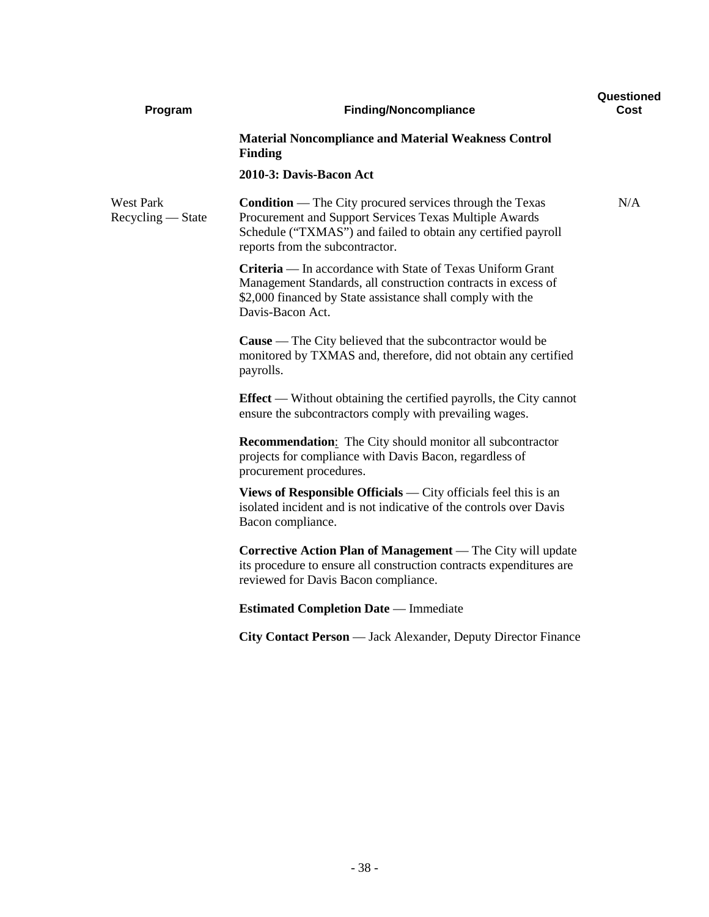| Program | Finding/Noncompliance | Questioned Cost |
|---|---|---|
| | **Material Noncompliance and Material Weakness Control Finding** | |
| | **2010-3: Davis-Bacon Act** | |
| West Park Recycling — State | **Condition** — The City procured services through the Texas Procurement and Support Services Texas Multiple Awards Schedule ("TXMAS") and failed to obtain any certified payroll reports from the subcontractor. | N/A |
| | **Criteria** — In accordance with State of Texas Uniform Grant Management Standards, all construction contracts in excess of $2,000 financed by State assistance shall comply with the Davis-Bacon Act. | |
| | **Cause** — The City believed that the subcontractor would be monitored by TXMAS and, therefore, did not obtain any certified payrolls. | |
| | **Effect** — Without obtaining the certified payrolls, the City cannot ensure the subcontractors comply with prevailing wages. | |
| | **Recommendation**: The City should monitor all subcontractor projects for compliance with Davis Bacon, regardless of procurement procedures. | |
| | **Views of Responsible Officials** — City officials feel this is an isolated incident and is not indicative of the controls over Davis Bacon compliance. | |
| | **Corrective Action Plan of Management** — The City will update its procedure to ensure all construction contracts expenditures are reviewed for Davis Bacon compliance. | |
| | **Estimated Completion Date** — Immediate | |
| | **City Contact Person** — Jack Alexander, Deputy Director Finance | |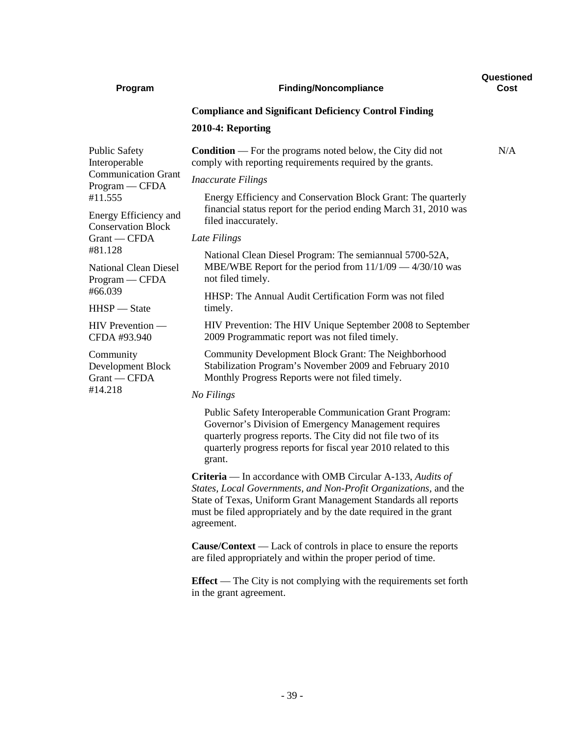| Program | Finding/Noncompliance | Questioned Cost |
|---|---|---|
| | **Compliance and Significant Deficiency Control Finding** | |
| | **2010-4: Reporting** | |
| Public Safety Interoperable Communication Grant Program — CFDA #11.555<br><br>Energy Efficiency and Conservation Block Grant — CFDA #81.128<br><br>National Clean Diesel Program — CFDA #66.039<br><br>HHSP — State<br><br>HIV Prevention — CFDA #93.940<br><br>Community Development Block Grant — CFDA #14.218 | **Condition** — For the programs noted below, the City did not comply with reporting requirements required by the grants.<br><br>*Inaccurate Filings*<br><br>Energy Efficiency and Conservation Block Grant: The quarterly financial status report for the period ending March 31, 2010 was filed inaccurately.<br><br>*Late Filings*<br><br>National Clean Diesel Program: The semiannual 5700-52A, MBE/WBE Report for the period from 11/1/09 — 4/30/10 was not filed timely.<br><br>HHSP: The Annual Audit Certification Form was not filed timely.<br><br>HIV Prevention: The HIV Unique September 2008 to September 2009 Programmatic report was not filed timely.<br><br>Community Development Block Grant: The Neighborhood Stabilization Program's November 2009 and February 2010 Monthly Progress Reports were not filed timely.<br><br>*No Filings*<br><br>Public Safety Interoperable Communication Grant Program: Governor's Division of Emergency Management requires quarterly progress reports. The City did not file two of its quarterly progress reports for fiscal year 2010 related to this grant.<br><br>**Criteria** — In accordance with OMB Circular A-133, *Audits of States, Local Governments, and Non-Profit Organizations*, and the State of Texas, Uniform Grant Management Standards all reports must be filed appropriately and by the date required in the grant agreement.<br><br>**Cause/Context** — Lack of controls in place to ensure the reports are filed appropriately and within the proper period of time.<br><br>**Effect** — The City is not complying with the requirements set forth in the grant agreement. | N/A |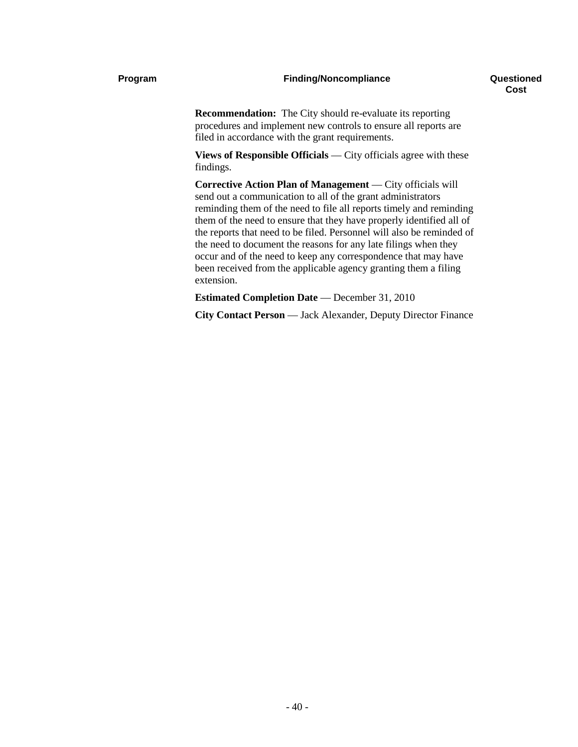| Program | Finding/Noncompliance | Questioned Cost |
|---|---|---|

**Recommendation:** The City should re-evaluate its reporting procedures and implement new controls to ensure all reports are filed in accordance with the grant requirements.

**Views of Responsible Officials** — City officials agree with these findings.

**Corrective Action Plan of Management** — City officials will send out a communication to all of the grant administrators reminding them of the need to file all reports timely and reminding them of the need to ensure that they have properly identified all of the reports that need to be filed. Personnel will also be reminded of the need to document the reasons for any late filings when they occur and of the need to keep any correspondence that may have been received from the applicable agency granting them a filing extension.

**Estimated Completion Date** — December 31, 2010

**City Contact Person** — Jack Alexander, Deputy Director Finance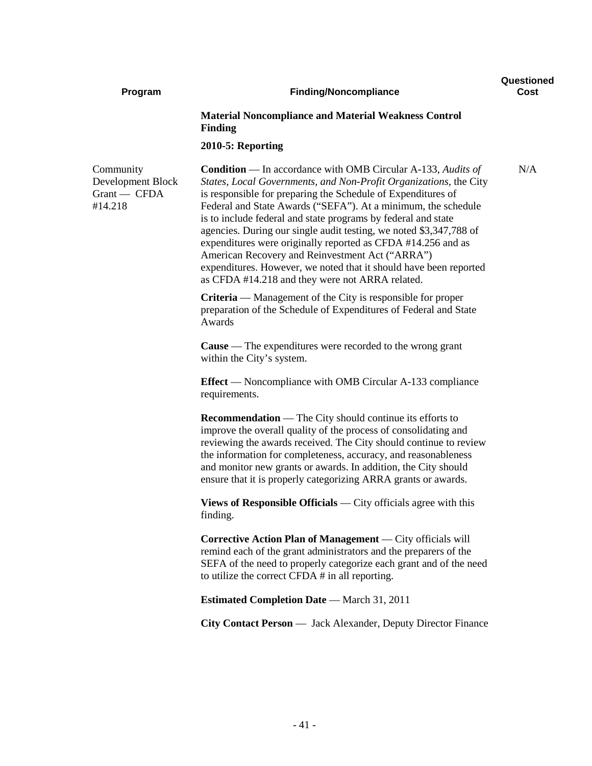| Program | Finding/Noncompliance | Questioned Cost |
|---|---|---|
| | **Material Noncompliance and Material Weakness Control Finding** | |
| | **2010-5: Reporting** | |
| Community Development Block Grant — CFDA #14.218 | **Condition** — In accordance with OMB Circular A-133, *Audits of States, Local Governments, and Non-Profit Organizations*, the City is responsible for preparing the Schedule of Expenditures of Federal and State Awards ("SEFA"). At a minimum, the schedule is to include federal and state programs by federal and state agencies. During our single audit testing, we noted $3,347,788 of expenditures were originally reported as CFDA #14.256 and as American Recovery and Reinvestment Act ("ARRA") expenditures. However, we noted that it should have been reported as CFDA #14.218 and they were not ARRA related. | N/A |

**Criteria** — Management of the City is responsible for proper preparation of the Schedule of Expenditures of Federal and State Awards

**Cause** — The expenditures were recorded to the wrong grant within the City's system.

**Effect** — Noncompliance with OMB Circular A-133 compliance requirements.

**Recommendation** — The City should continue its efforts to improve the overall quality of the process of consolidating and reviewing the awards received. The City should continue to review the information for completeness, accuracy, and reasonableness and monitor new grants or awards. In addition, the City should ensure that it is properly categorizing ARRA grants or awards.

**Views of Responsible Officials** — City officials agree with this finding.

**Corrective Action Plan of Management** — City officials will remind each of the grant administrators and the preparers of the SEFA of the need to properly categorize each grant and of the need to utilize the correct CFDA # in all reporting.

**Estimated Completion Date** — March 31, 2011

**City Contact Person** — Jack Alexander, Deputy Director Finance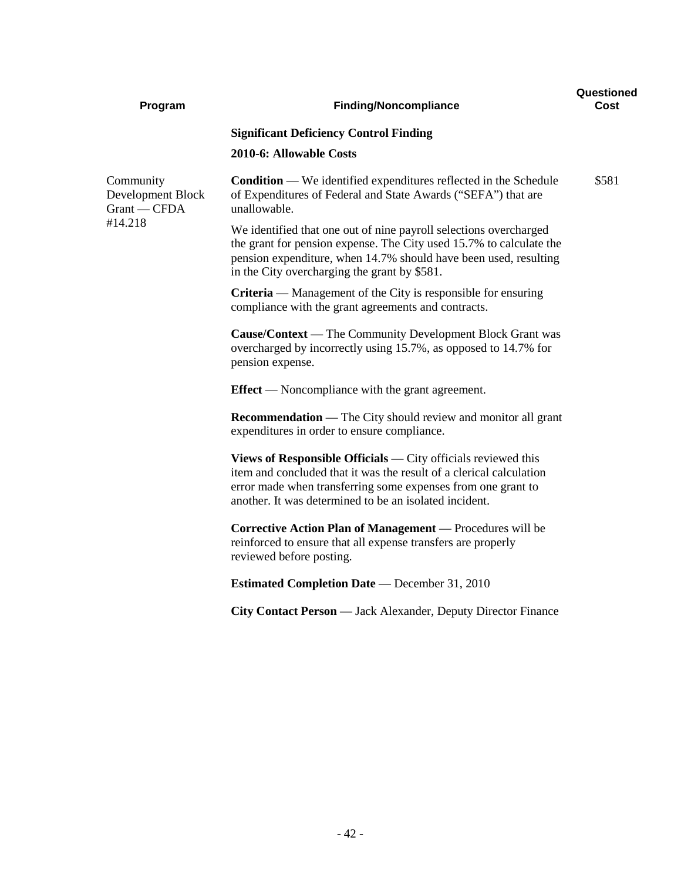| Program | Finding/Noncompliance | Questioned Cost |
|---|---|---|
| | **Significant Deficiency Control Finding** | |
| | **2010-6: Allowable Costs** | |
| Community Development Block Grant — CFDA #14.218 | **Condition** — We identified expenditures reflected in the Schedule of Expenditures of Federal and State Awards ("SEFA") that are unallowable. | $581 |
| | We identified that one out of nine payroll selections overcharged the grant for pension expense. The City used 15.7% to calculate the pension expenditure, when 14.7% should have been used, resulting in the City overcharging the grant by $581. | |
| | **Criteria** — Management of the City is responsible for ensuring compliance with the grant agreements and contracts. | |
| | **Cause/Context** — The Community Development Block Grant was overcharged by incorrectly using 15.7%, as opposed to 14.7% for pension expense. | |
| | **Effect** — Noncompliance with the grant agreement. | |
| | **Recommendation** — The City should review and monitor all grant expenditures in order to ensure compliance. | |
| | **Views of Responsible Officials** — City officials reviewed this item and concluded that it was the result of a clerical calculation error made when transferring some expenses from one grant to another. It was determined to be an isolated incident. | |
| | **Corrective Action Plan of Management** — Procedures will be reinforced to ensure that all expense transfers are properly reviewed before posting. | |
| | **Estimated Completion Date** — December 31, 2010 | |
| | **City Contact Person** — Jack Alexander, Deputy Director Finance | |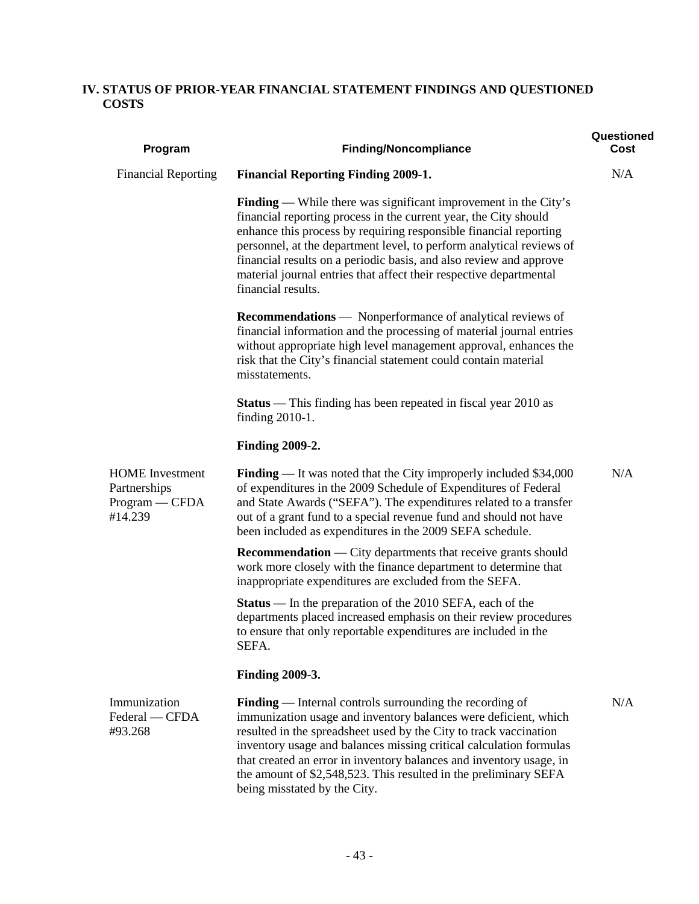## IV. STATUS OF PRIOR-YEAR FINANCIAL STATEMENT FINDINGS AND QUESTIONED COSTS

| Program | Finding/Noncompliance | Questioned Cost |
|---|---|---|
| Financial Reporting | **Financial Reporting Finding 2009-1.** | N/A |
| | **Finding** — While there was significant improvement in the City's financial reporting process in the current year, the City should enhance this process by requiring responsible financial reporting personnel, at the department level, to perform analytical reviews of financial results on a periodic basis, and also review and approve material journal entries that affect their respective departmental financial results. | |
| | **Recommendations** — Nonperformance of analytical reviews of financial information and the processing of material journal entries without appropriate high level management approval, enhances the risk that the City's financial statement could contain material misstatements. | |
| | **Status** — This finding has been repeated in fiscal year 2010 as finding 2010-1. | |
| | **Finding 2009-2.** | |
| HOME Investment Partnerships Program — CFDA #14.239 | **Finding** — It was noted that the City improperly included $34,000 of expenditures in the 2009 Schedule of Expenditures of Federal and State Awards ("SEFA"). The expenditures related to a transfer out of a grant fund to a special revenue fund and should not have been included as expenditures in the 2009 SEFA schedule. | N/A |
| | **Recommendation** — City departments that receive grants should work more closely with the finance department to determine that inappropriate expenditures are excluded from the SEFA. | |
| | **Status** — In the preparation of the 2010 SEFA, each of the departments placed increased emphasis on their review procedures to ensure that only reportable expenditures are included in the SEFA. | |
| | **Finding 2009-3.** | |
| Immunization Federal — CFDA #93.268 | **Finding** — Internal controls surrounding the recording of immunization usage and inventory balances were deficient, which resulted in the spreadsheet used by the City to track vaccination inventory usage and balances missing critical calculation formulas that created an error in inventory balances and inventory usage, in the amount of $2,548,523. This resulted in the preliminary SEFA being misstated by the City. | N/A |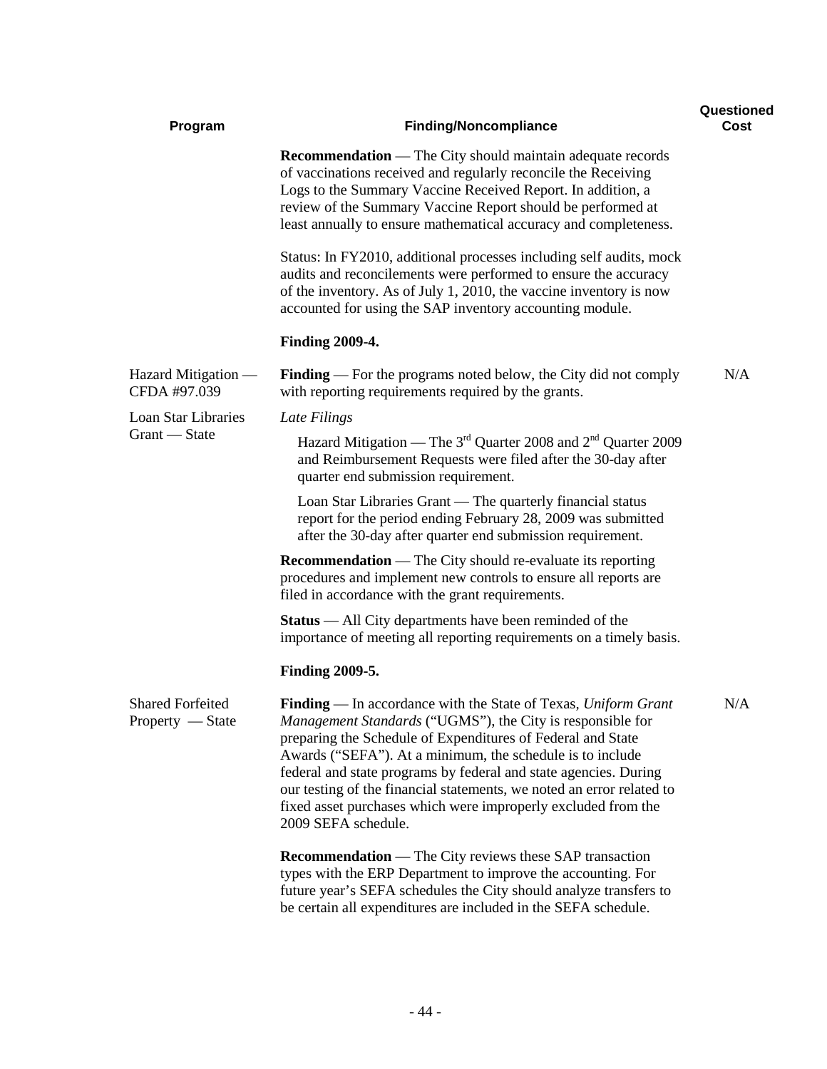| Program | Finding/Noncompliance | Questioned Cost |
| --- | --- | --- |
| | **Recommendation** — The City should maintain adequate records of vaccinations received and regularly reconcile the Receiving Logs to the Summary Vaccine Received Report. In addition, a review of the Summary Vaccine Report should be performed at least annually to ensure mathematical accuracy and completeness. | |
| | Status: In FY2010, additional processes including self audits, mock audits and reconcilements were performed to ensure the accuracy of the inventory. As of July 1, 2010, the vaccine inventory is now accounted for using the SAP inventory accounting module. | |
| | **Finding 2009-4.** | |
| Hazard Mitigation — CFDA #97.039 | **Finding** — For the programs noted below, the City did not comply with reporting requirements required by the grants. | N/A |
| Loan Star Libraries Grant — State | *Late Filings* | |
| | Hazard Mitigation — The 3rd Quarter 2008 and 2nd Quarter 2009 and Reimbursement Requests were filed after the 30-day after quarter end submission requirement. | |
| | Loan Star Libraries Grant — The quarterly financial status report for the period ending February 28, 2009 was submitted after the 30-day after quarter end submission requirement. | |
| | **Recommendation** — The City should re-evaluate its reporting procedures and implement new controls to ensure all reports are filed in accordance with the grant requirements. | |
| | **Status** — All City departments have been reminded of the importance of meeting all reporting requirements on a timely basis. | |
| | **Finding 2009-5.** | |
| Shared Forfeited Property — State | **Finding** — In accordance with the State of Texas, *Uniform Grant Management Standards* ("UGMS"), the City is responsible for preparing the Schedule of Expenditures of Federal and State Awards ("SEFA"). At a minimum, the schedule is to include federal and state programs by federal and state agencies. During our testing of the financial statements, we noted an error related to fixed asset purchases which were improperly excluded from the 2009 SEFA schedule. | N/A |
| | **Recommendation** — The City reviews these SAP transaction types with the ERP Department to improve the accounting. For future year's SEFA schedules the City should analyze transfers to be certain all expenditures are included in the SEFA schedule. | |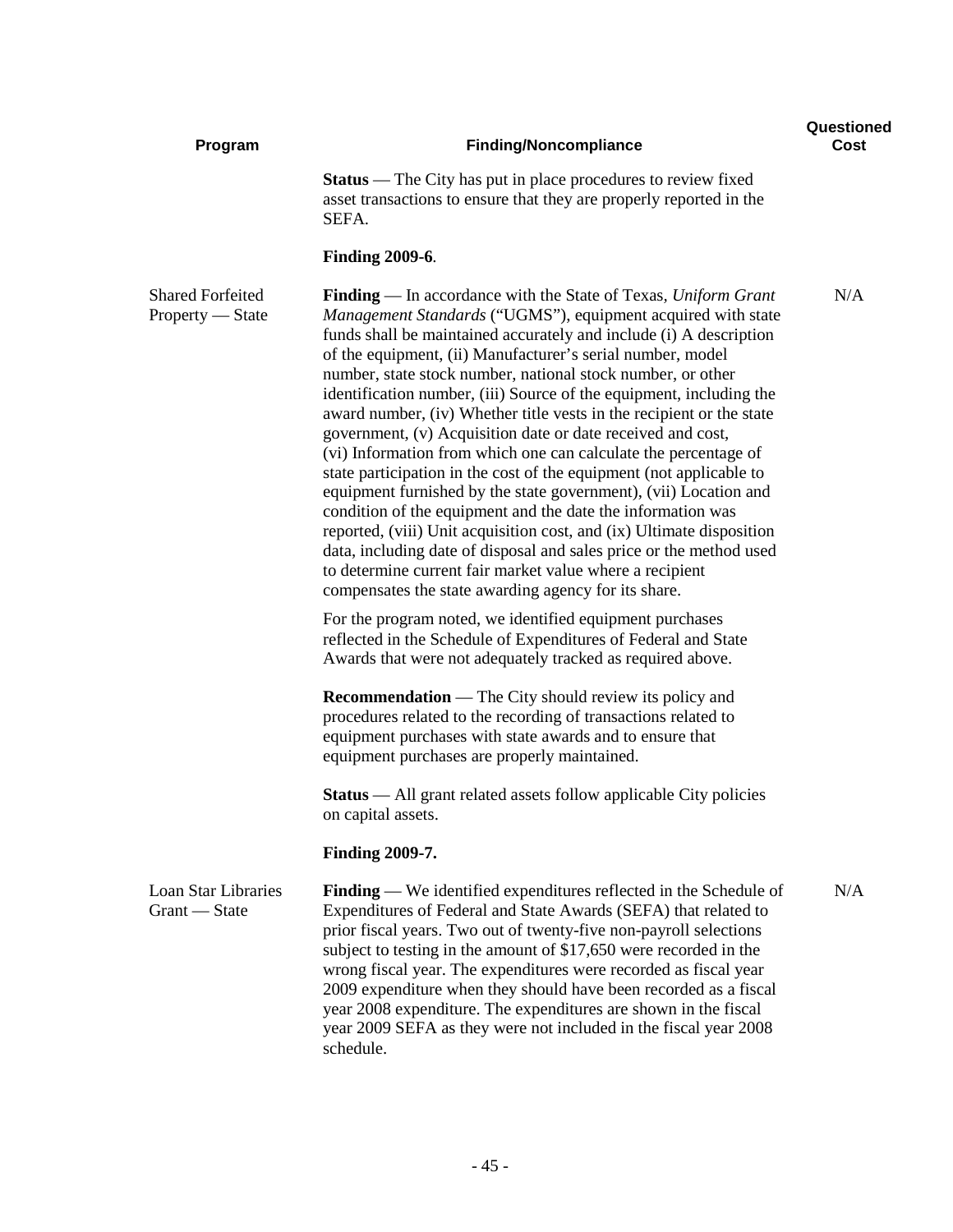| Program | Finding/Noncompliance | Questioned Cost |
|---|---|---|
| | **Status** — The City has put in place procedures to review fixed asset transactions to ensure that they are properly reported in the SEFA. | |
| | **Finding 2009-6**. | |
| Shared Forfeited Property — State | **Finding** — In accordance with the State of Texas, *Uniform Grant Management Standards* ("UGMS"), equipment acquired with state funds shall be maintained accurately and include (i) A description of the equipment, (ii) Manufacturer's serial number, model number, state stock number, national stock number, or other identification number, (iii) Source of the equipment, including the award number, (iv) Whether title vests in the recipient or the state government, (v) Acquisition date or date received and cost, (vi) Information from which one can calculate the percentage of state participation in the cost of the equipment (not applicable to equipment furnished by the state government), (vii) Location and condition of the equipment and the date the information was reported, (viii) Unit acquisition cost, and (ix) Ultimate disposition data, including date of disposal and sales price or the method used to determine current fair market value where a recipient compensates the state awarding agency for its share.<br><br>For the program noted, we identified equipment purchases reflected in the Schedule of Expenditures of Federal and State Awards that were not adequately tracked as required above.<br><br>**Recommendation** — The City should review its policy and procedures related to the recording of transactions related to equipment purchases with state awards and to ensure that equipment purchases are properly maintained.<br><br>**Status** — All grant related assets follow applicable City policies on capital assets. | N/A |
| | **Finding 2009-7.** | |
| Loan Star Libraries Grant — State | **Finding** — We identified expenditures reflected in the Schedule of Expenditures of Federal and State Awards (SEFA) that related to prior fiscal years. Two out of twenty-five non-payroll selections subject to testing in the amount of $17,650 were recorded in the wrong fiscal year. The expenditures were recorded as fiscal year 2009 expenditure when they should have been recorded as a fiscal year 2008 expenditure. The expenditures are shown in the fiscal year 2009 SEFA as they were not included in the fiscal year 2008 schedule. | N/A |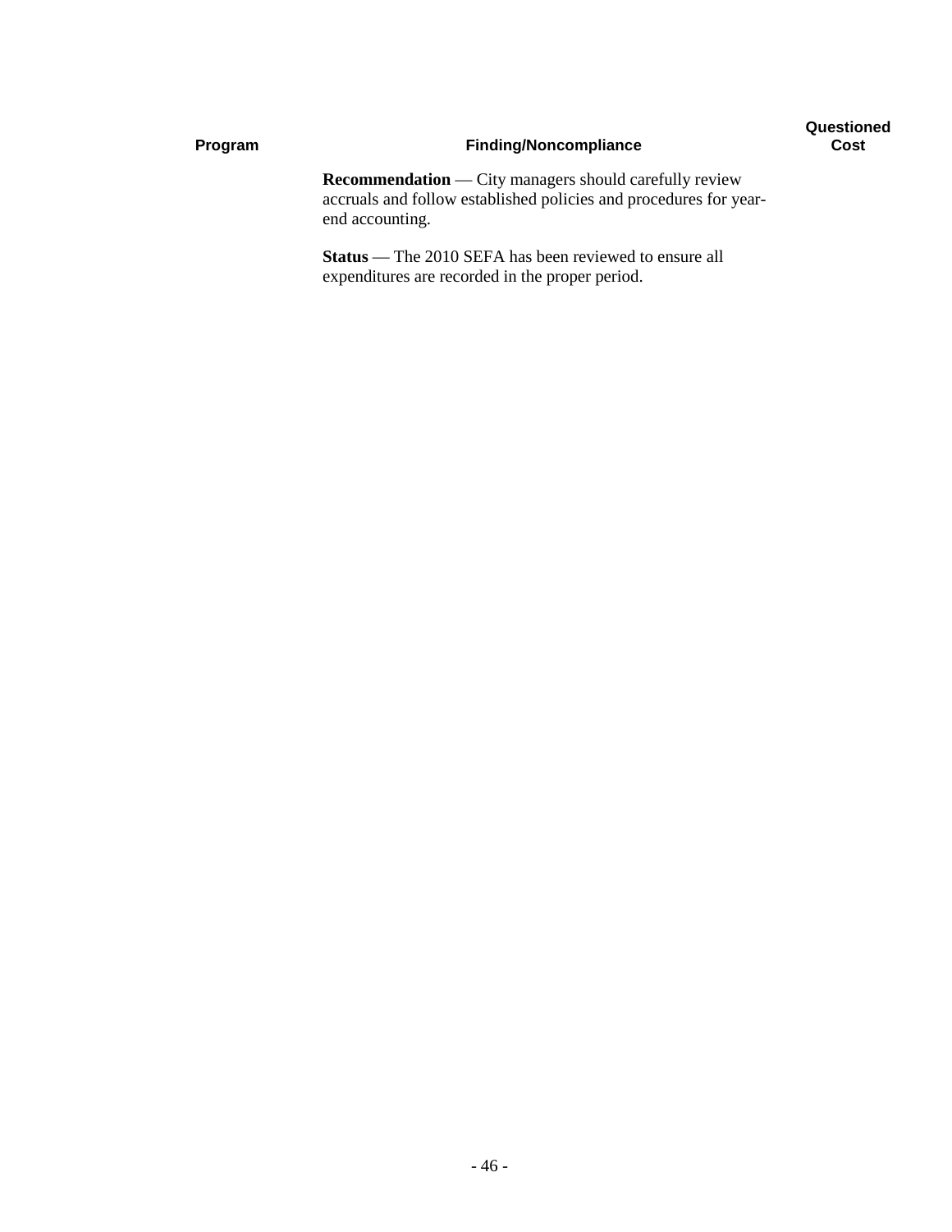| Program | Finding/Noncompliance | Questioned Cost |
|---|---|---|
| | **Recommendation** — City managers should carefully review accruals and follow established policies and procedures for year-end accounting. | |
| | **Status** — The 2010 SEFA has been reviewed to ensure all expenditures are recorded in the proper period. | |